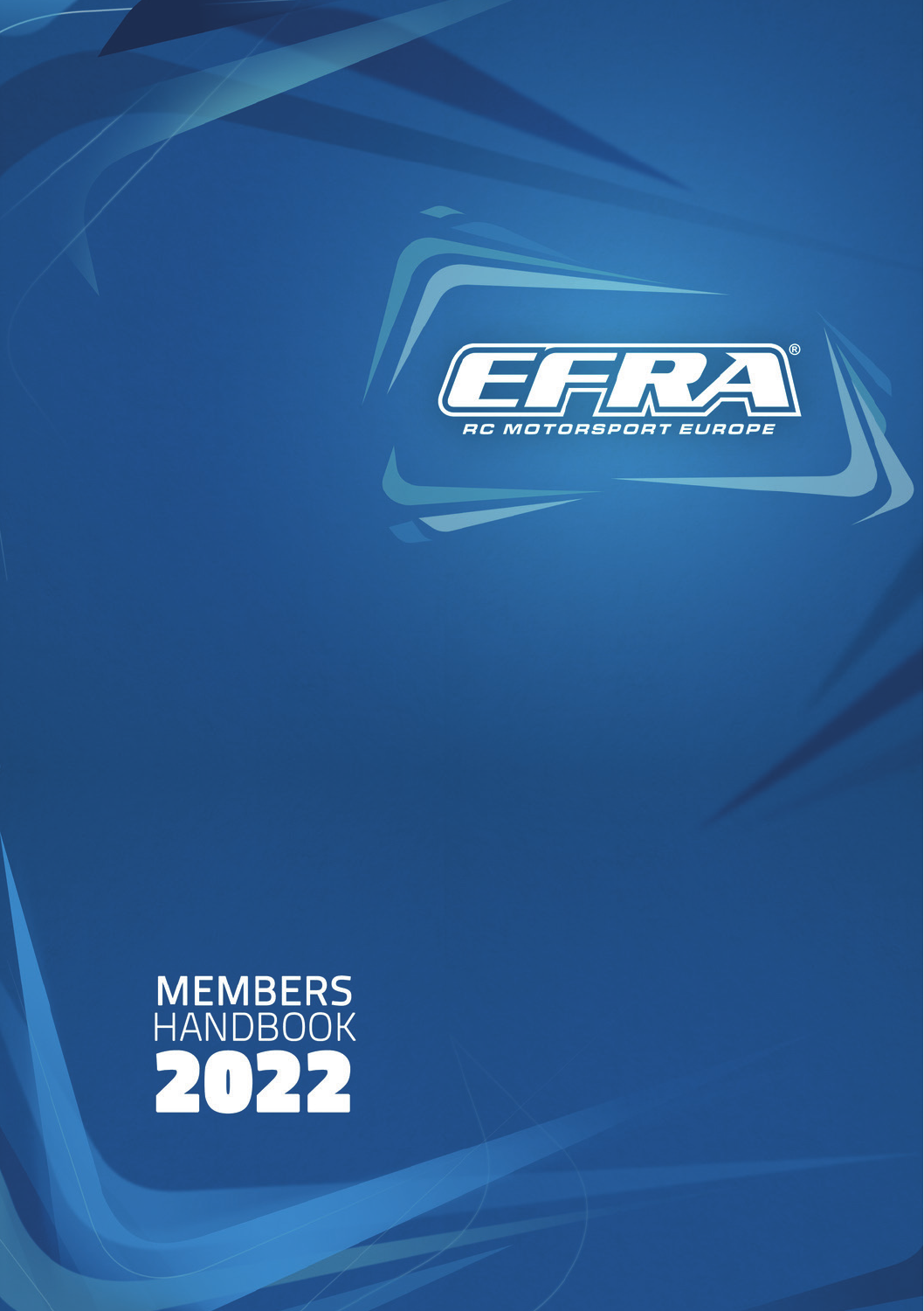EFRA®

RC MOTORSPORT EUROPE

# MEMBERS HANDBOOK 2022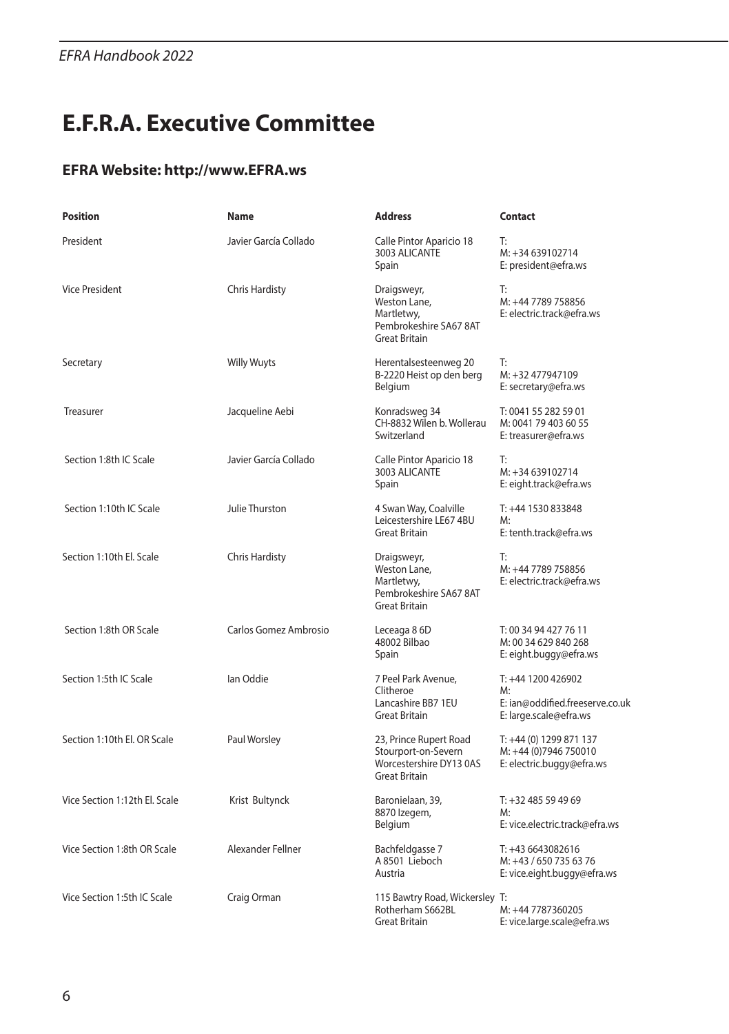// EFRA Handbook 2022 header omitted

# E.F.R.A. Executive Committee

## EFRA Website: http://www.EFRA.ws

| Position | Name | Address | Contact |
| --- | --- | --- | --- |
| President | Javier García Collado | Calle Pintor Aparicio 18<br>3003 ALICANTE<br>Spain | T:<br>M: +34 639102714<br>E: president@efra.ws |
| Vice President | Chris Hardisty | Draigsweyr,<br>Weston Lane,<br>Martletwy,<br>Pembrokeshire SA67 8AT<br>Great Britain | T:<br>M: +44 7789 758856<br>E: electric.track@efra.ws |
| Secretary | Willy Wuyts | Herentalsesteenweg 20<br>B-2220 Heist op den berg<br>Belgium | T:<br>M: +32 477947109<br>E: secretary@efra.ws |
| Treasurer | Jacqueline Aebi | Konradsweg 34<br>CH-8832 Wilen b. Wollerau<br>Switzerland | T: 0041 55 282 59 01<br>M: 0041 79 403 60 55<br>E: treasurer@efra.ws |
| Section 1:8th IC Scale | Javier García Collado | Calle Pintor Aparicio 18<br>3003 ALICANTE<br>Spain | T:<br>M: +34 639102714<br>E: eight.track@efra.ws |
| Section 1:10th IC Scale | Julie Thurston | 4 Swan Way, Coalville<br>Leicestershire LE67 4BU<br>Great Britain | T: +44 1530 833848<br>M:<br>E: tenth.track@efra.ws |
| Section 1:10th El. Scale | Chris Hardisty | Draigsweyr,<br>Weston Lane,<br>Martletwy,<br>Pembrokeshire SA67 8AT<br>Great Britain | T:<br>M: +44 7789 758856<br>E: electric.track@efra.ws |
| Section 1:8th OR Scale | Carlos Gomez Ambrosio | Leceaga 8 6D<br>48002 Bilbao<br>Spain | T: 00 34 94 427 76 11<br>M: 00 34 629 840 268<br>E: eight.buggy@efra.ws |
| Section 1:5th IC Scale | Ian Oddie | 7 Peel Park Avenue,<br>Clitheroe<br>Lancashire BB7 1EU<br>Great Britain | T: +44 1200 426902<br>M:<br>E: ian@oddified.freeserve.co.uk<br>E: large.scale@efra.ws |
| Section 1:10th El. OR Scale | Paul Worsley | 23, Prince Rupert Road<br>Stourport-on-Severn<br>Worcestershire DY13 0AS<br>Great Britain | T: +44 (0) 1299 871 137<br>M: +44 (0)7946 750010<br>E: electric.buggy@efra.ws |
| Vice Section 1:12th El. Scale | Krist Bultynck | Baronielaan, 39,<br>8870 Izegem,<br>Belgium | T: +32 485 59 49 69<br>M:<br>E: vice.electric.track@efra.ws |
| Vice Section 1:8th OR Scale | Alexander Fellner | Bachfeldgasse 7<br>A 8501 Lieboch<br>Austria | T: +43 6643082616<br>M: +43 / 650 735 63 76<br>E: vice.eight.buggy@efra.ws |
| Vice Section 1:5th IC Scale | Craig Orman | 115 Bawtry Road, Wickersley<br>Rotherham S662BL<br>Great Britain | T:<br>M: +44 7787360205<br>E: vice.large.scale@efra.ws |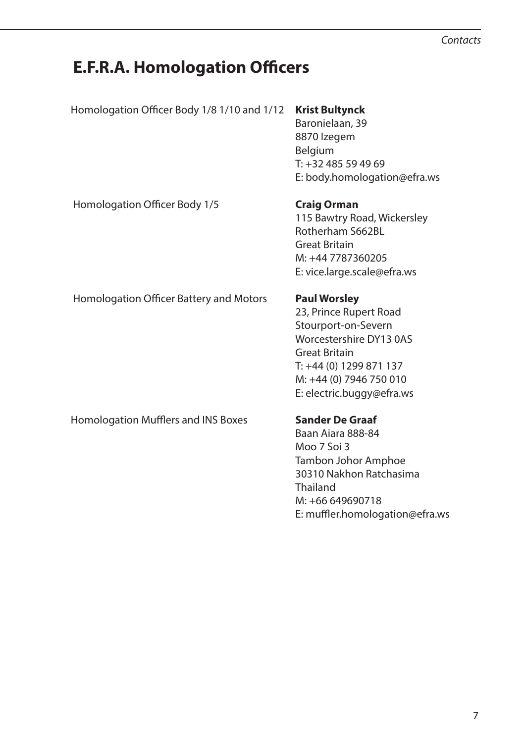# E.F.R.A. Homologation Officers

Homologation Officer Body 1/8 1/10 and 1/12

**Krist Bultynck**
Baronielaan, 39
8870 Izegem
Belgium
T: +32 485 59 49 69
E: body.homologation@efra.ws

Homologation Officer Body 1/5

**Craig Orman**
115 Bawtry Road, Wickersley
Rotherham S662BL
Great Britain
M: +44 7787360205
E: vice.large.scale@efra.ws

Homologation Officer Battery and Motors

**Paul Worsley**
23, Prince Rupert Road
Stourport-on-Severn
Worcestershire DY13 0AS
Great Britain
T: +44 (0) 1299 871 137
M: +44 (0) 7946 750 010
E: electric.buggy@efra.ws

Homologation Mufflers and INS Boxes

**Sander De Graaf**
Baan Aiara 888-84
Moo 7 Soi 3
Tambon Johor Amphoe
30310 Nakhon Ratchasima
Thailand
M: +66 649690718
E: muffler.homologation@efra.ws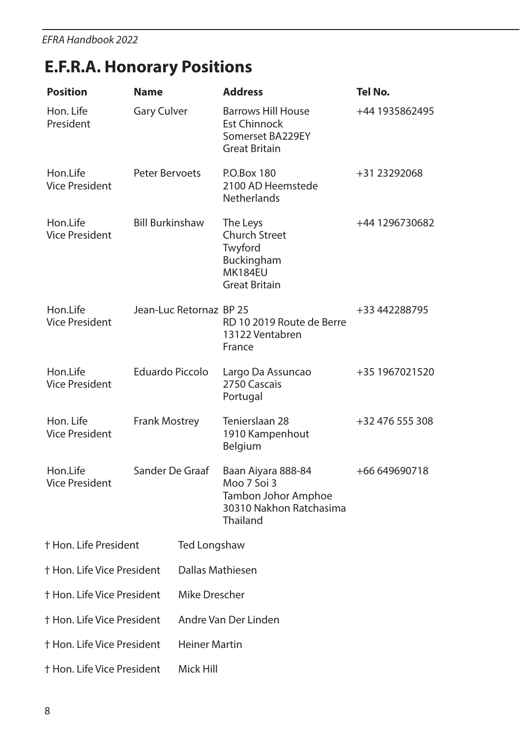# E.F.R.A. Honorary Positions

| Position | Name | Address | Tel No. |
| --- | --- | --- | --- |
| Hon. Life President | Gary Culver | Barrows Hill House<br>Est Chinnock<br>Somerset BA229EY<br>Great Britain | +44 1935862495 |
| Hon.Life Vice President | Peter Bervoets | P.O.Box 180<br>2100 AD Heemstede<br>Netherlands | +31 23292068 |
| Hon.Life Vice President | Bill Burkinshaw | The Leys<br>Church Street<br>Twyford<br>Buckingham<br>MK184EU<br>Great Britain | +44 1296730682 |
| Hon.Life Vice President | Jean-Luc Retornaz | BP 25<br>RD 10 2019 Route de Berre<br>13122 Ventabren<br>France | +33 442288795 |
| Hon.Life Vice President | Eduardo Piccolo | Largo Da Assuncao<br>2750 Cascais<br>Portugal | +35 1967021520 |
| Hon. Life Vice President | Frank Mostrey | Tenierslaan 28<br>1910 Kampenhout<br>Belgium | +32 476 555 308 |
| Hon.Life Vice President | Sander De Graaf | Baan Aiyara 888-84<br>Moo 7 Soi 3<br>Tambon Johor Amphoe<br>30310 Nakhon Ratchasima<br>Thailand | +66 649690718 |

† Hon. Life President — Ted Longshaw

† Hon. Life Vice President — Dallas Mathiesen

† Hon. Life Vice President — Mike Drescher

† Hon. Life Vice President — Andre Van Der Linden

† Hon. Life Vice President — Heiner Martin

† Hon. Life Vice President — Mick Hill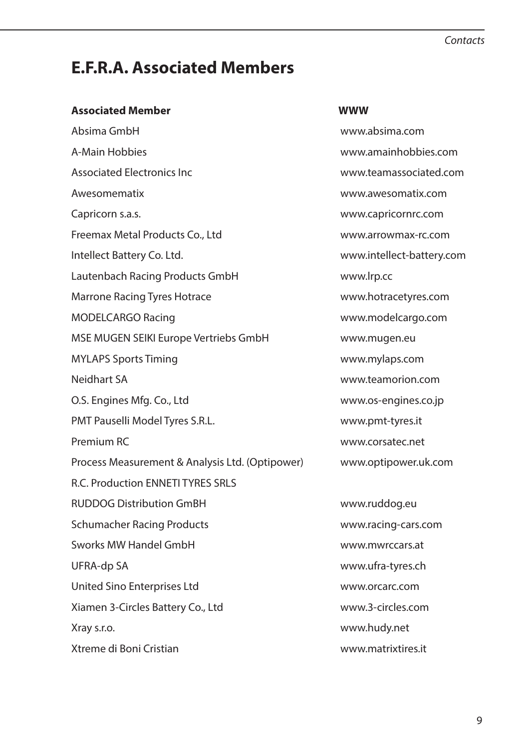# E.F.R.A. Associated Members

| Associated Member | WWW |
|---|---|
| Absima GmbH | www.absima.com |
| A-Main Hobbies | www.amainhobbies.com |
| Associated Electronics Inc | www.teamassociated.com |
| Awesomematix | www.awesomatix.com |
| Capricorn s.a.s. | www.capricornrc.com |
| Freemax Metal Products Co., Ltd | www.arrowmax-rc.com |
| Intellect Battery Co. Ltd. | www.intellect-battery.com |
| Lautenbach Racing Products GmbH | www.lrp.cc |
| Marrone Racing Tyres Hotrace | www.hotracetyres.com |
| MODELCARGO Racing | www.modelcargo.com |
| MSE MUGEN SEIKI Europe Vertriebs GmbH | www.mugen.eu |
| MYLAPS Sports Timing | www.mylaps.com |
| Neidhart SA | www.teamorion.com |
| O.S. Engines Mfg. Co., Ltd | www.os-engines.co.jp |
| PMT Pauselli Model Tyres S.R.L. | www.pmt-tyres.it |
| Premium RC | www.corsatec.net |
| Process Measurement & Analysis Ltd. (Optipower) | www.optipower.uk.com |
| R.C. Production ENNETI TYRES SRLS | |
| RUDDOG Distribution GmBH | www.ruddog.eu |
| Schumacher Racing Products | www.racing-cars.com |
| Sworks MW Handel GmbH | www.mwrccars.at |
| UFRA-dp SA | www.ufra-tyres.ch |
| United Sino Enterprises Ltd | www.orcarc.com |
| Xiamen 3-Circles Battery Co., Ltd | www.3-circles.com |
| Xray s.r.o. | www.hudy.net |
| Xtreme di Boni Cristian | www.matrixtires.it |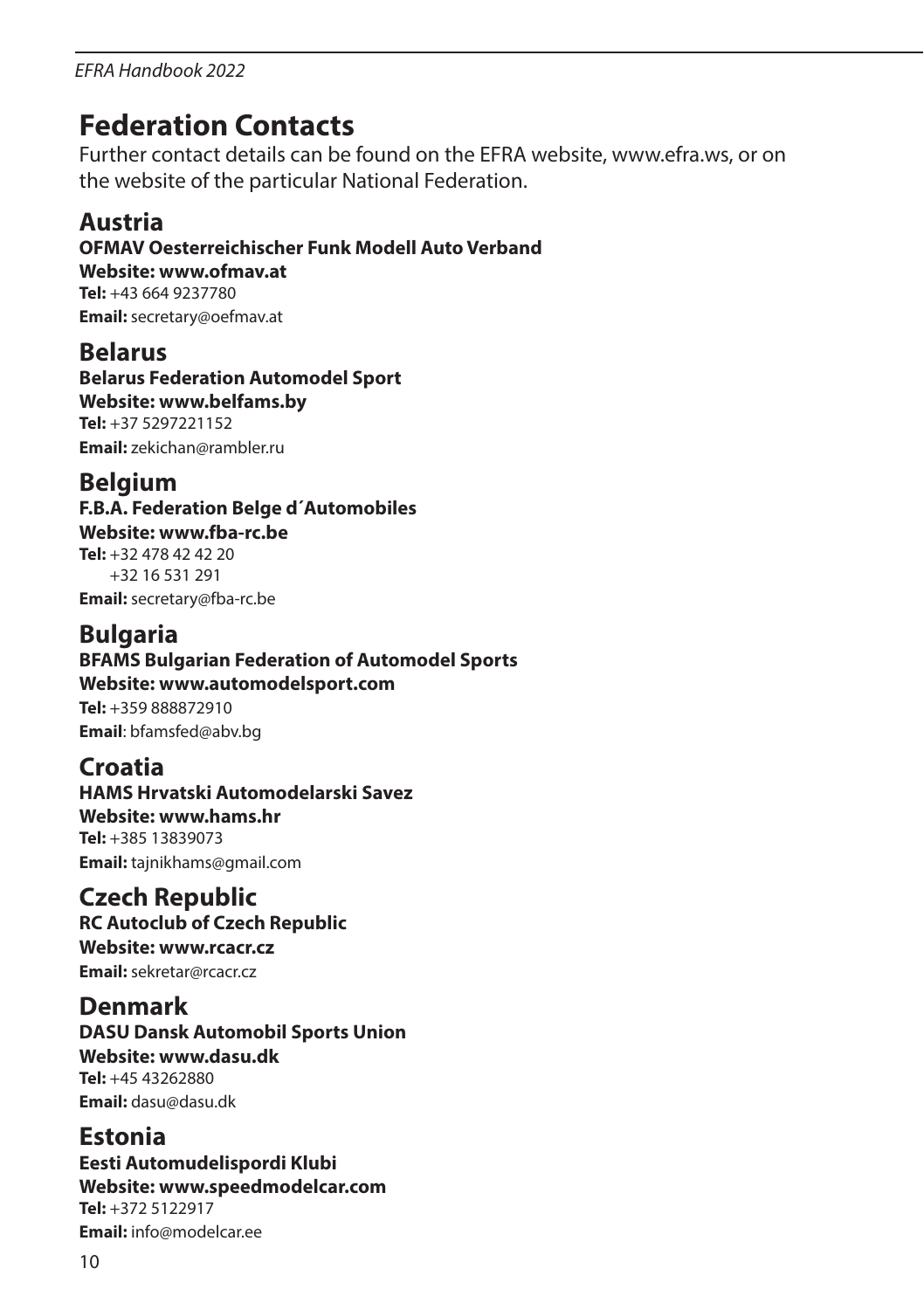# Federation Contacts

Further contact details can be found on the EFRA website, www.efra.ws, or on the website of the particular National Federation.

## Austria

**OFMAV Oesterreichischer Funk Modell Auto Verband**
**Website: www.ofmav.at**
**Tel:** +43 664 9237780
**Email:** secretary@oefmav.at

## Belarus

**Belarus Federation Automodel Sport**
**Website: www.belfams.by**
**Tel:** +37 5297221152
**Email:** zekichan@rambler.ru

## Belgium

**F.B.A. Federation Belge d´Automobiles**
**Website: www.fba-rc.be**
**Tel:** +32 478 42 42 20
+32 16 531 291
**Email:** secretary@fba-rc.be

## Bulgaria

**BFAMS Bulgarian Federation of Automodel Sports**
**Website: www.automodelsport.com**
**Tel:** +359 888872910
**Email**: bfamsfed@abv.bg

## Croatia

**HAMS Hrvatski Automodelarski Savez**
**Website: www.hams.hr**
**Tel:** +385 13839073
**Email:** tajnikhams@gmail.com

## Czech Republic

**RC Autoclub of Czech Republic**
**Website: www.rcacr.cz**
**Email:** sekretar@rcacr.cz

## Denmark

**DASU Dansk Automobil Sports Union**
**Website: www.dasu.dk**
**Tel:** +45 43262880
**Email:** dasu@dasu.dk

## Estonia

**Eesti Automudelispordi Klubi**
**Website: www.speedmodelcar.com**
**Tel:** +372 5122917
**Email:** info@modelcar.ee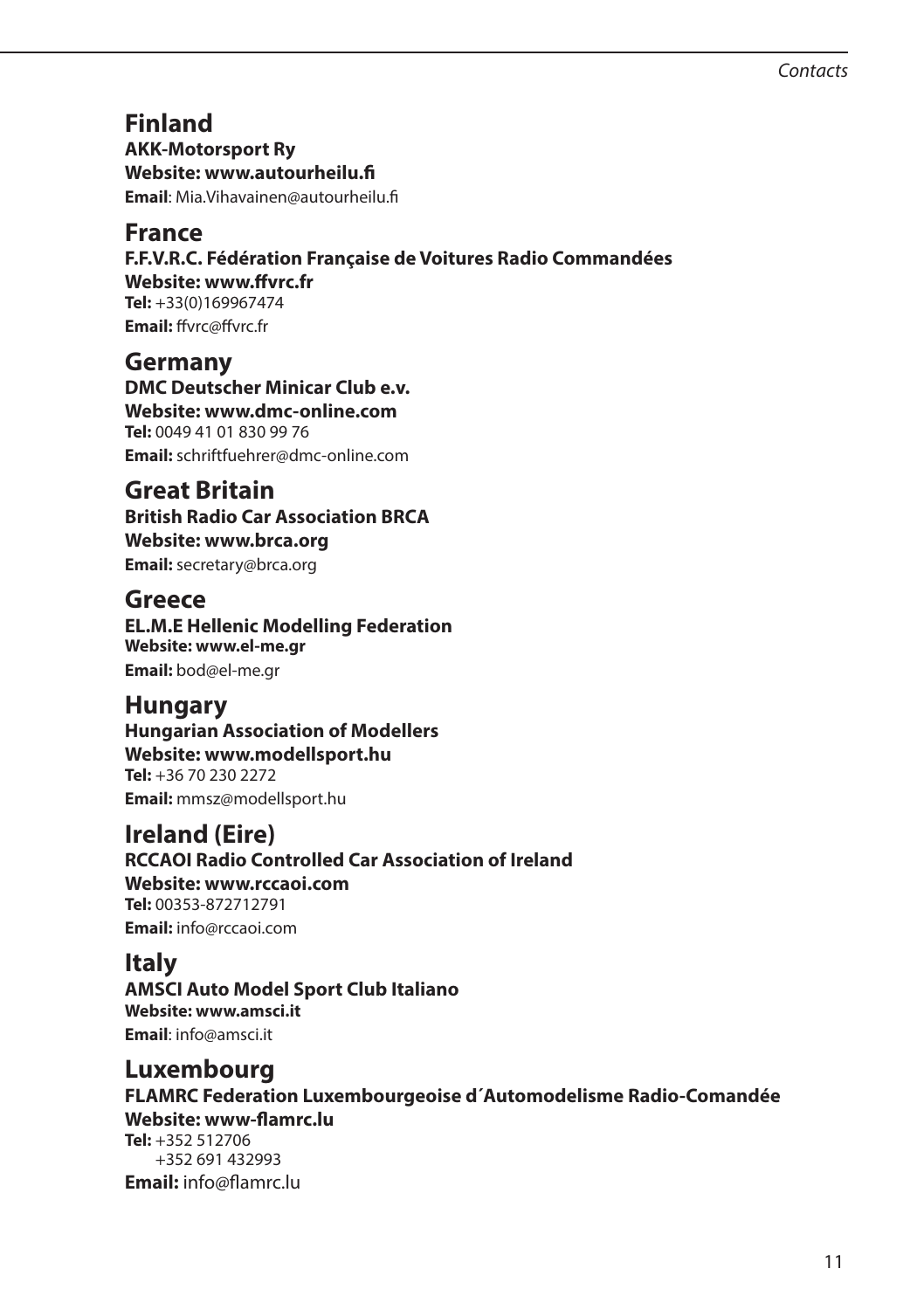## Finland

**AKK-Motorsport Ry**
**Website: www.autourheilu.fi**
**Email**: Mia.Vihavainen@autourheilu.fi

## France

**F.F.V.R.C. Fédération Française de Voitures Radio Commandées**
**Website: www.ffvrc.fr**
**Tel:** +33(0)169967474
**Email:** ffvrc@ffvrc.fr

## Germany

**DMC Deutscher Minicar Club e.v.**
**Website: www.dmc-online.com**
**Tel:** 0049 41 01 830 99 76
**Email:** schriftfuehrer@dmc-online.com

## Great Britain

**British Radio Car Association BRCA**
**Website: www.brca.org**
**Email:** secretary@brca.org

## Greece

**EL.M.E Hellenic Modelling Federation**
**Website: www.el-me.gr**
**Email:** bod@el-me.gr

## Hungary

**Hungarian Association of Modellers**
**Website: www.modellsport.hu**
**Tel:** +36 70 230 2272
**Email:** mmsz@modellsport.hu

## Ireland (Eire)

**RCCAOI Radio Controlled Car Association of Ireland**
**Website: www.rccaoi.com**
**Tel:** 00353-872712791
**Email:** info@rccaoi.com

## Italy

**AMSCI Auto Model Sport Club Italiano**
**Website: www.amsci.it**
**Email**: info@amsci.it

## Luxembourg

**FLAMRC Federation Luxembourgeoise d´Automodelisme Radio-Comandée**
**Website: www-flamrc.lu**
**Tel:** +352 512706
+352 691 432993
**Email:** info@flamrc.lu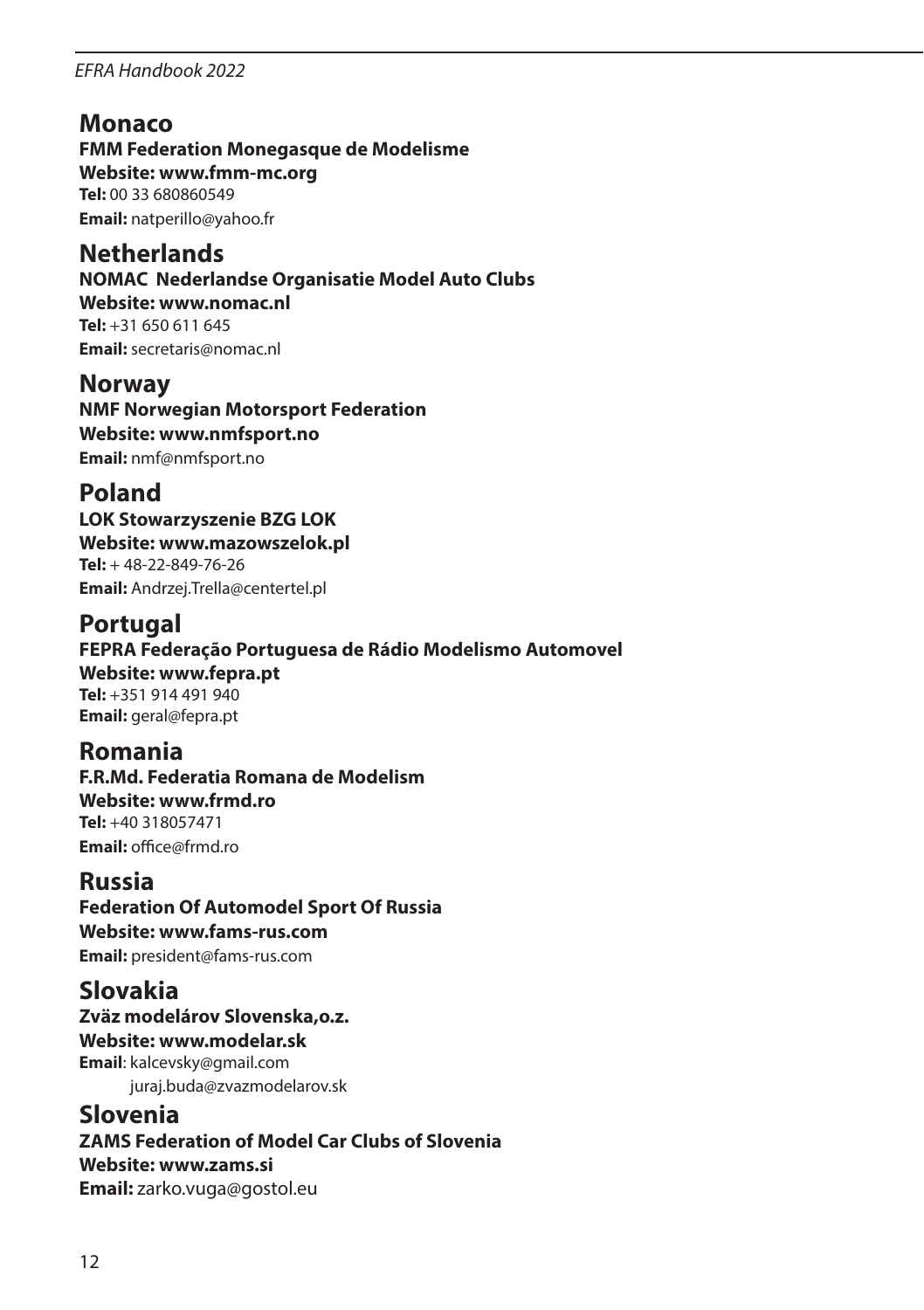## Monaco

**FMM Federation Monegasque de Modelisme**
**Website: www.fmm-mc.org**
**Tel:** 00 33 680860549
**Email:** natperillo@yahoo.fr

## Netherlands

**NOMAC Nederlandse Organisatie Model Auto Clubs**
**Website: www.nomac.nl**
**Tel:** +31 650 611 645
**Email:** secretaris@nomac.nl

## Norway

**NMF Norwegian Motorsport Federation**
**Website: www.nmfsport.no**
**Email:** nmf@nmfsport.no

## Poland

**LOK Stowarzyszenie BZG LOK**
**Website: www.mazowszelok.pl**
**Tel:** + 48-22-849-76-26
**Email:** Andrzej.Trella@centertel.pl

## Portugal

**FEPRA Federação Portuguesa de Rádio Modelismo Automovel**
**Website: www.fepra.pt**
**Tel:** +351 914 491 940
**Email:** geral@fepra.pt

## Romania

**F.R.Md. Federatia Romana de Modelism**
**Website: www.frmd.ro**
**Tel:** +40 318057471
**Email:** office@frmd.ro

## Russia

**Federation Of Automodel Sport Of Russia**
**Website: www.fams-rus.com**
**Email:** president@fams-rus.com

## Slovakia

**Zväz modelárov Slovenska,o.z.**
**Website: www.modelar.sk**
**Email**: kalcevsky@gmail.com
juraj.buda@zvazmodelarov.sk

## Slovenia

**ZAMS Federation of Model Car Clubs of Slovenia**
**Website: www.zams.si**
**Email:** zarko.vuga@gostol.eu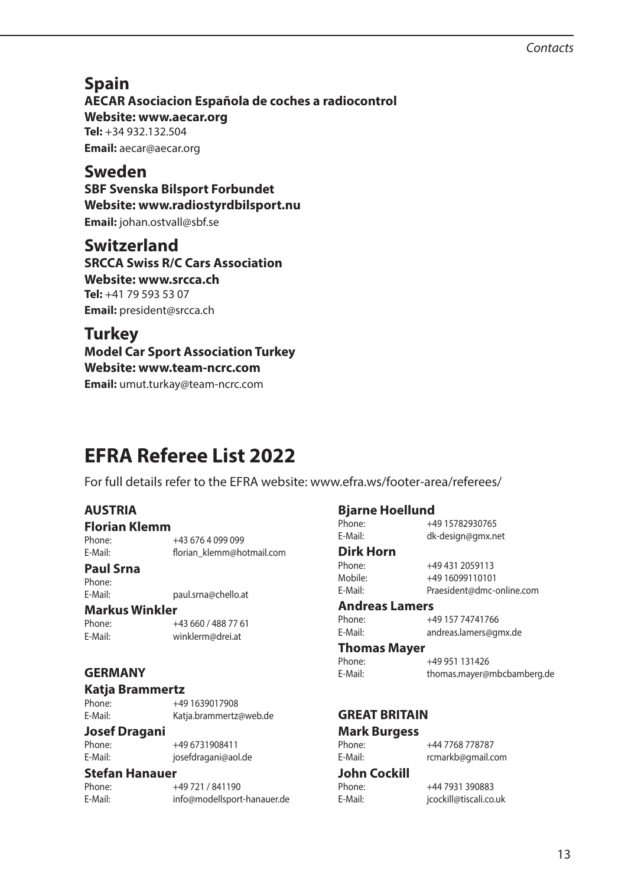## Spain

**AECAR Asociacion Española de coches a radiocontrol**
**Website: www.aecar.org**
**Tel:** +34 932.132.504
**Email:** aecar@aecar.org

## Sweden

**SBF Svenska Bilsport Forbundet**
**Website: www.radiostyrdbilsport.nu**
**Email:** johan.ostvall@sbf.se

## Switzerland

**SRCCA Swiss R/C Cars Association**
**Website: www.srcca.ch**
**Tel:** +41 79 593 53 07
**Email:** president@srcca.ch

## Turkey

**Model Car Sport Association Turkey**
**Website: www.team-ncrc.com**
**Email:** umut.turkay@team-ncrc.com

# EFRA Referee List 2022

For full details refer to the EFRA website: www.efra.ws/footer-area/referees/

### AUSTRIA

**Florian Klemm**
Phone: +43 676 4 099 099
E-Mail: florian_klemm@hotmail.com

**Paul Srna**
Phone:
E-Mail: paul.srna@chello.at

**Markus Winkler**
Phone: +43 660 / 488 77 61
E-Mail: winklerm@drei.at

### GERMANY

**Katja Brammertz**
Phone: +49 1639017908
E-Mail: Katja.brammertz@web.de

**Josef Dragani**
Phone: +49 6731908411
E-Mail: josefdragani@aol.de

**Stefan Hanauer**
Phone: +49 721 / 841190
E-Mail: info@modellsport-hanauer.de

**Bjarne Hoellund**
Phone: +49 15782930765
E-Mail: dk-design@gmx.net

**Dirk Horn**
Phone: +49 431 2059113
Mobile: +49 16099110101
E-Mail: Praesident@dmc-online.com

**Andreas Lamers**
Phone: +49 157 74741766
E-Mail: andreas.lamers@gmx.de

**Thomas Mayer**
Phone: +49 951 131426
E-Mail: thomas.mayer@mbcbamberg.de

### GREAT BRITAIN

**Mark Burgess**
Phone: +44 7768 778787
E-Mail: rcmarkb@gmail.com

**John Cockill**
Phone: +44 7931 390883
E-Mail: jcockill@tiscali.co.uk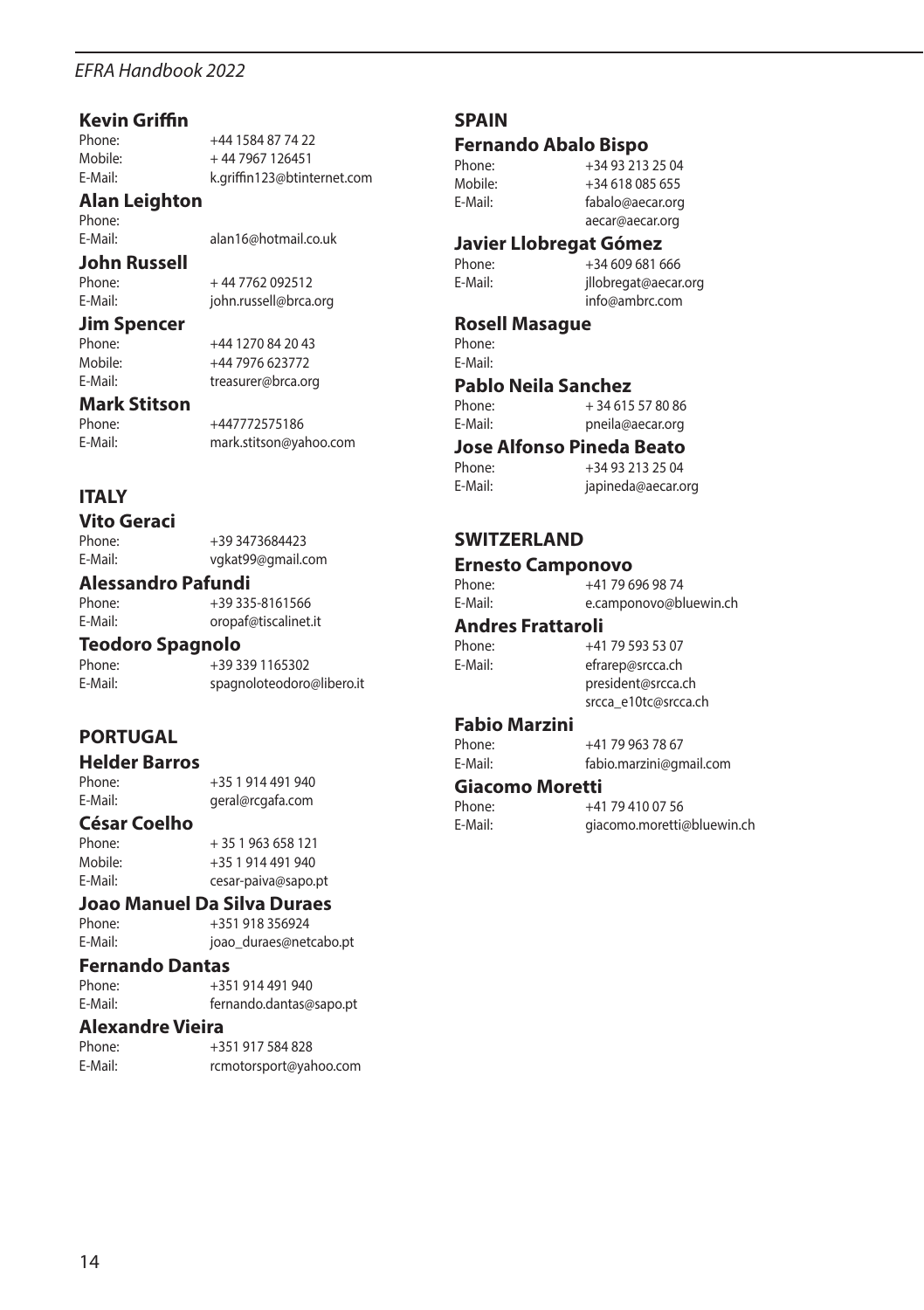### Kevin Griffin

Phone: +44 1584 87 74 22
Mobile: + 44 7967 126451
E-Mail: k.griffin123@btinternet.com

### Alan Leighton

Phone:
E-Mail: alan16@hotmail.co.uk

### John Russell

Phone: + 44 7762 092512
E-Mail: john.russell@brca.org

### Jim Spencer

Phone: +44 1270 84 20 43
Mobile: +44 7976 623772
E-Mail: treasurer@brca.org

### Mark Stitson

Phone: +447772575186
E-Mail: mark.stitson@yahoo.com

## ITALY

### Vito Geraci

Phone: +39 3473684423
E-Mail: vgkat99@gmail.com

### Alessandro Pafundi

Phone: +39 335-8161566
E-Mail: oropaf@tiscalinet.it

### Teodoro Spagnolo

Phone: +39 339 1165302
E-Mail: spagnoloteodoro@libero.it

## PORTUGAL

### Helder Barros

Phone: +35 1 914 491 940
E-Mail: geral@rcgafa.com

### César Coelho

Phone: + 35 1 963 658 121
Mobile: +35 1 914 491 940
E-Mail: cesar-paiva@sapo.pt

### Joao Manuel Da Silva Duraes

Phone: +351 918 356924
E-Mail: joao_duraes@netcabo.pt

### Fernando Dantas

Phone: +351 914 491 940
E-Mail: fernando.dantas@sapo.pt

### Alexandre Vieira

Phone: +351 917 584 828
E-Mail: rcmotorsport@yahoo.com

## SPAIN

### Fernando Abalo Bispo

Phone: +34 93 213 25 04
Mobile: +34 618 085 655
E-Mail: fabalo@aecar.org
aecar@aecar.org

### Javier Llobregat Gómez

Phone: +34 609 681 666
E-Mail: jllobregat@aecar.org
info@ambrc.com

### Rosell Masague

Phone:
E-Mail:

### Pablo Neila Sanchez

Phone: + 34 615 57 80 86
E-Mail: pneila@aecar.org

### Jose Alfonso Pineda Beato

Phone: +34 93 213 25 04
E-Mail: japineda@aecar.org

## SWITZERLAND

### Ernesto Camponovo

Phone: +41 79 696 98 74
E-Mail: e.camponovo@bluewin.ch

### Andres Frattaroli

Phone: +41 79 593 53 07
E-Mail: efrarep@srcca.ch
president@srcca.ch
srcca_e10tc@srcca.ch

### Fabio Marzini

Phone: +41 79 963 78 67
E-Mail: fabio.marzini@gmail.com

### Giacomo Moretti

Phone: +41 79 410 07 56
E-Mail: giacomo.moretti@bluewin.ch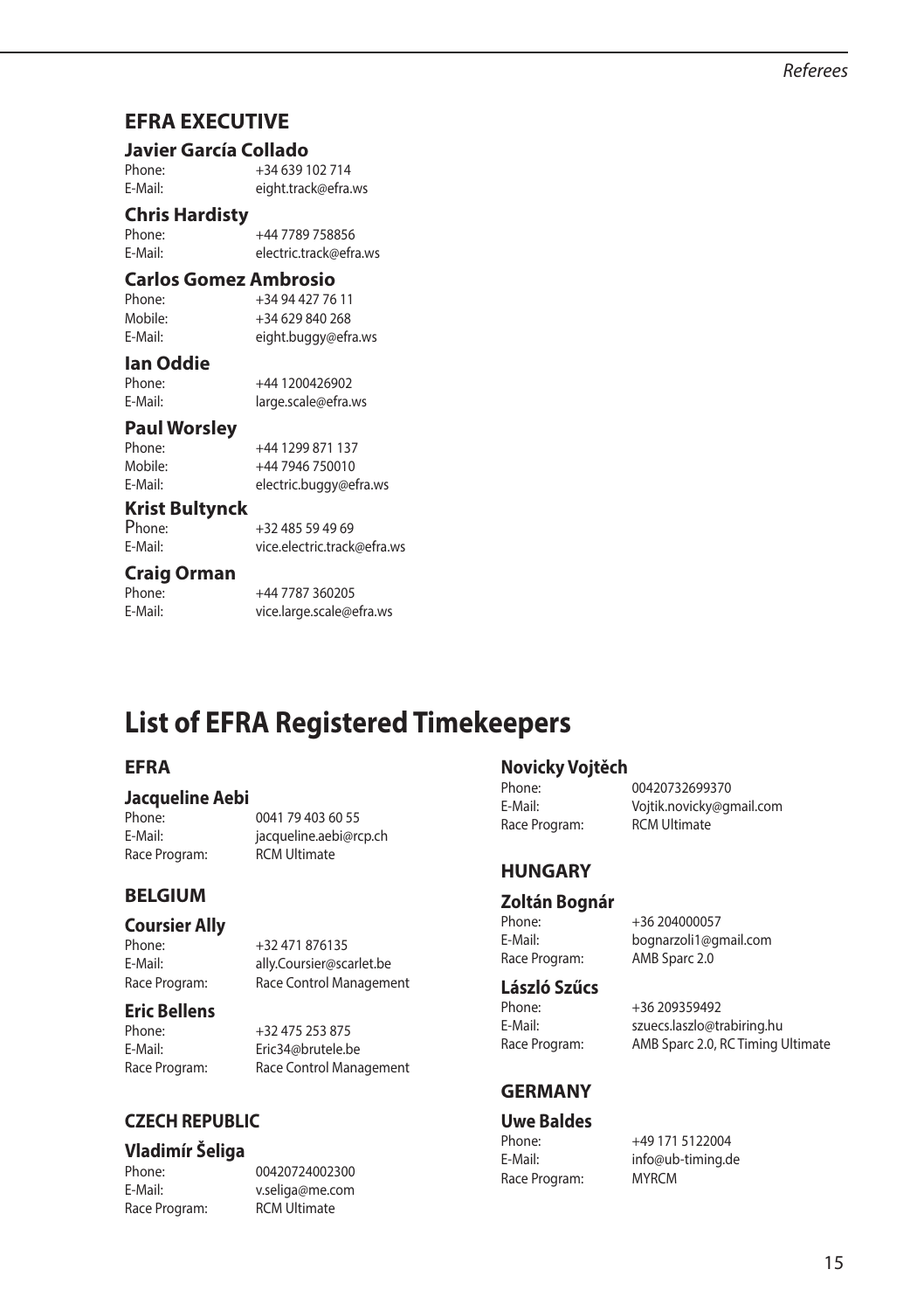## EFRA EXECUTIVE

### Javier García Collado

Phone: +34 639 102 714
E-Mail: eight.track@efra.ws

### Chris Hardisty

Phone: +44 7789 758856
E-Mail: electric.track@efra.ws

### Carlos Gomez Ambrosio

Phone: +34 94 427 76 11
Mobile: +34 629 840 268
E-Mail: eight.buggy@efra.ws

### Ian Oddie

Phone: +44 1200426902
E-Mail: large.scale@efra.ws

### Paul Worsley

Phone: +44 1299 871 137
Mobile: +44 7946 750010
E-Mail: electric.buggy@efra.ws

### Krist Bultynck

Phone: +32 485 59 49 69
E-Mail: vice.electric.track@efra.ws

### Craig Orman

Phone: +44 7787 360205
E-Mail: vice.large.scale@efra.ws

# List of EFRA Registered Timekeepers

## EFRA

### Jacqueline Aebi

Phone: 0041 79 403 60 55
E-Mail: jacqueline.aebi@rcp.ch
Race Program: RCM Ultimate

## BELGIUM

### Coursier Ally

Phone: +32 471 876135
E-Mail: ally.Coursier@scarlet.be
Race Program: Race Control Management

### Eric Bellens

Phone: +32 475 253 875
E-Mail: Eric34@brutele.be
Race Program: Race Control Management

## CZECH REPUBLIC

### Vladimír Šeliga

Phone: 00420724002300
E-Mail: v.seliga@me.com
Race Program: RCM Ultimate

### Novicky Vojtěch

Phone: 00420732699370
E-Mail: Vojtik.novicky@gmail.com
Race Program: RCM Ultimate

## HUNGARY

### Zoltán Bognár

Phone: +36 204000057
E-Mail: bognarzoli1@gmail.com
Race Program: AMB Sparc 2.0

### László Szűcs

Phone: +36 209359492
E-Mail: szuecs.laszlo@trabiring.hu
Race Program: AMB Sparc 2.0, RC Timing Ultimate

## GERMANY

### Uwe Baldes

Phone: +49 171 5122004
E-Mail: info@ub-timing.de
Race Program: MYRCM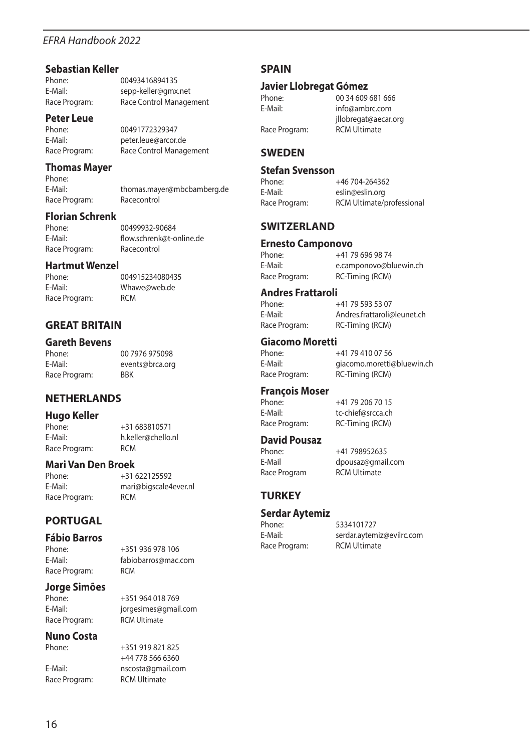### Sebastian Keller

Phone: 00493416894135
E-Mail: sepp-keller@gmx.net
Race Program: Race Control Management

### Peter Leue

Phone: 00491772329347
E-Mail: peter.leue@arcor.de
Race Program: Race Control Management

### Thomas Mayer

Phone:
E-Mail: thomas.mayer@mbcbamberg.de
Race Program: Racecontrol

### Florian Schrenk

Phone: 00499932-90684
E-Mail: flow.schrenk@t-online.de
Race Program: Racecontrol

### Hartmut Wenzel

Phone: 004915234080435
E-Mail: Whawe@web.de
Race Program: RCM

## GREAT BRITAIN

### Gareth Bevens

Phone: 00 7976 975098
E-Mail: events@brca.org
Race Program: BBK

## NETHERLANDS

### Hugo Keller

Phone: +31 683810571
E-Mail: h.keller@chello.nl
Race Program: RCM

### Mari Van Den Broek

Phone: +31 622125592
E-Mail: mari@bigscale4ever.nl
Race Program: RCM

## PORTUGAL

### Fábio Barros

Phone: +351 936 978 106
E-Mail: fabiobarros@mac.com
Race Program: RCM

### Jorge Simões

Phone: +351 964 018 769
E-Mail: jorgesimes@gmail.com
Race Program: RCM Ultimate

### Nuno Costa

Phone: +351 919 821 825
+44 778 566 6360
E-Mail: nscosta@gmail.com
Race Program: RCM Ultimate

## SPAIN

### Javier Llobregat Gómez

Phone: 00 34 609 681 666
E-Mail: info@ambrc.com
jllobregat@aecar.org
Race Program: RCM Ultimate

## SWEDEN

### Stefan Svensson

Phone: +46 704-264362
E-Mail: eslin@eslin.org
Race Program: RCM Ultimate/professional

## SWITZERLAND

### Ernesto Camponovo

Phone: +41 79 696 98 74
E-Mail: e.camponovo@bluewin.ch
Race Program: RC-Timing (RCM)

### Andres Frattaroli

Phone: +41 79 593 53 07
E-Mail: Andres.frattaroli@leunet.ch
Race Program: RC-Timing (RCM)

### Giacomo Moretti

Phone: +41 79 410 07 56
E-Mail: giacomo.moretti@bluewin.ch
Race Program: RC-Timing (RCM)

### François Moser

Phone: +41 79 206 70 15
E-Mail: tc-chief@srcca.ch
Race Program: RC-Timing (RCM)

### David Pousaz

Phone: +41 798952635
E-Mail dpousaz@gmail.com
Race Program RCM Ultimate

## TURKEY

### Serdar Aytemiz

Phone: 5334101727
E-Mail: serdar.aytemiz@evilrc.com
Race Program: RCM Ultimate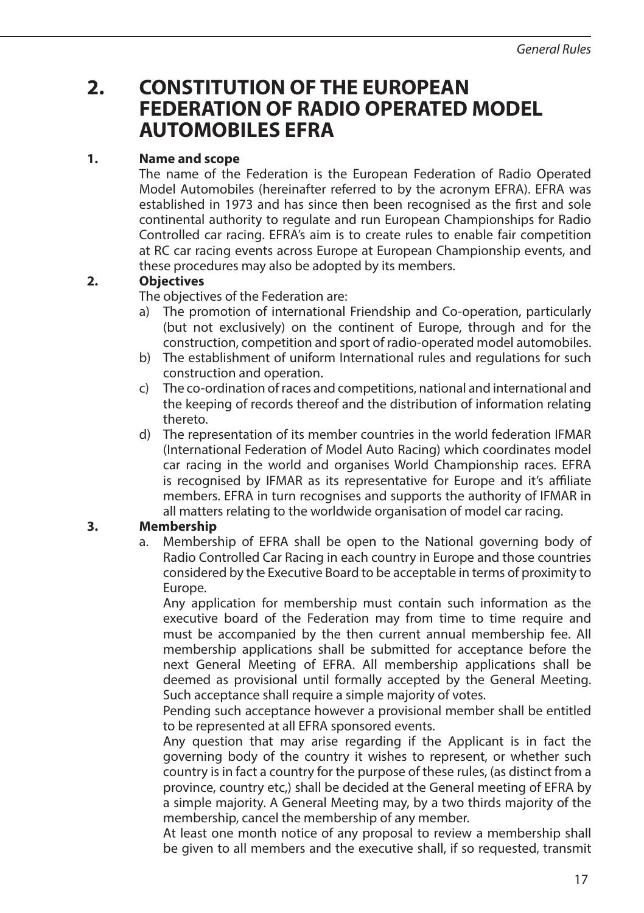# 2. CONSTITUTION OF THE EUROPEAN FEDERATION OF RADIO OPERATED MODEL AUTOMOBILES EFRA

## 1. Name and scope

The name of the Federation is the European Federation of Radio Operated Model Automobiles (hereinafter referred to by the acronym EFRA). EFRA was established in 1973 and has since then been recognised as the first and sole continental authority to regulate and run European Championships for Radio Controlled car racing. EFRA's aim is to create rules to enable fair competition at RC car racing events across Europe at European Championship events, and these procedures may also be adopted by its members.

## 2. Objectives

The objectives of the Federation are:

a) The promotion of international Friendship and Co-operation, particularly (but not exclusively) on the continent of Europe, through and for the construction, competition and sport of radio-operated model automobiles.

b) The establishment of uniform International rules and regulations for such construction and operation.

c) The co-ordination of races and competitions, national and international and the keeping of records thereof and the distribution of information relating thereto.

d) The representation of its member countries in the world federation IFMAR (International Federation of Model Auto Racing) which coordinates model car racing in the world and organises World Championship races. EFRA is recognised by IFMAR as its representative for Europe and it's affiliate members. EFRA in turn recognises and supports the authority of IFMAR in all matters relating to the worldwide organisation of model car racing.

## 3. Membership

a. Membership of EFRA shall be open to the National governing body of Radio Controlled Car Racing in each country in Europe and those countries considered by the Executive Board to be acceptable in terms of proximity to Europe.

Any application for membership must contain such information as the executive board of the Federation may from time to time require and must be accompanied by the then current annual membership fee. All membership applications shall be submitted for acceptance before the next General Meeting of EFRA. All membership applications shall be deemed as provisional until formally accepted by the General Meeting. Such acceptance shall require a simple majority of votes.

Pending such acceptance however a provisional member shall be entitled to be represented at all EFRA sponsored events.

Any question that may arise regarding if the Applicant is in fact the governing body of the country it wishes to represent, or whether such country is in fact a country for the purpose of these rules, (as distinct from a province, country etc,) shall be decided at the General meeting of EFRA by a simple majority. A General Meeting may, by a two thirds majority of the membership, cancel the membership of any member.

At least one month notice of any proposal to review a membership shall be given to all members and the executive shall, if so requested, transmit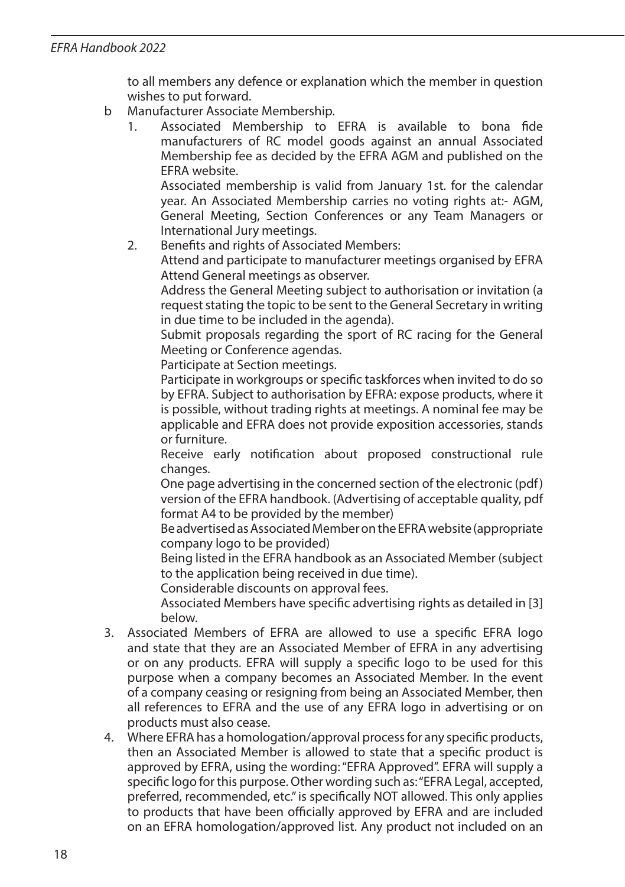to all members any defence or explanation which the member in question wishes to put forward.

b Manufacturer Associate Membership.

1. Associated Membership to EFRA is available to bona fide manufacturers of RC model goods against an annual Associated Membership fee as decided by the EFRA AGM and published on the EFRA website.

   Associated membership is valid from January 1st. for the calendar year. An Associated Membership carries no voting rights at:- AGM, General Meeting, Section Conferences or any Team Managers or International Jury meetings.

2. Benefits and rights of Associated Members:

   Attend and participate to manufacturer meetings organised by EFRA

   Attend General meetings as observer.

   Address the General Meeting subject to authorisation or invitation (a request stating the topic to be sent to the General Secretary in writing in due time to be included in the agenda).

   Submit proposals regarding the sport of RC racing for the General Meeting or Conference agendas.

   Participate at Section meetings.

   Participate in workgroups or specific taskforces when invited to do so by EFRA. Subject to authorisation by EFRA: expose products, where it is possible, without trading rights at meetings. A nominal fee may be applicable and EFRA does not provide exposition accessories, stands or furniture.

   Receive early notification about proposed constructional rule changes.

   One page advertising in the concerned section of the electronic (pdf) version of the EFRA handbook. (Advertising of acceptable quality, pdf format A4 to be provided by the member)

   Be advertised as Associated Member on the EFRA website (appropriate company logo to be provided)

   Being listed in the EFRA handbook as an Associated Member (subject to the application being received in due time).

   Considerable discounts on approval fees.

   Associated Members have specific advertising rights as detailed in [3] below.

3. Associated Members of EFRA are allowed to use a specific EFRA logo and state that they are an Associated Member of EFRA in any advertising or on any products. EFRA will supply a specific logo to be used for this purpose when a company becomes an Associated Member. In the event of a company ceasing or resigning from being an Associated Member, then all references to EFRA and the use of any EFRA logo in advertising or on products must also cease.

4. Where EFRA has a homologation/approval process for any specific products, then an Associated Member is allowed to state that a specific product is approved by EFRA, using the wording: "EFRA Approved". EFRA will supply a specific logo for this purpose. Other wording such as: "EFRA Legal, accepted, preferred, recommended, etc." is specifically NOT allowed. This only applies to products that have been officially approved by EFRA and are included on an EFRA homologation/approved list. Any product not included on an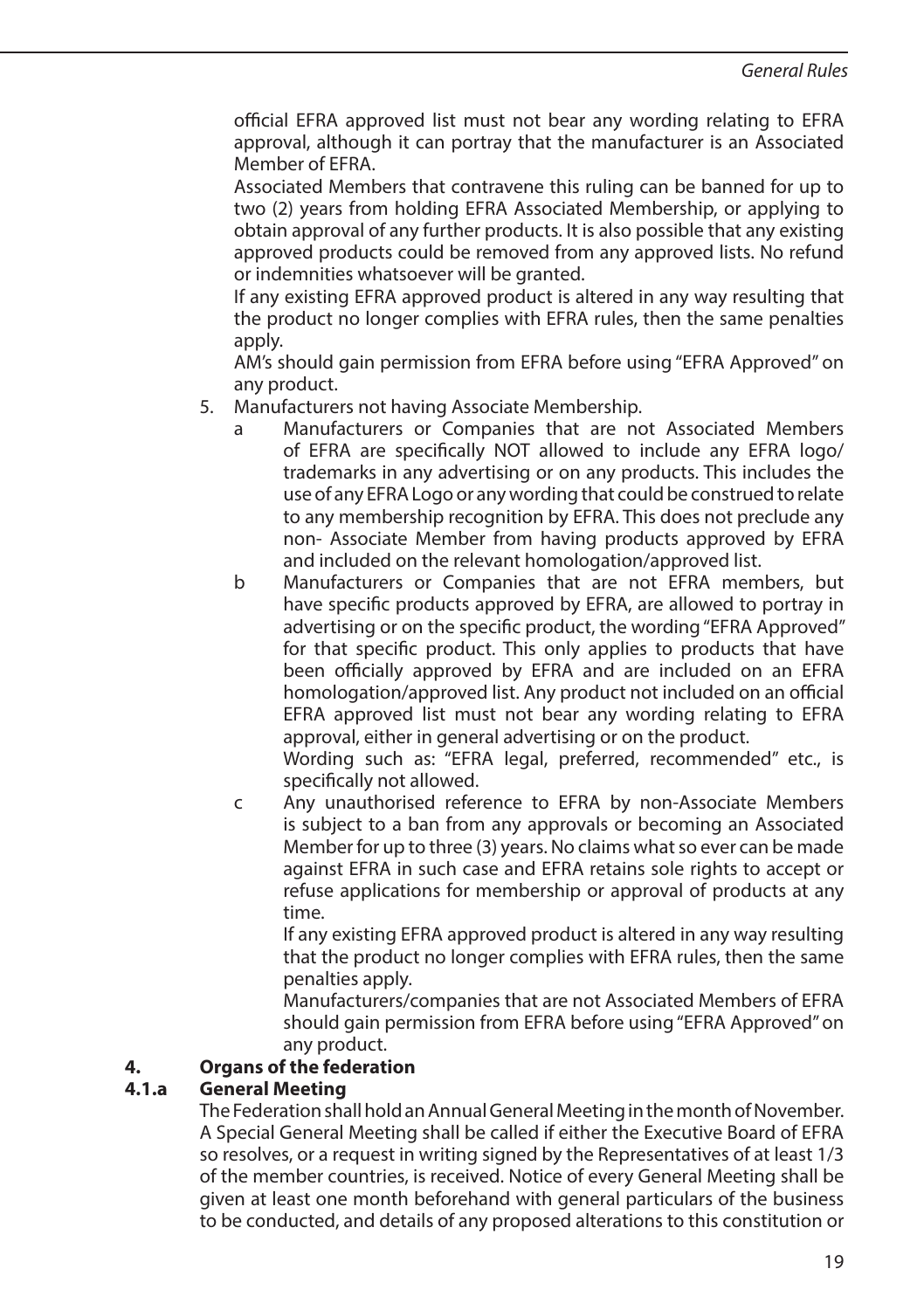official EFRA approved list must not bear any wording relating to EFRA approval, although it can portray that the manufacturer is an Associated Member of EFRA.

Associated Members that contravene this ruling can be banned for up to two (2) years from holding EFRA Associated Membership, or applying to obtain approval of any further products. It is also possible that any existing approved products could be removed from any approved lists. No refund or indemnities whatsoever will be granted.

If any existing EFRA approved product is altered in any way resulting that the product no longer complies with EFRA rules, then the same penalties apply.

AM's should gain permission from EFRA before using "EFRA Approved" on any product.

5. Manufacturers not having Associate Membership.
   - a Manufacturers or Companies that are not Associated Members of EFRA are specifically NOT allowed to include any EFRA logo/ trademarks in any advertising or on any products. This includes the use of any EFRA Logo or any wording that could be construed to relate to any membership recognition by EFRA. This does not preclude any non- Associate Member from having products approved by EFRA and included on the relevant homologation/approved list.
   - b Manufacturers or Companies that are not EFRA members, but have specific products approved by EFRA, are allowed to portray in advertising or on the specific product, the wording "EFRA Approved" for that specific product. This only applies to products that have been officially approved by EFRA and are included on an EFRA homologation/approved list. Any product not included on an official EFRA approved list must not bear any wording relating to EFRA approval, either in general advertising or on the product.

     Wording such as: "EFRA legal, preferred, recommended" etc., is specifically not allowed.
   - c Any unauthorised reference to EFRA by non-Associate Members is subject to a ban from any approvals or becoming an Associated Member for up to three (3) years. No claims what so ever can be made against EFRA in such case and EFRA retains sole rights to accept or refuse applications for membership or approval of products at any time.

     If any existing EFRA approved product is altered in any way resulting that the product no longer complies with EFRA rules, then the same penalties apply.

     Manufacturers/companies that are not Associated Members of EFRA should gain permission from EFRA before using "EFRA Approved" on any product.

## 4. Organs of the federation

### 4.1.a General Meeting

The Federation shall hold an Annual General Meeting in the month of November. A Special General Meeting shall be called if either the Executive Board of EFRA so resolves, or a request in writing signed by the Representatives of at least 1/3 of the member countries, is received. Notice of every General Meeting shall be given at least one month beforehand with general particulars of the business to be conducted, and details of any proposed alterations to this constitution or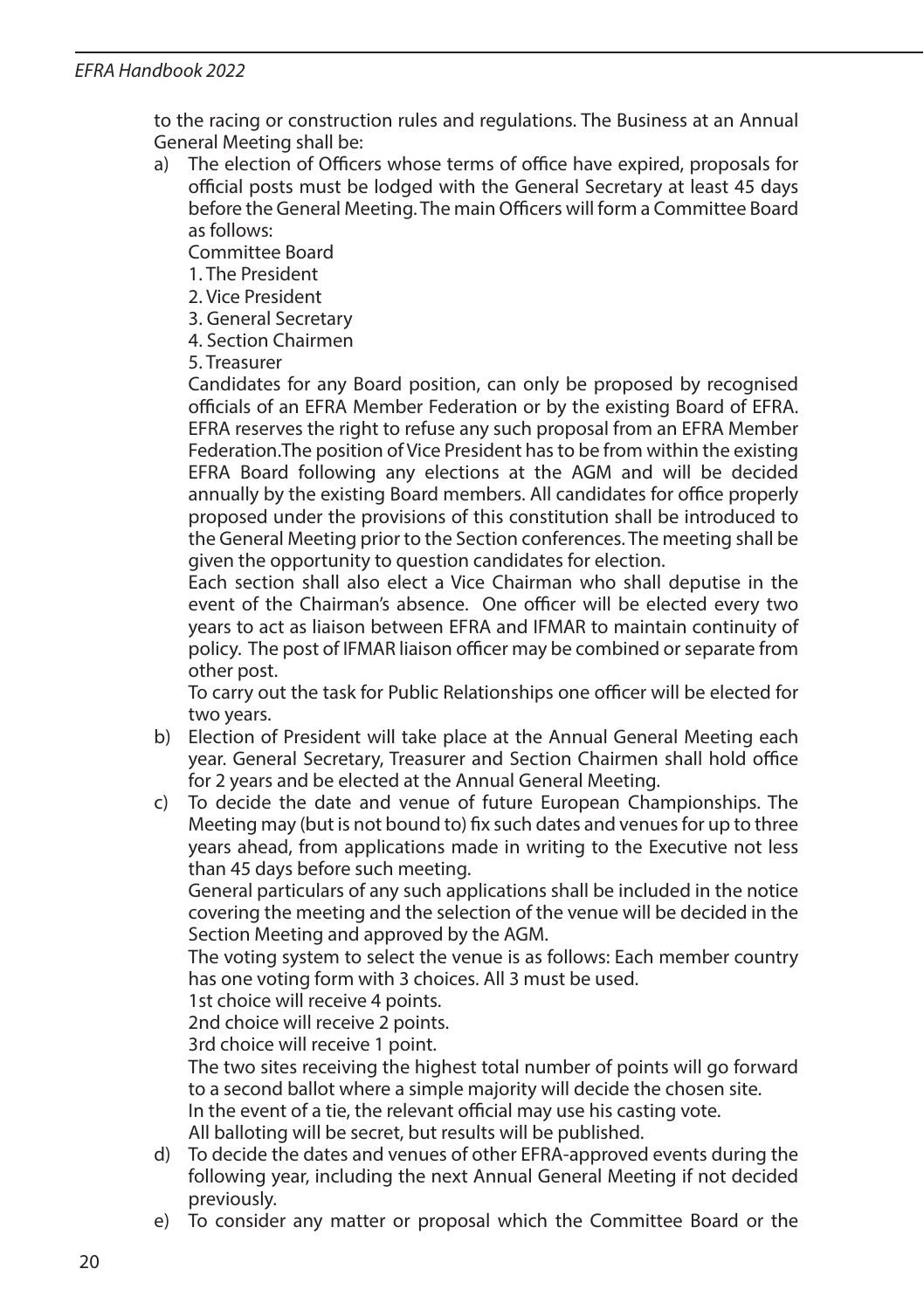to the racing or construction rules and regulations. The Business at an Annual General Meeting shall be:

a) The election of Officers whose terms of office have expired, proposals for official posts must be lodged with the General Secretary at least 45 days before the General Meeting. The main Officers will form a Committee Board as follows:

   Committee Board

   1. The President
   2. Vice President
   3. General Secretary
   4. Section Chairmen
   5. Treasurer

   Candidates for any Board position, can only be proposed by recognised officials of an EFRA Member Federation or by the existing Board of EFRA. EFRA reserves the right to refuse any such proposal from an EFRA Member Federation.The position of Vice President has to be from within the existing EFRA Board following any elections at the AGM and will be decided annually by the existing Board members. All candidates for office properly proposed under the provisions of this constitution shall be introduced to the General Meeting prior to the Section conferences. The meeting shall be given the opportunity to question candidates for election.

   Each section shall also elect a Vice Chairman who shall deputise in the event of the Chairman's absence. One officer will be elected every two years to act as liaison between EFRA and IFMAR to maintain continuity of policy. The post of IFMAR liaison officer may be combined or separate from other post.

   To carry out the task for Public Relationships one officer will be elected for two years.

b) Election of President will take place at the Annual General Meeting each year. General Secretary, Treasurer and Section Chairmen shall hold office for 2 years and be elected at the Annual General Meeting.

c) To decide the date and venue of future European Championships. The Meeting may (but is not bound to) fix such dates and venues for up to three years ahead, from applications made in writing to the Executive not less than 45 days before such meeting.

   General particulars of any such applications shall be included in the notice covering the meeting and the selection of the venue will be decided in the Section Meeting and approved by the AGM.

   The voting system to select the venue is as follows: Each member country has one voting form with 3 choices. All 3 must be used.

   1st choice will receive 4 points.
   2nd choice will receive 2 points.
   3rd choice will receive 1 point.

   The two sites receiving the highest total number of points will go forward to a second ballot where a simple majority will decide the chosen site.
   In the event of a tie, the relevant official may use his casting vote.
   All balloting will be secret, but results will be published.

d) To decide the dates and venues of other EFRA-approved events during the following year, including the next Annual General Meeting if not decided previously.

e) To consider any matter or proposal which the Committee Board or the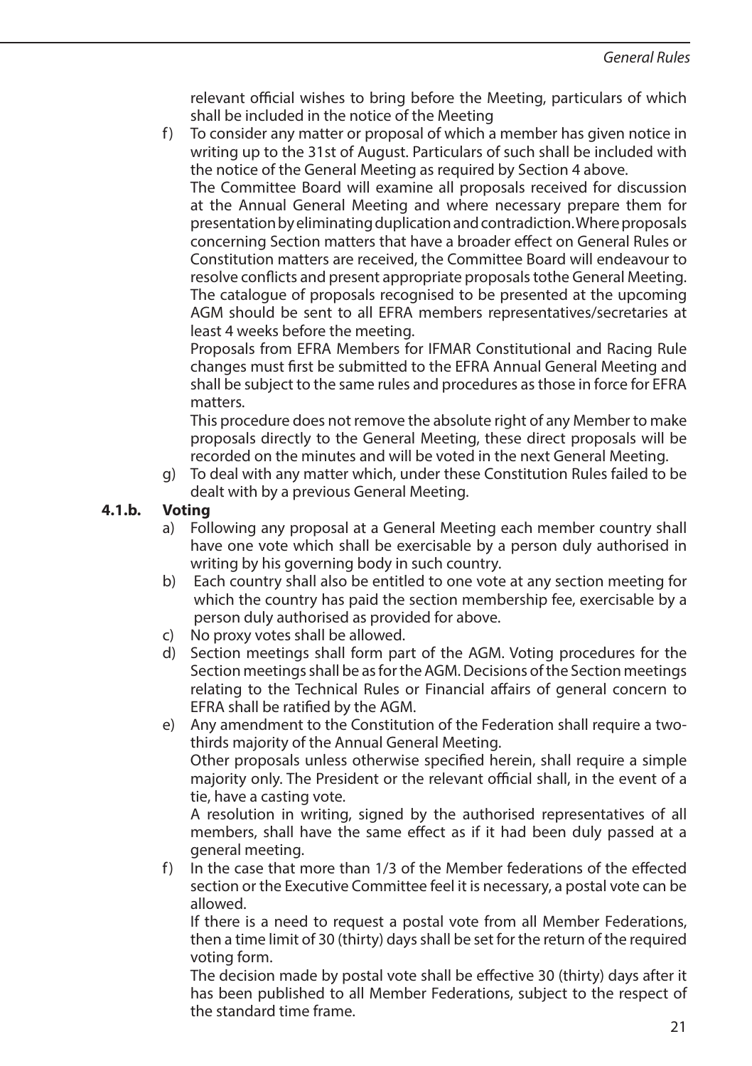relevant official wishes to bring before the Meeting, particulars of which shall be included in the notice of the Meeting

f) To consider any matter or proposal of which a member has given notice in writing up to the 31st of August. Particulars of such shall be included with the notice of the General Meeting as required by Section 4 above.

   The Committee Board will examine all proposals received for discussion at the Annual General Meeting and where necessary prepare them for presentation by eliminating duplication and contradiction. Where proposals concerning Section matters that have a broader effect on General Rules or Constitution matters are received, the Committee Board will endeavour to resolve conflicts and present appropriate proposals tothe General Meeting. The catalogue of proposals recognised to be presented at the upcoming AGM should be sent to all EFRA members representatives/secretaries at least 4 weeks before the meeting.

   Proposals from EFRA Members for IFMAR Constitutional and Racing Rule changes must first be submitted to the EFRA Annual General Meeting and shall be subject to the same rules and procedures as those in force for EFRA matters.

   This procedure does not remove the absolute right of any Member to make proposals directly to the General Meeting, these direct proposals will be recorded on the minutes and will be voted in the next General Meeting.

g) To deal with any matter which, under these Constitution Rules failed to be dealt with by a previous General Meeting.

**4.1.b. Voting**

a) Following any proposal at a General Meeting each member country shall have one vote which shall be exercisable by a person duly authorised in writing by his governing body in such country.

b) Each country shall also be entitled to one vote at any section meeting for which the country has paid the section membership fee, exercisable by a person duly authorised as provided for above.

c) No proxy votes shall be allowed.

d) Section meetings shall form part of the AGM. Voting procedures for the Section meetings shall be as for the AGM. Decisions of the Section meetings relating to the Technical Rules or Financial affairs of general concern to EFRA shall be ratified by the AGM.

e) Any amendment to the Constitution of the Federation shall require a two-thirds majority of the Annual General Meeting.

   Other proposals unless otherwise specified herein, shall require a simple majority only. The President or the relevant official shall, in the event of a tie, have a casting vote.

   A resolution in writing, signed by the authorised representatives of all members, shall have the same effect as if it had been duly passed at a general meeting.

f) In the case that more than 1/3 of the Member federations of the effected section or the Executive Committee feel it is necessary, a postal vote can be allowed.

   If there is a need to request a postal vote from all Member Federations, then a time limit of 30 (thirty) days shall be set for the return of the required voting form.

   The decision made by postal vote shall be effective 30 (thirty) days after it has been published to all Member Federations, subject to the respect of the standard time frame.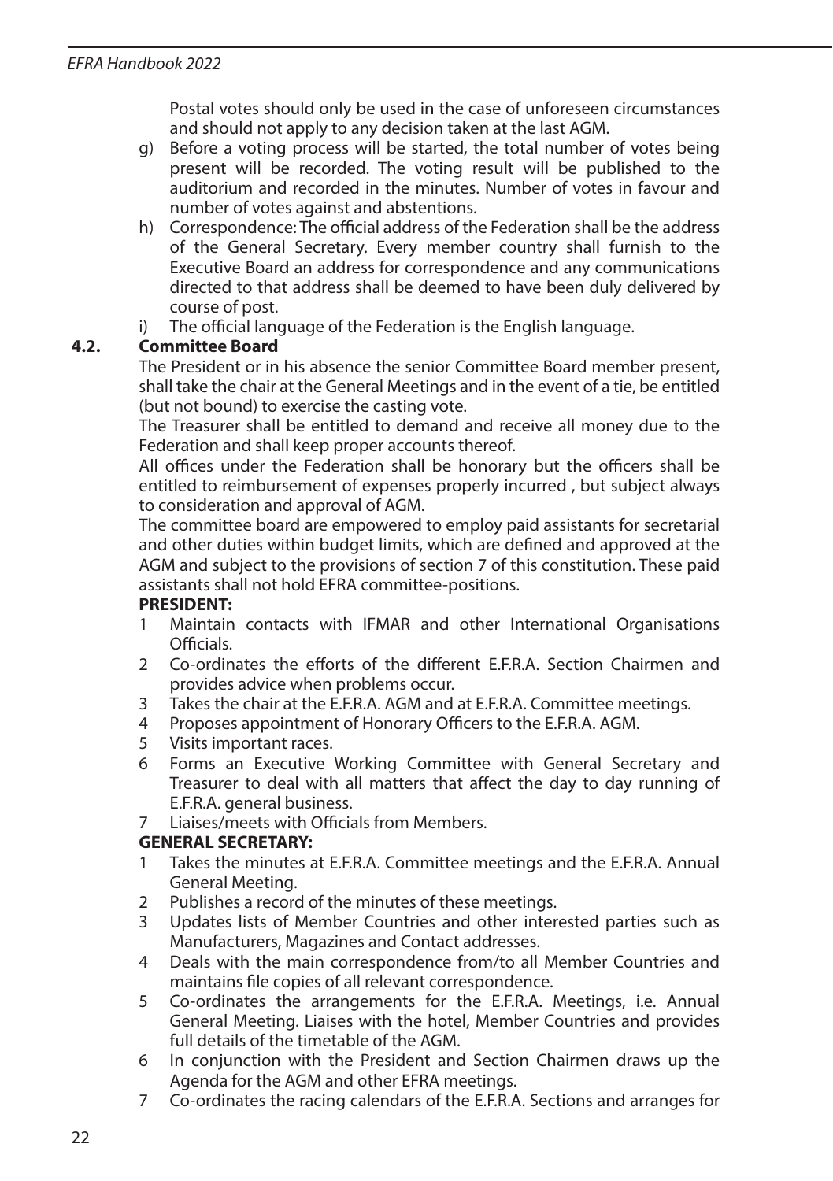Postal votes should only be used in the case of unforeseen circumstances and should not apply to any decision taken at the last AGM.

g) Before a voting process will be started, the total number of votes being present will be recorded. The voting result will be published to the auditorium and recorded in the minutes. Number of votes in favour and number of votes against and abstentions.

h) Correspondence: The official address of the Federation shall be the address of the General Secretary. Every member country shall furnish to the Executive Board an address for correspondence and any communications directed to that address shall be deemed to have been duly delivered by course of post.

i) The official language of the Federation is the English language.

### 4.2. Committee Board

The President or in his absence the senior Committee Board member present, shall take the chair at the General Meetings and in the event of a tie, be entitled (but not bound) to exercise the casting vote.

The Treasurer shall be entitled to demand and receive all money due to the Federation and shall keep proper accounts thereof.

All offices under the Federation shall be honorary but the officers shall be entitled to reimbursement of expenses properly incurred , but subject always to consideration and approval of AGM.

The committee board are empowered to employ paid assistants for secretarial and other duties within budget limits, which are defined and approved at the AGM and subject to the provisions of section 7 of this constitution. These paid assistants shall not hold EFRA committee-positions.

**PRESIDENT:**

1 Maintain contacts with IFMAR and other International Organisations Officials.
2 Co-ordinates the efforts of the different E.F.R.A. Section Chairmen and provides advice when problems occur.
3 Takes the chair at the E.F.R.A. AGM and at E.F.R.A. Committee meetings.
4 Proposes appointment of Honorary Officers to the E.F.R.A. AGM.
5 Visits important races.
6 Forms an Executive Working Committee with General Secretary and Treasurer to deal with all matters that affect the day to day running of E.F.R.A. general business.
7 Liaises/meets with Officials from Members.

**GENERAL SECRETARY:**

1 Takes the minutes at E.F.R.A. Committee meetings and the E.F.R.A. Annual General Meeting.
2 Publishes a record of the minutes of these meetings.
3 Updates lists of Member Countries and other interested parties such as Manufacturers, Magazines and Contact addresses.
4 Deals with the main correspondence from/to all Member Countries and maintains file copies of all relevant correspondence.
5 Co-ordinates the arrangements for the E.F.R.A. Meetings, i.e. Annual General Meeting. Liaises with the hotel, Member Countries and provides full details of the timetable of the AGM.
6 In conjunction with the President and Section Chairmen draws up the Agenda for the AGM and other EFRA meetings.
7 Co-ordinates the racing calendars of the E.F.R.A. Sections and arranges for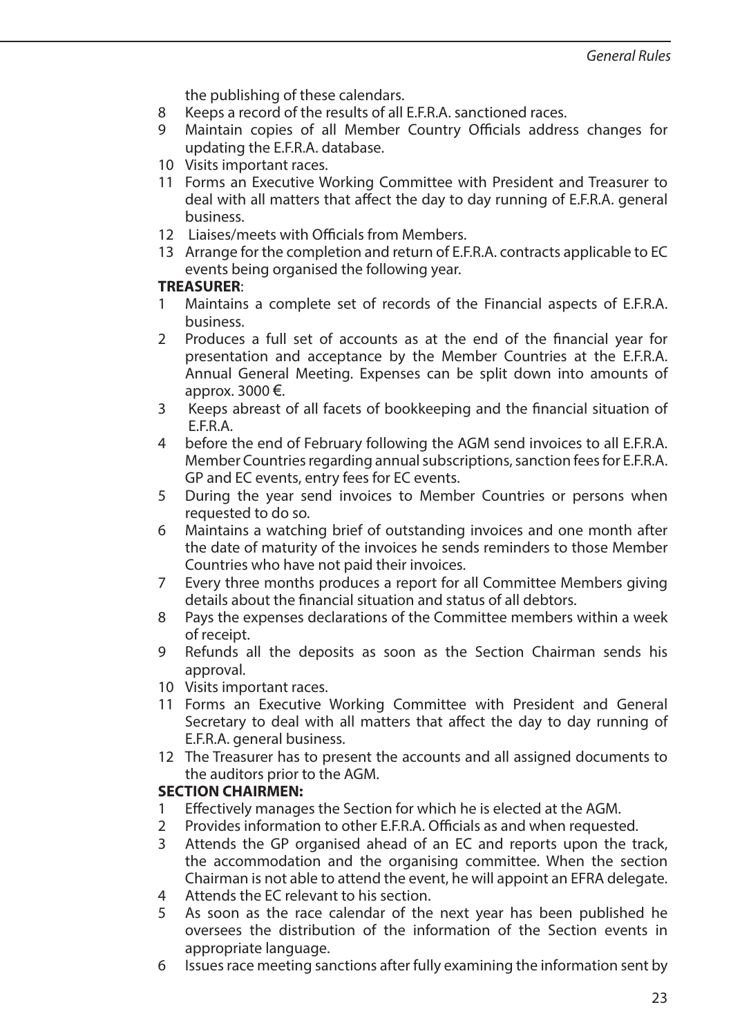the publishing of these calendars.

8 Keeps a record of the results of all E.F.R.A. sanctioned races.
9 Maintain copies of all Member Country Officials address changes for updating the E.F.R.A. database.
10 Visits important races.
11 Forms an Executive Working Committee with President and Treasurer to deal with all matters that affect the day to day running of E.F.R.A. general business.
12 Liaises/meets with Officials from Members.
13 Arrange for the completion and return of E.F.R.A. contracts applicable to EC events being organised the following year.

**TREASURER**:

1 Maintains a complete set of records of the Financial aspects of E.F.R.A. business.
2 Produces a full set of accounts as at the end of the financial year for presentation and acceptance by the Member Countries at the E.F.R.A. Annual General Meeting. Expenses can be split down into amounts of approx. 3000 €.
3 Keeps abreast of all facets of bookkeeping and the financial situation of E.F.R.A.
4 before the end of February following the AGM send invoices to all E.F.R.A. Member Countries regarding annual subscriptions, sanction fees for E.F.R.A. GP and EC events, entry fees for EC events.
5 During the year send invoices to Member Countries or persons when requested to do so.
6 Maintains a watching brief of outstanding invoices and one month after the date of maturity of the invoices he sends reminders to those Member Countries who have not paid their invoices.
7 Every three months produces a report for all Committee Members giving details about the financial situation and status of all debtors.
8 Pays the expenses declarations of the Committee members within a week of receipt.
9 Refunds all the deposits as soon as the Section Chairman sends his approval.
10 Visits important races.
11 Forms an Executive Working Committee with President and General Secretary to deal with all matters that affect the day to day running of E.F.R.A. general business.
12 The Treasurer has to present the accounts and all assigned documents to the auditors prior to the AGM.

**SECTION CHAIRMEN:**

1 Effectively manages the Section for which he is elected at the AGM.
2 Provides information to other E.F.R.A. Officials as and when requested.
3 Attends the GP organised ahead of an EC and reports upon the track, the accommodation and the organising committee. When the section Chairman is not able to attend the event, he will appoint an EFRA delegate.
4 Attends the EC relevant to his section.
5 As soon as the race calendar of the next year has been published he oversees the distribution of the information of the Section events in appropriate language.
6 Issues race meeting sanctions after fully examining the information sent by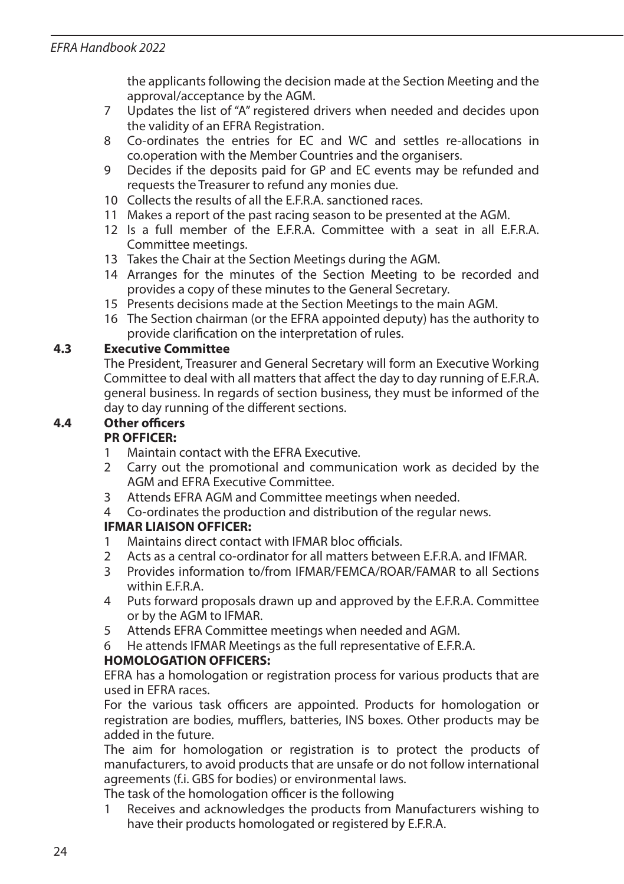the applicants following the decision made at the Section Meeting and the approval/acceptance by the AGM.

7 Updates the list of "A" registered drivers when needed and decides upon the validity of an EFRA Registration.
8 Co-ordinates the entries for EC and WC and settles re-allocations in co.operation with the Member Countries and the organisers.
9 Decides if the deposits paid for GP and EC events may be refunded and requests the Treasurer to refund any monies due.
10 Collects the results of all the E.F.R.A. sanctioned races.
11 Makes a report of the past racing season to be presented at the AGM.
12 Is a full member of the E.F.R.A. Committee with a seat in all E.F.R.A. Committee meetings.
13 Takes the Chair at the Section Meetings during the AGM.
14 Arranges for the minutes of the Section Meeting to be recorded and provides a copy of these minutes to the General Secretary.
15 Presents decisions made at the Section Meetings to the main AGM.
16 The Section chairman (or the EFRA appointed deputy) has the authority to provide clarification on the interpretation of rules.

### 4.3 Executive Committee

The President, Treasurer and General Secretary will form an Executive Working Committee to deal with all matters that affect the day to day running of E.F.R.A. general business. In regards of section business, they must be informed of the day to day running of the different sections.

### 4.4 Other officers

**PR OFFICER:**

1 Maintain contact with the EFRA Executive.
2 Carry out the promotional and communication work as decided by the AGM and EFRA Executive Committee.
3 Attends EFRA AGM and Committee meetings when needed.
4 Co-ordinates the production and distribution of the regular news.

**IFMAR LIAISON OFFICER:**

1 Maintains direct contact with IFMAR bloc officials.
2 Acts as a central co-ordinator for all matters between E.F.R.A. and IFMAR.
3 Provides information to/from IFMAR/FEMCA/ROAR/FAMAR to all Sections within E.F.R.A.
4 Puts forward proposals drawn up and approved by the E.F.R.A. Committee or by the AGM to IFMAR.
5 Attends EFRA Committee meetings when needed and AGM.
6 He attends IFMAR Meetings as the full representative of E.F.R.A.

**HOMOLOGATION OFFICERS:**

EFRA has a homologation or registration process for various products that are used in EFRA races.

For the various task officers are appointed. Products for homologation or registration are bodies, mufflers, batteries, INS boxes. Other products may be added in the future.

The aim for homologation or registration is to protect the products of manufacturers, to avoid products that are unsafe or do not follow international agreements (f.i. GBS for bodies) or environmental laws.

The task of the homologation officer is the following

1 Receives and acknowledges the products from Manufacturers wishing to have their products homologated or registered by E.F.R.A.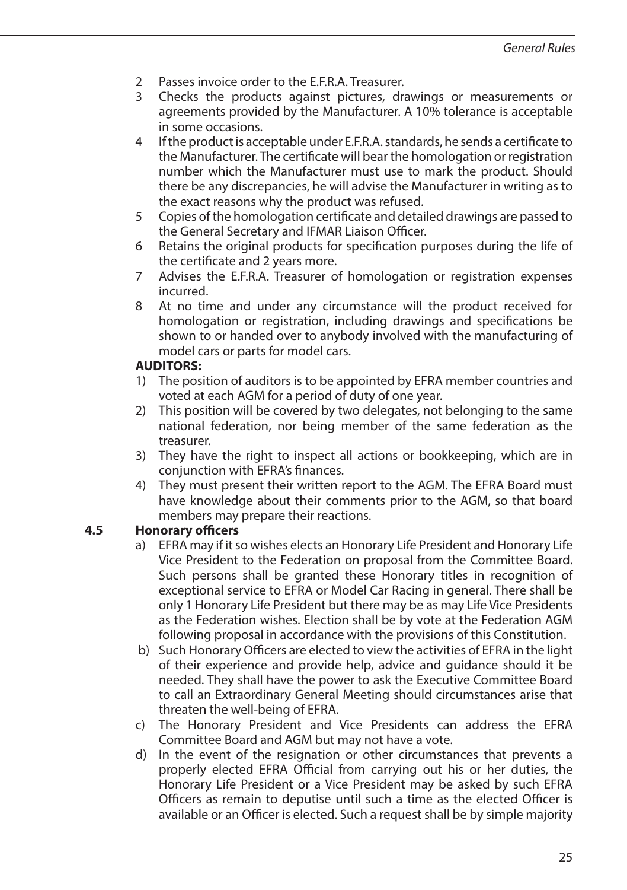2 Passes invoice order to the E.F.R.A. Treasurer.
3 Checks the products against pictures, drawings or measurements or agreements provided by the Manufacturer. A 10% tolerance is acceptable in some occasions.
4 If the product is acceptable under E.F.R.A. standards, he sends a certificate to the Manufacturer. The certificate will bear the homologation or registration number which the Manufacturer must use to mark the product. Should there be any discrepancies, he will advise the Manufacturer in writing as to the exact reasons why the product was refused.
5 Copies of the homologation certificate and detailed drawings are passed to the General Secretary and IFMAR Liaison Officer.
6 Retains the original products for specification purposes during the life of the certificate and 2 years more.
7 Advises the E.F.R.A. Treasurer of homologation or registration expenses incurred.
8 At no time and under any circumstance will the product received for homologation or registration, including drawings and specifications be shown to or handed over to anybody involved with the manufacturing of model cars or parts for model cars.

**AUDITORS:**

1) The position of auditors is to be appointed by EFRA member countries and voted at each AGM for a period of duty of one year.
2) This position will be covered by two delegates, not belonging to the same national federation, nor being member of the same federation as the treasurer.
3) They have the right to inspect all actions or bookkeeping, which are in conjunction with EFRA's finances.
4) They must present their written report to the AGM. The EFRA Board must have knowledge about their comments prior to the AGM, so that board members may prepare their reactions.

**4.5 Honorary officers**

a) EFRA may if it so wishes elects an Honorary Life President and Honorary Life Vice President to the Federation on proposal from the Committee Board. Such persons shall be granted these Honorary titles in recognition of exceptional service to EFRA or Model Car Racing in general. There shall be only 1 Honorary Life President but there may be as may Life Vice Presidents as the Federation wishes. Election shall be by vote at the Federation AGM following proposal in accordance with the provisions of this Constitution.

b) Such Honorary Officers are elected to view the activities of EFRA in the light of their experience and provide help, advice and guidance should it be needed. They shall have the power to ask the Executive Committee Board to call an Extraordinary General Meeting should circumstances arise that threaten the well-being of EFRA.

c) The Honorary President and Vice Presidents can address the EFRA Committee Board and AGM but may not have a vote.

d) In the event of the resignation or other circumstances that prevents a properly elected EFRA Official from carrying out his or her duties, the Honorary Life President or a Vice President may be asked by such EFRA Officers as remain to deputise until such a time as the elected Officer is available or an Officer is elected. Such a request shall be by simple majority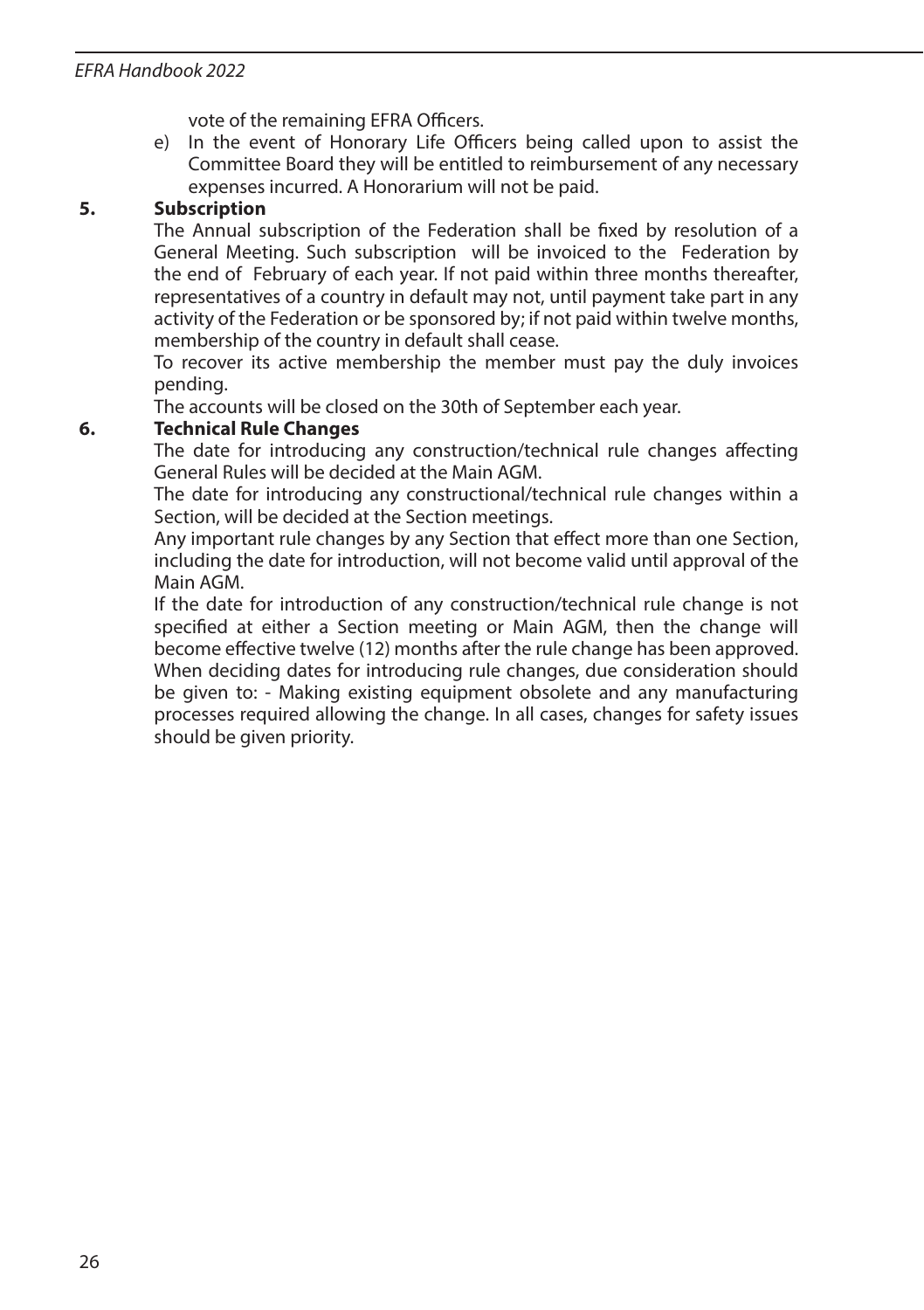vote of the remaining EFRA Officers.

e) In the event of Honorary Life Officers being called upon to assist the Committee Board they will be entitled to reimbursement of any necessary expenses incurred. A Honorarium will not be paid.

**5. Subscription**

The Annual subscription of the Federation shall be fixed by resolution of a General Meeting. Such subscription will be invoiced to the Federation by the end of February of each year. If not paid within three months thereafter, representatives of a country in default may not, until payment take part in any activity of the Federation or be sponsored by; if not paid within twelve months, membership of the country in default shall cease.

To recover its active membership the member must pay the duly invoices pending.

The accounts will be closed on the 30th of September each year.

**6. Technical Rule Changes**

The date for introducing any construction/technical rule changes affecting General Rules will be decided at the Main AGM.

The date for introducing any constructional/technical rule changes within a Section, will be decided at the Section meetings.

Any important rule changes by any Section that effect more than one Section, including the date for introduction, will not become valid until approval of the Main AGM.

If the date for introduction of any construction/technical rule change is not specified at either a Section meeting or Main AGM, then the change will become effective twelve (12) months after the rule change has been approved.

When deciding dates for introducing rule changes, due consideration should be given to: - Making existing equipment obsolete and any manufacturing processes required allowing the change. In all cases, changes for safety issues should be given priority.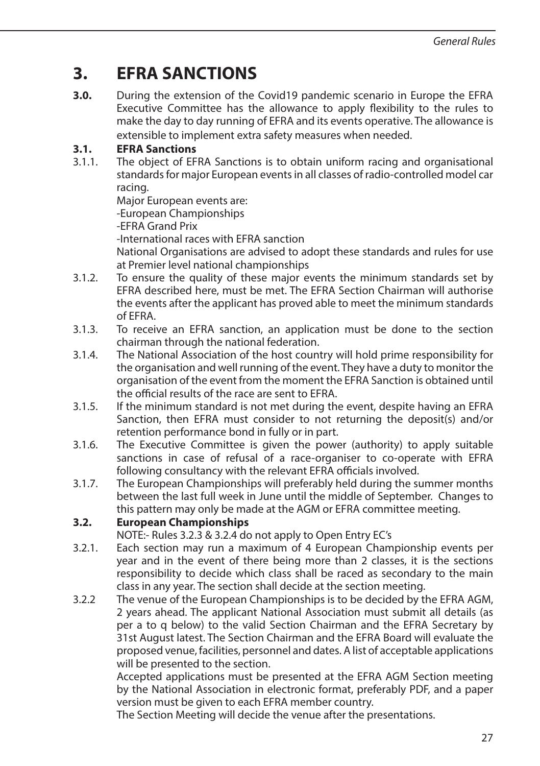# 3. EFRA SANCTIONS

**3.0.** During the extension of the Covid19 pandemic scenario in Europe the EFRA Executive Committee has the allowance to apply flexibility to the rules to make the day to day running of EFRA and its events operative. The allowance is extensible to implement extra safety measures when needed.

## 3.1. EFRA Sanctions

3.1.1. The object of EFRA Sanctions is to obtain uniform racing and organisational standards for major European events in all classes of radio-controlled model car racing.
Major European events are:
-European Championships
-EFRA Grand Prix
-International races with EFRA sanction
National Organisations are advised to adopt these standards and rules for use at Premier level national championships

3.1.2. To ensure the quality of these major events the minimum standards set by EFRA described here, must be met. The EFRA Section Chairman will authorise the events after the applicant has proved able to meet the minimum standards of EFRA.

3.1.3. To receive an EFRA sanction, an application must be done to the section chairman through the national federation.

3.1.4. The National Association of the host country will hold prime responsibility for the organisation and well running of the event. They have a duty to monitor the organisation of the event from the moment the EFRA Sanction is obtained until the official results of the race are sent to EFRA.

3.1.5. If the minimum standard is not met during the event, despite having an EFRA Sanction, then EFRA must consider to not returning the deposit(s) and/or retention performance bond in fully or in part.

3.1.6. The Executive Committee is given the power (authority) to apply suitable sanctions in case of refusal of a race-organiser to co-operate with EFRA following consultancy with the relevant EFRA officials involved.

3.1.7. The European Championships will preferably held during the summer months between the last full week in June until the middle of September. Changes to this pattern may only be made at the AGM or EFRA committee meeting.

## 3.2. European Championships

NOTE:- Rules 3.2.3 & 3.2.4 do not apply to Open Entry EC's

3.2.1. Each section may run a maximum of 4 European Championship events per year and in the event of there being more than 2 classes, it is the sections responsibility to decide which class shall be raced as secondary to the main class in any year. The section shall decide at the section meeting.

3.2.2 The venue of the European Championships is to be decided by the EFRA AGM, 2 years ahead. The applicant National Association must submit all details (as per a to q below) to the valid Section Chairman and the EFRA Secretary by 31st August latest. The Section Chairman and the EFRA Board will evaluate the proposed venue, facilities, personnel and dates. A list of acceptable applications will be presented to the section.
Accepted applications must be presented at the EFRA AGM Section meeting by the National Association in electronic format, preferably PDF, and a paper version must be given to each EFRA member country.
The Section Meeting will decide the venue after the presentations.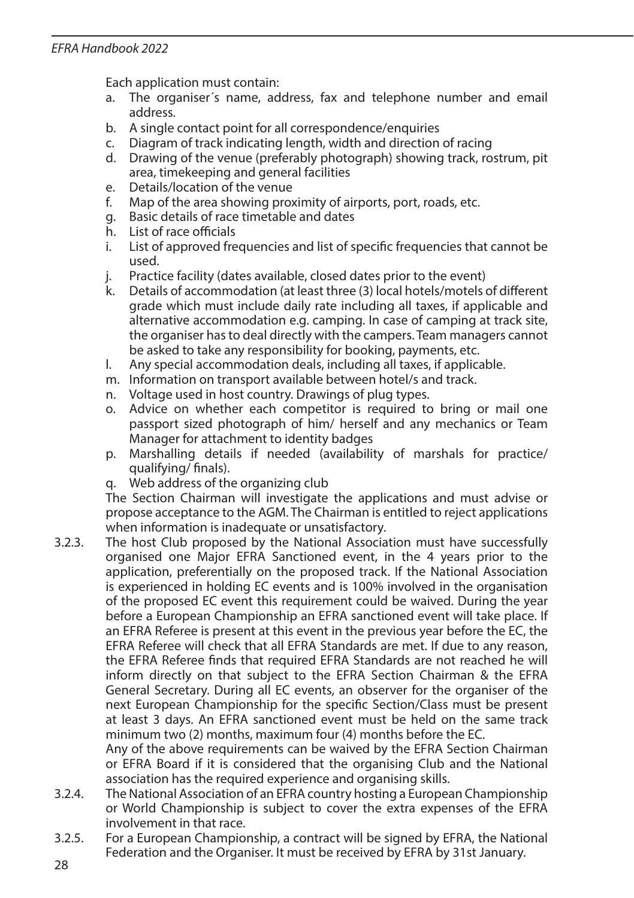Each application must contain:

a. The organiser´s name, address, fax and telephone number and email address.
b. A single contact point for all correspondence/enquiries
c. Diagram of track indicating length, width and direction of racing
d. Drawing of the venue (preferably photograph) showing track, rostrum, pit area, timekeeping and general facilities
e. Details/location of the venue
f. Map of the area showing proximity of airports, port, roads, etc.
g. Basic details of race timetable and dates
h. List of race officials
i. List of approved frequencies and list of specific frequencies that cannot be used.
j. Practice facility (dates available, closed dates prior to the event)
k. Details of accommodation (at least three (3) local hotels/motels of different grade which must include daily rate including all taxes, if applicable and alternative accommodation e.g. camping. In case of camping at track site, the organiser has to deal directly with the campers. Team managers cannot be asked to take any responsibility for booking, payments, etc.
l. Any special accommodation deals, including all taxes, if applicable.
m. Information on transport available between hotel/s and track.
n. Voltage used in host country. Drawings of plug types.
o. Advice on whether each competitor is required to bring or mail one passport sized photograph of him/ herself and any mechanics or Team Manager for attachment to identity badges
p. Marshalling details if needed (availability of marshals for practice/ qualifying/ finals).
q. Web address of the organizing club

The Section Chairman will investigate the applications and must advise or propose acceptance to the AGM. The Chairman is entitled to reject applications when information is inadequate or unsatisfactory.

3.2.3. The host Club proposed by the National Association must have successfully organised one Major EFRA Sanctioned event, in the 4 years prior to the application, preferentially on the proposed track. If the National Association is experienced in holding EC events and is 100% involved in the organisation of the proposed EC event this requirement could be waived. During the year before a European Championship an EFRA sanctioned event will take place. If an EFRA Referee is present at this event in the previous year before the EC, the EFRA Referee will check that all EFRA Standards are met. If due to any reason, the EFRA Referee finds that required EFRA Standards are not reached he will inform directly on that subject to the EFRA Section Chairman & the EFRA General Secretary. During all EC events, an observer for the organiser of the next European Championship for the specific Section/Class must be present at least 3 days. An EFRA sanctioned event must be held on the same track minimum two (2) months, maximum four (4) months before the EC.

Any of the above requirements can be waived by the EFRA Section Chairman or EFRA Board if it is considered that the organising Club and the National association has the required experience and organising skills.

3.2.4. The National Association of an EFRA country hosting a European Championship or World Championship is subject to cover the extra expenses of the EFRA involvement in that race.

3.2.5. For a European Championship, a contract will be signed by EFRA, the National Federation and the Organiser. It must be received by EFRA by 31st January.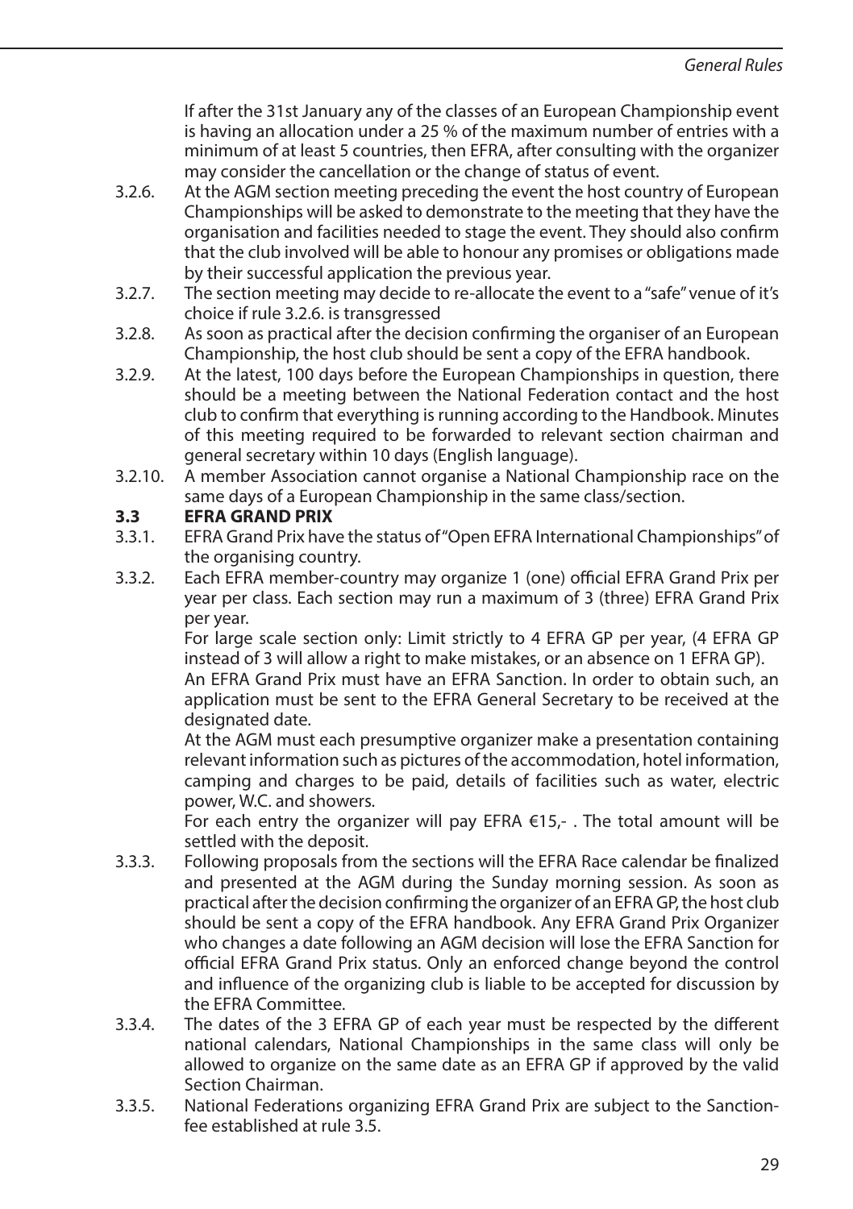If after the 31st January any of the classes of an European Championship event is having an allocation under a 25 % of the maximum number of entries with a minimum of at least 5 countries, then EFRA, after consulting with the organizer may consider the cancellation or the change of status of event.

3.2.6. At the AGM section meeting preceding the event the host country of European Championships will be asked to demonstrate to the meeting that they have the organisation and facilities needed to stage the event. They should also confirm that the club involved will be able to honour any promises or obligations made by their successful application the previous year.

3.2.7. The section meeting may decide to re-allocate the event to a "safe" venue of it's choice if rule 3.2.6. is transgressed

3.2.8. As soon as practical after the decision confirming the organiser of an European Championship, the host club should be sent a copy of the EFRA handbook.

3.2.9. At the latest, 100 days before the European Championships in question, there should be a meeting between the National Federation contact and the host club to confirm that everything is running according to the Handbook. Minutes of this meeting required to be forwarded to relevant section chairman and general secretary within 10 days (English language).

3.2.10. A member Association cannot organise a National Championship race on the same days of a European Championship in the same class/section.

## 3.3 EFRA GRAND PRIX

3.3.1. EFRA Grand Prix have the status of "Open EFRA International Championships" of the organising country.

3.3.2. Each EFRA member-country may organize 1 (one) official EFRA Grand Prix per year per class. Each section may run a maximum of 3 (three) EFRA Grand Prix per year.

For large scale section only: Limit strictly to 4 EFRA GP per year, (4 EFRA GP instead of 3 will allow a right to make mistakes, or an absence on 1 EFRA GP).

An EFRA Grand Prix must have an EFRA Sanction. In order to obtain such, an application must be sent to the EFRA General Secretary to be received at the designated date.

At the AGM must each presumptive organizer make a presentation containing relevant information such as pictures of the accommodation, hotel information, camping and charges to be paid, details of facilities such as water, electric power, W.C. and showers.

For each entry the organizer will pay EFRA €15,- . The total amount will be settled with the deposit.

3.3.3. Following proposals from the sections will the EFRA Race calendar be finalized and presented at the AGM during the Sunday morning session. As soon as practical after the decision confirming the organizer of an EFRA GP, the host club should be sent a copy of the EFRA handbook. Any EFRA Grand Prix Organizer who changes a date following an AGM decision will lose the EFRA Sanction for official EFRA Grand Prix status. Only an enforced change beyond the control and influence of the organizing club is liable to be accepted for discussion by the EFRA Committee.

3.3.4. The dates of the 3 EFRA GP of each year must be respected by the different national calendars, National Championships in the same class will only be allowed to organize on the same date as an EFRA GP if approved by the valid Section Chairman.

3.3.5. National Federations organizing EFRA Grand Prix are subject to the Sanction-fee established at rule 3.5.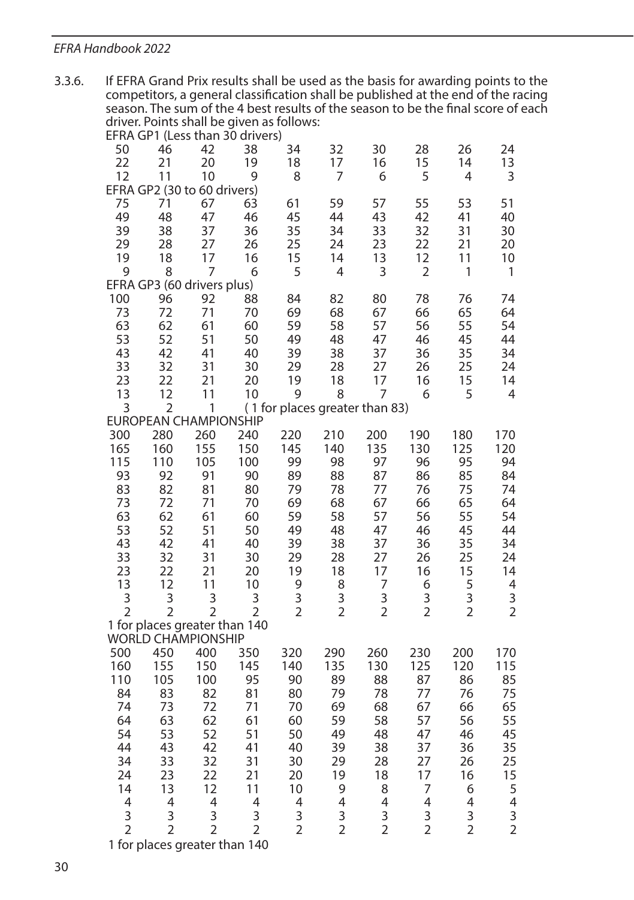3.3.6. If EFRA Grand Prix results shall be used as the basis for awarding points to the competitors, a general classification shall be published at the end of the racing season. The sum of the 4 best results of the season to be the final score of each driver. Points shall be given as follows:

EFRA GP1 (Less than 30 drivers)

| | | | | | | | | | |
|---|---|---|---|---|---|---|---|---|---|
| 50 | 46 | 42 | 38 | 34 | 32 | 30 | 28 | 26 | 24 |
| 22 | 21 | 20 | 19 | 18 | 17 | 16 | 15 | 14 | 13 |
| 12 | 11 | 10 | 9 | 8 | 7 | 6 | 5 | 4 | 3 |

EFRA GP2 (30 to 60 drivers)

| | | | | | | | | | |
|---|---|---|---|---|---|---|---|---|---|
| 75 | 71 | 67 | 63 | 61 | 59 | 57 | 55 | 53 | 51 |
| 49 | 48 | 47 | 46 | 45 | 44 | 43 | 42 | 41 | 40 |
| 39 | 38 | 37 | 36 | 35 | 34 | 33 | 32 | 31 | 30 |
| 29 | 28 | 27 | 26 | 25 | 24 | 23 | 22 | 21 | 20 |
| 19 | 18 | 17 | 16 | 15 | 14 | 13 | 12 | 11 | 10 |
| 9 | 8 | 7 | 6 | 5 | 4 | 3 | 2 | 1 | 1 |

EFRA GP3 (60 drivers plus)

| | | | | | | | | | |
|---|---|---|---|---|---|---|---|---|---|
| 100 | 96 | 92 | 88 | 84 | 82 | 80 | 78 | 76 | 74 |
| 73 | 72 | 71 | 70 | 69 | 68 | 67 | 66 | 65 | 64 |
| 63 | 62 | 61 | 60 | 59 | 58 | 57 | 56 | 55 | 54 |
| 53 | 52 | 51 | 50 | 49 | 48 | 47 | 46 | 45 | 44 |
| 43 | 42 | 41 | 40 | 39 | 38 | 37 | 36 | 35 | 34 |
| 33 | 32 | 31 | 30 | 29 | 28 | 27 | 26 | 25 | 24 |
| 23 | 22 | 21 | 20 | 19 | 18 | 17 | 16 | 15 | 14 |
| 13 | 12 | 11 | 10 | 9 | 8 | 7 | 6 | 5 | 4 |
| 3 | 2 | 1 | | | | | | | |

(1 for places greater than 83)

EUROPEAN CHAMPIONSHIP

| | | | | | | | | | |
|---|---|---|---|---|---|---|---|---|---|
| 300 | 280 | 260 | 240 | 220 | 210 | 200 | 190 | 180 | 170 |
| 165 | 160 | 155 | 150 | 145 | 140 | 135 | 130 | 125 | 120 |
| 115 | 110 | 105 | 100 | 99 | 98 | 97 | 96 | 95 | 94 |
| 93 | 92 | 91 | 90 | 89 | 88 | 87 | 86 | 85 | 84 |
| 83 | 82 | 81 | 80 | 79 | 78 | 77 | 76 | 75 | 74 |
| 73 | 72 | 71 | 70 | 69 | 68 | 67 | 66 | 65 | 64 |
| 63 | 62 | 61 | 60 | 59 | 58 | 57 | 56 | 55 | 54 |
| 53 | 52 | 51 | 50 | 49 | 48 | 47 | 46 | 45 | 44 |
| 43 | 42 | 41 | 40 | 39 | 38 | 37 | 36 | 35 | 34 |
| 33 | 32 | 31 | 30 | 29 | 28 | 27 | 26 | 25 | 24 |
| 23 | 22 | 21 | 20 | 19 | 18 | 17 | 16 | 15 | 14 |
| 13 | 12 | 11 | 10 | 9 | 8 | 7 | 6 | 5 | 4 |
| 3 | 3 | 3 | 3 | 3 | 3 | 3 | 3 | 3 | 3 |
| 2 | 2 | 2 | 2 | 2 | 2 | 2 | 2 | 2 | 2 |

1 for places greater than 140

WORLD CHAMPIONSHIP

| | | | | | | | | | |
|---|---|---|---|---|---|---|---|---|---|
| 500 | 450 | 400 | 350 | 320 | 290 | 260 | 230 | 200 | 170 |
| 160 | 155 | 150 | 145 | 140 | 135 | 130 | 125 | 120 | 115 |
| 110 | 105 | 100 | 95 | 90 | 89 | 88 | 87 | 86 | 85 |
| 84 | 83 | 82 | 81 | 80 | 79 | 78 | 77 | 76 | 75 |
| 74 | 73 | 72 | 71 | 70 | 69 | 68 | 67 | 66 | 65 |
| 64 | 63 | 62 | 61 | 60 | 59 | 58 | 57 | 56 | 55 |
| 54 | 53 | 52 | 51 | 50 | 49 | 48 | 47 | 46 | 45 |
| 44 | 43 | 42 | 41 | 40 | 39 | 38 | 37 | 36 | 35 |
| 34 | 33 | 32 | 31 | 30 | 29 | 28 | 27 | 26 | 25 |
| 24 | 23 | 22 | 21 | 20 | 19 | 18 | 17 | 16 | 15 |
| 14 | 13 | 12 | 11 | 10 | 9 | 8 | 7 | 6 | 5 |
| 4 | 4 | 4 | 4 | 4 | 4 | 4 | 4 | 4 | 4 |
| 3 | 3 | 3 | 3 | 3 | 3 | 3 | 3 | 3 | 3 |
| 2 | 2 | 2 | 2 | 2 | 2 | 2 | 2 | 2 | 2 |

1 for places greater than 140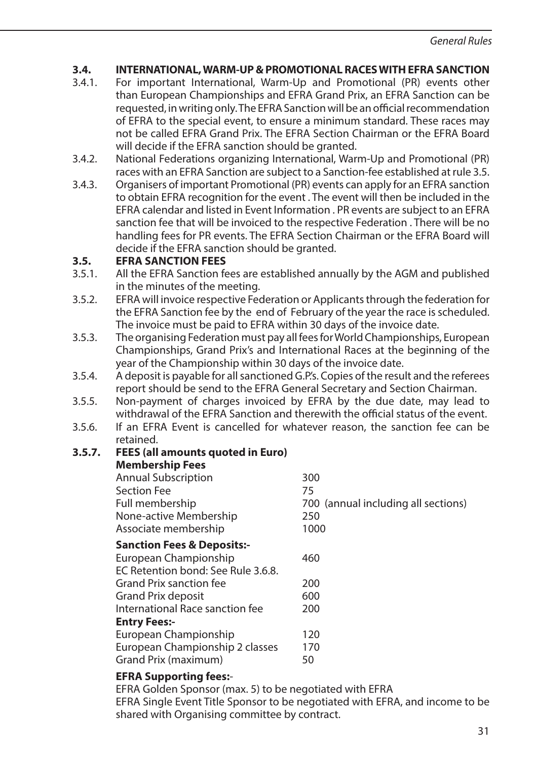### 3.4. INTERNATIONAL, WARM-UP & PROMOTIONAL RACES WITH EFRA SANCTION

3.4.1. For important International, Warm-Up and Promotional (PR) events other than European Championships and EFRA Grand Prix, an EFRA Sanction can be requested, in writing only. The EFRA Sanction will be an official recommendation of EFRA to the special event, to ensure a minimum standard. These races may not be called EFRA Grand Prix. The EFRA Section Chairman or the EFRA Board will decide if the EFRA sanction should be granted.

3.4.2. National Federations organizing International, Warm-Up and Promotional (PR) races with an EFRA Sanction are subject to a Sanction-fee established at rule 3.5.

3.4.3. Organisers of important Promotional (PR) events can apply for an EFRA sanction to obtain EFRA recognition for the event . The event will then be included in the EFRA calendar and listed in Event Information . PR events are subject to an EFRA sanction fee that will be invoiced to the respective Federation . There will be no handling fees for PR events. The EFRA Section Chairman or the EFRA Board will decide if the EFRA sanction should be granted.

### 3.5. EFRA SANCTION FEES

3.5.1. All the EFRA Sanction fees are established annually by the AGM and published in the minutes of the meeting.

3.5.2. EFRA will invoice respective Federation or Applicants through the federation for the EFRA Sanction fee by the end of February of the year the race is scheduled. The invoice must be paid to EFRA within 30 days of the invoice date.

3.5.3. The organising Federation must pay all fees for World Championships, European Championships, Grand Prix's and International Races at the beginning of the year of the Championship within 30 days of the invoice date.

3.5.4. A deposit is payable for all sanctioned G.P.'s. Copies of the result and the referees report should be send to the EFRA General Secretary and Section Chairman.

3.5.5. Non-payment of charges invoiced by EFRA by the due date, may lead to withdrawal of the EFRA Sanction and therewith the official status of the event.

3.5.6. If an EFRA Event is cancelled for whatever reason, the sanction fee can be retained.

**3.5.7. FEES (all amounts quoted in Euro)**

**Membership Fees**

| | |
|---|---|
| Annual Subscription | 300 |
| Section Fee | 75 |
| Full membership | 700 (annual including all sections) |
| None-active Membership | 250 |
| Associate membership | 1000 |

**Sanction Fees & Deposits:-**

| | |
|---|---|
| European Championship | 460 |
| EC Retention bond: See Rule 3.6.8. | |
| Grand Prix sanction fee | 200 |
| Grand Prix deposit | 600 |
| International Race sanction fee | 200 |

**Entry Fees:-**

| | |
|---|---|
| European Championship | 120 |
| European Championship 2 classes | 170 |
| Grand Prix (maximum) | 50 |

**EFRA Supporting fees:-**

EFRA Golden Sponsor (max. 5) to be negotiated with EFRA

EFRA Single Event Title Sponsor to be negotiated with EFRA, and income to be shared with Organising committee by contract.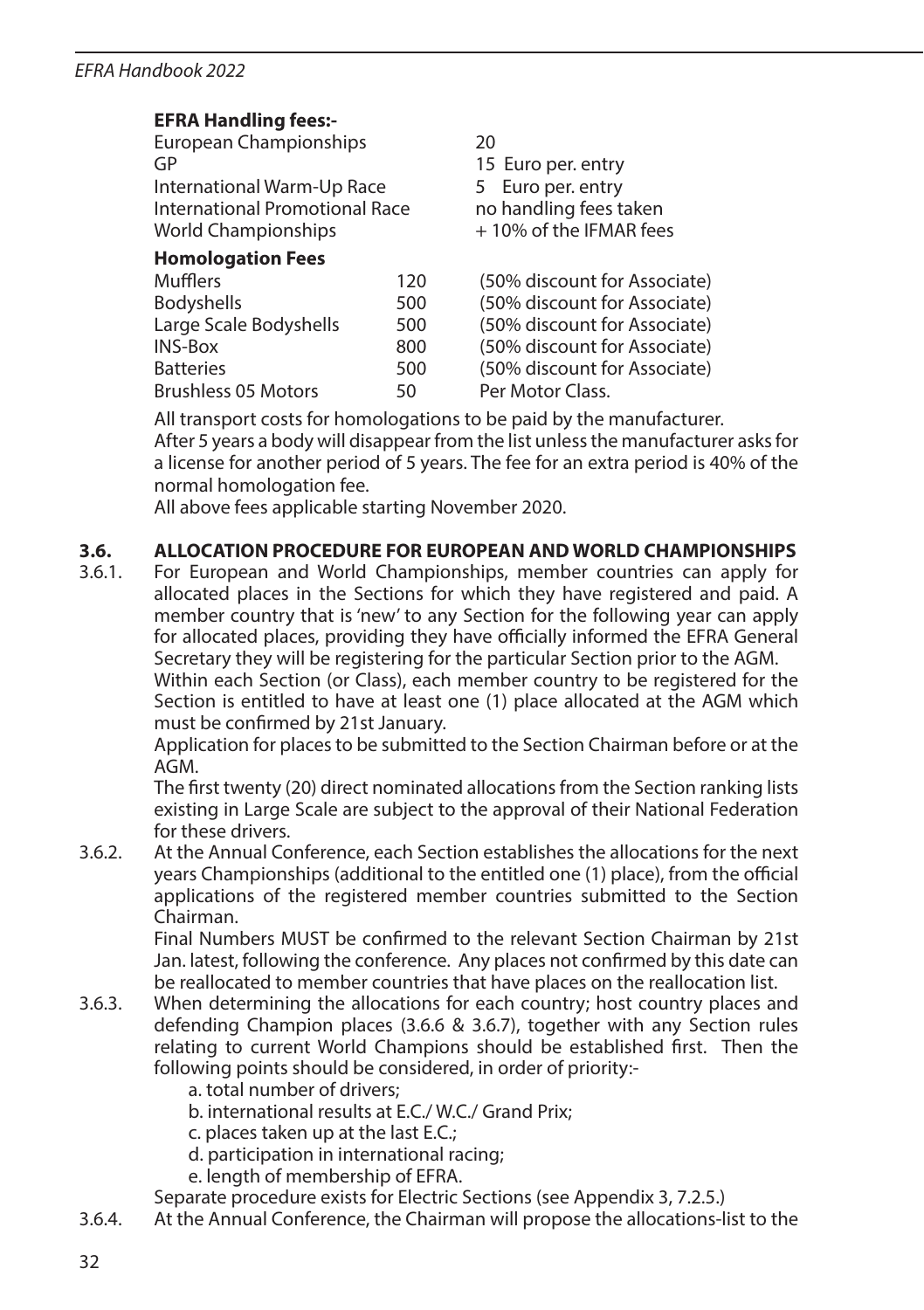**EFRA Handling fees:-**

| | |
|---|---|
| European Championships | 20 |
| GP | 15 Euro per. entry |
| International Warm-Up Race | 5 Euro per. entry |
| International Promotional Race | no handling fees taken |
| World Championships | + 10% of the IFMAR fees |

**Homologation Fees**

| | | |
|---|---|---|
| Mufflers | 120 | (50% discount for Associate) |
| Bodyshells | 500 | (50% discount for Associate) |
| Large Scale Bodyshells | 500 | (50% discount for Associate) |
| INS-Box | 800 | (50% discount for Associate) |
| Batteries | 500 | (50% discount for Associate) |
| Brushless 05 Motors | 50 | Per Motor Class. |

All transport costs for homologations to be paid by the manufacturer.
After 5 years a body will disappear from the list unless the manufacturer asks for a license for another period of 5 years. The fee for an extra period is 40% of the normal homologation fee.
All above fees applicable starting November 2020.

## 3.6. ALLOCATION PROCEDURE FOR EUROPEAN AND WORLD CHAMPIONSHIPS

3.6.1. For European and World Championships, member countries can apply for allocated places in the Sections for which they have registered and paid. A member country that is 'new' to any Section for the following year can apply for allocated places, providing they have officially informed the EFRA General Secretary they will be registering for the particular Section prior to the AGM.
Within each Section (or Class), each member country to be registered for the Section is entitled to have at least one (1) place allocated at the AGM which must be confirmed by 21st January.
Application for places to be submitted to the Section Chairman before or at the AGM.
The first twenty (20) direct nominated allocations from the Section ranking lists existing in Large Scale are subject to the approval of their National Federation for these drivers.

3.6.2. At the Annual Conference, each Section establishes the allocations for the next years Championships (additional to the entitled one (1) place), from the official applications of the registered member countries submitted to the Section Chairman.
Final Numbers MUST be confirmed to the relevant Section Chairman by 21st Jan. latest, following the conference. Any places not confirmed by this date can be reallocated to member countries that have places on the reallocation list.

3.6.3. When determining the allocations for each country; host country places and defending Champion places (3.6.6 & 3.6.7), together with any Section rules relating to current World Champions should be established first. Then the following points should be considered, in order of priority:-

a. total number of drivers;
b. international results at E.C./ W.C./ Grand Prix;
c. places taken up at the last E.C.;
d. participation in international racing;
e. length of membership of EFRA.

Separate procedure exists for Electric Sections (see Appendix 3, 7.2.5.)

3.6.4. At the Annual Conference, the Chairman will propose the allocations-list to the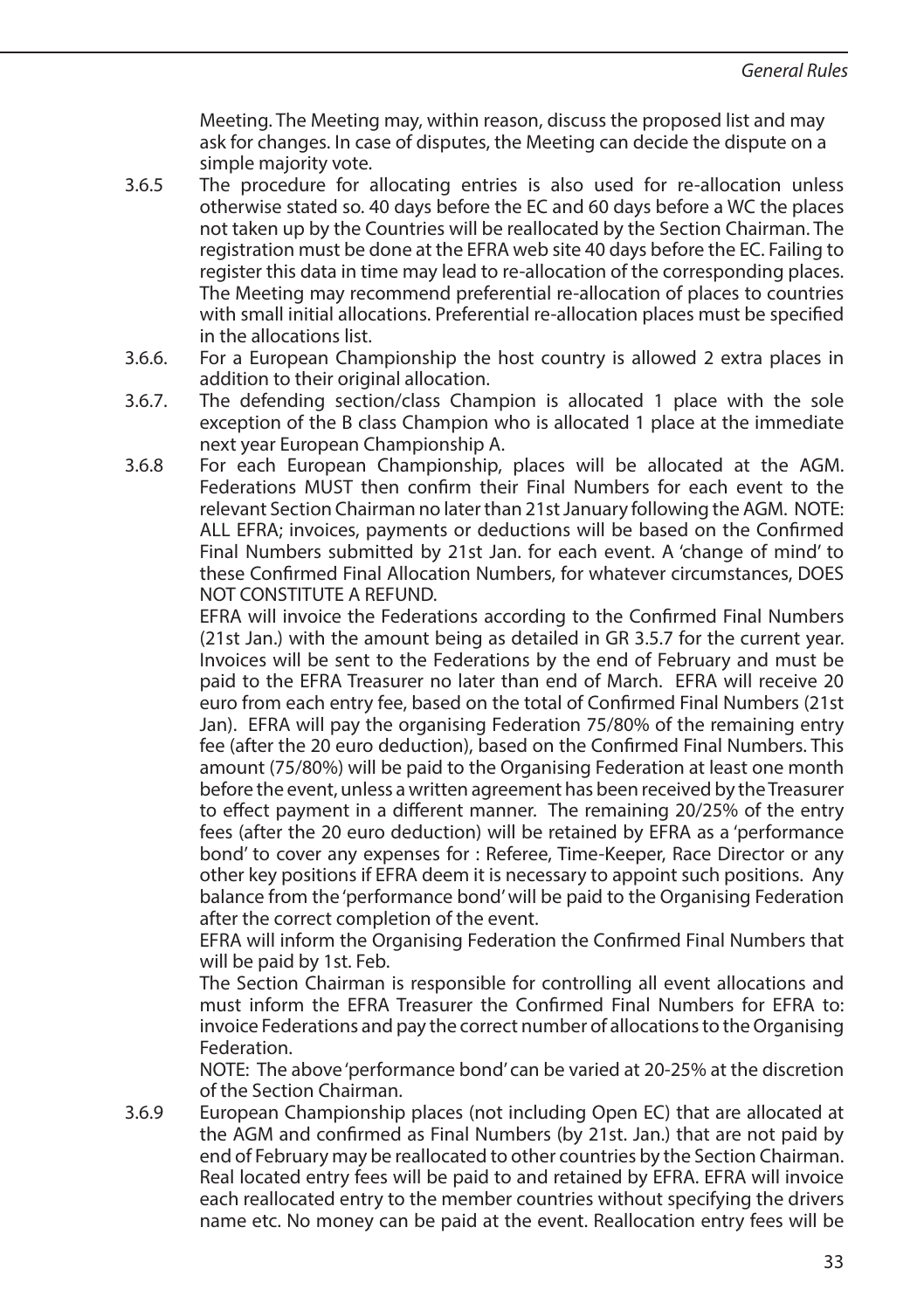Meeting. The Meeting may, within reason, discuss the proposed list and may ask for changes. In case of disputes, the Meeting can decide the dispute on a simple majority vote.

3.6.5 The procedure for allocating entries is also used for re-allocation unless otherwise stated so. 40 days before the EC and 60 days before a WC the places not taken up by the Countries will be reallocated by the Section Chairman. The registration must be done at the EFRA web site 40 days before the EC. Failing to register this data in time may lead to re-allocation of the corresponding places. The Meeting may recommend preferential re-allocation of places to countries with small initial allocations. Preferential re-allocation places must be specified in the allocations list.

3.6.6. For a European Championship the host country is allowed 2 extra places in addition to their original allocation.

3.6.7. The defending section/class Champion is allocated 1 place with the sole exception of the B class Champion who is allocated 1 place at the immediate next year European Championship A.

3.6.8 For each European Championship, places will be allocated at the AGM. Federations MUST then confirm their Final Numbers for each event to the relevant Section Chairman no later than 21st January following the AGM. NOTE: ALL EFRA; invoices, payments or deductions will be based on the Confirmed Final Numbers submitted by 21st Jan. for each event. A 'change of mind' to these Confirmed Final Allocation Numbers, for whatever circumstances, DOES NOT CONSTITUTE A REFUND.

EFRA will invoice the Federations according to the Confirmed Final Numbers (21st Jan.) with the amount being as detailed in GR 3.5.7 for the current year. Invoices will be sent to the Federations by the end of February and must be paid to the EFRA Treasurer no later than end of March. EFRA will receive 20 euro from each entry fee, based on the total of Confirmed Final Numbers (21st Jan). EFRA will pay the organising Federation 75/80% of the remaining entry fee (after the 20 euro deduction), based on the Confirmed Final Numbers. This amount (75/80%) will be paid to the Organising Federation at least one month before the event, unless a written agreement has been received by the Treasurer to effect payment in a different manner. The remaining 20/25% of the entry fees (after the 20 euro deduction) will be retained by EFRA as a 'performance bond' to cover any expenses for : Referee, Time-Keeper, Race Director or any other key positions if EFRA deem it is necessary to appoint such positions. Any balance from the 'performance bond' will be paid to the Organising Federation after the correct completion of the event.

EFRA will inform the Organising Federation the Confirmed Final Numbers that will be paid by 1st. Feb.

The Section Chairman is responsible for controlling all event allocations and must inform the EFRA Treasurer the Confirmed Final Numbers for EFRA to: invoice Federations and pay the correct number of allocations to the Organising Federation.

NOTE: The above 'performance bond' can be varied at 20-25% at the discretion of the Section Chairman.

3.6.9 European Championship places (not including Open EC) that are allocated at the AGM and confirmed as Final Numbers (by 21st. Jan.) that are not paid by end of February may be reallocated to other countries by the Section Chairman. Real located entry fees will be paid to and retained by EFRA. EFRA will invoice each reallocated entry to the member countries without specifying the drivers name etc. No money can be paid at the event. Reallocation entry fees will be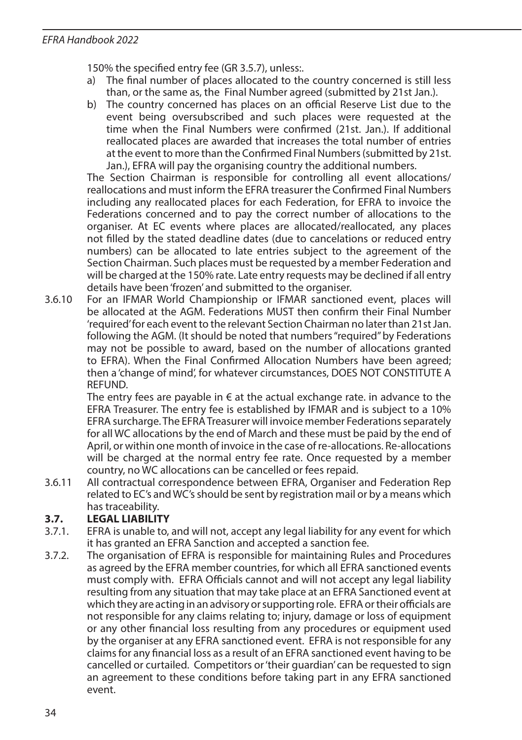150% the specified entry fee (GR 3.5.7), unless:.

a) The final number of places allocated to the country concerned is still less than, or the same as, the Final Number agreed (submitted by 21st Jan.).
b) The country concerned has places on an official Reserve List due to the event being oversubscribed and such places were requested at the time when the Final Numbers were confirmed (21st. Jan.). If additional reallocated places are awarded that increases the total number of entries at the event to more than the Confirmed Final Numbers (submitted by 21st. Jan.), EFRA will pay the organising country the additional numbers.

The Section Chairman is responsible for controlling all event allocations/reallocations and must inform the EFRA treasurer the Confirmed Final Numbers including any reallocated places for each Federation, for EFRA to invoice the Federations concerned and to pay the correct number of allocations to the organiser. At EC events where places are allocated/reallocated, any places not filled by the stated deadline dates (due to cancelations or reduced entry numbers) can be allocated to late entries subject to the agreement of the Section Chairman. Such places must be requested by a member Federation and will be charged at the 150% rate. Late entry requests may be declined if all entry details have been 'frozen' and submitted to the organiser.

3.6.10 For an IFMAR World Championship or IFMAR sanctioned event, places will be allocated at the AGM. Federations MUST then confirm their Final Number 'required' for each event to the relevant Section Chairman no later than 21st Jan. following the AGM. (It should be noted that numbers "required" by Federations may not be possible to award, based on the number of allocations granted to EFRA). When the Final Confirmed Allocation Numbers have been agreed; then a 'change of mind', for whatever circumstances, DOES NOT CONSTITUTE A REFUND.

The entry fees are payable in € at the actual exchange rate. in advance to the EFRA Treasurer. The entry fee is established by IFMAR and is subject to a 10% EFRA surcharge. The EFRA Treasurer will invoice member Federations separately for all WC allocations by the end of March and these must be paid by the end of April, or within one month of invoice in the case of re-allocations. Re-allocations will be charged at the normal entry fee rate. Once requested by a member country, no WC allocations can be cancelled or fees repaid.

3.6.11 All contractual correspondence between EFRA, Organiser and Federation Rep related to EC's and WC's should be sent by registration mail or by a means which has traceability.

### 3.7. LEGAL LIABILITY

3.7.1. EFRA is unable to, and will not, accept any legal liability for any event for which it has granted an EFRA Sanction and accepted a sanction fee.

3.7.2. The organisation of EFRA is responsible for maintaining Rules and Procedures as agreed by the EFRA member countries, for which all EFRA sanctioned events must comply with. EFRA Officials cannot and will not accept any legal liability resulting from any situation that may take place at an EFRA Sanctioned event at which they are acting in an advisory or supporting role. EFRA or their officials are not responsible for any claims relating to; injury, damage or loss of equipment or any other financial loss resulting from any procedures or equipment used by the organiser at any EFRA sanctioned event. EFRA is not responsible for any claims for any financial loss as a result of an EFRA sanctioned event having to be cancelled or curtailed. Competitors or 'their guardian' can be requested to sign an agreement to these conditions before taking part in any EFRA sanctioned event.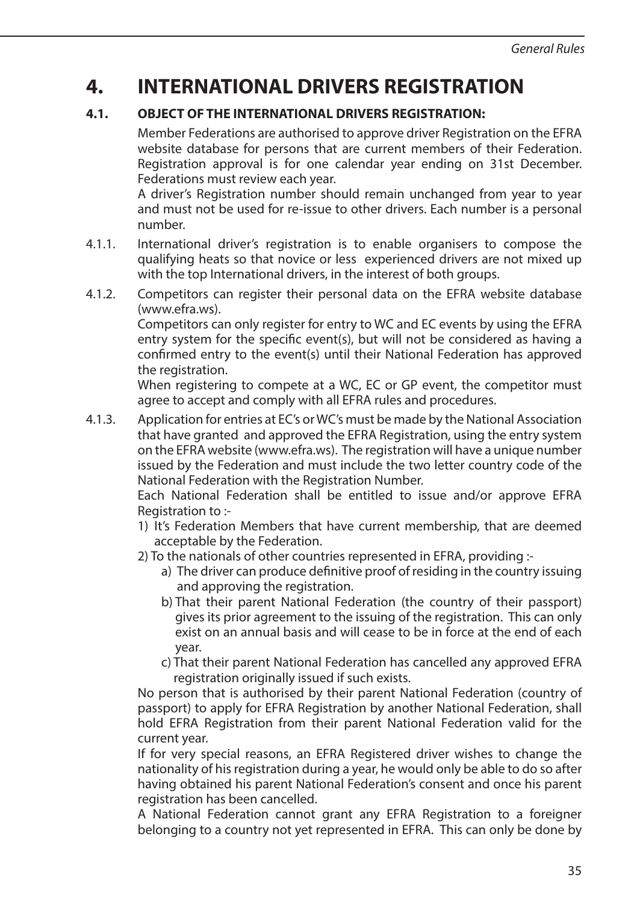# 4. INTERNATIONAL DRIVERS REGISTRATION

## 4.1. OBJECT OF THE INTERNATIONAL DRIVERS REGISTRATION:

Member Federations are authorised to approve driver Registration on the EFRA website database for persons that are current members of their Federation. Registration approval is for one calendar year ending on 31st December. Federations must review each year.

A driver's Registration number should remain unchanged from year to year and must not be used for re-issue to other drivers. Each number is a personal number.

4.1.1. International driver's registration is to enable organisers to compose the qualifying heats so that novice or less experienced drivers are not mixed up with the top International drivers, in the interest of both groups.

4.1.2. Competitors can register their personal data on the EFRA website database (www.efra.ws).

Competitors can only register for entry to WC and EC events by using the EFRA entry system for the specific event(s), but will not be considered as having a confirmed entry to the event(s) until their National Federation has approved the registration.

When registering to compete at a WC, EC or GP event, the competitor must agree to accept and comply with all EFRA rules and procedures.

4.1.3. Application for entries at EC's or WC's must be made by the National Association that have granted and approved the EFRA Registration, using the entry system on the EFRA website (www.efra.ws). The registration will have a unique number issued by the Federation and must include the two letter country code of the National Federation with the Registration Number.

Each National Federation shall be entitled to issue and/or approve EFRA Registration to :-

1) It's Federation Members that have current membership, that are deemed acceptable by the Federation.
2) To the nationals of other countries represented in EFRA, providing :-
   a) The driver can produce definitive proof of residing in the country issuing and approving the registration.
   b) That their parent National Federation (the country of their passport) gives its prior agreement to the issuing of the registration. This can only exist on an annual basis and will cease to be in force at the end of each year.
   c) That their parent National Federation has cancelled any approved EFRA registration originally issued if such exists.

No person that is authorised by their parent National Federation (country of passport) to apply for EFRA Registration by another National Federation, shall hold EFRA Registration from their parent National Federation valid for the current year.

If for very special reasons, an EFRA Registered driver wishes to change the nationality of his registration during a year, he would only be able to do so after having obtained his parent National Federation's consent and once his parent registration has been cancelled.

A National Federation cannot grant any EFRA Registration to a foreigner belonging to a country not yet represented in EFRA. This can only be done by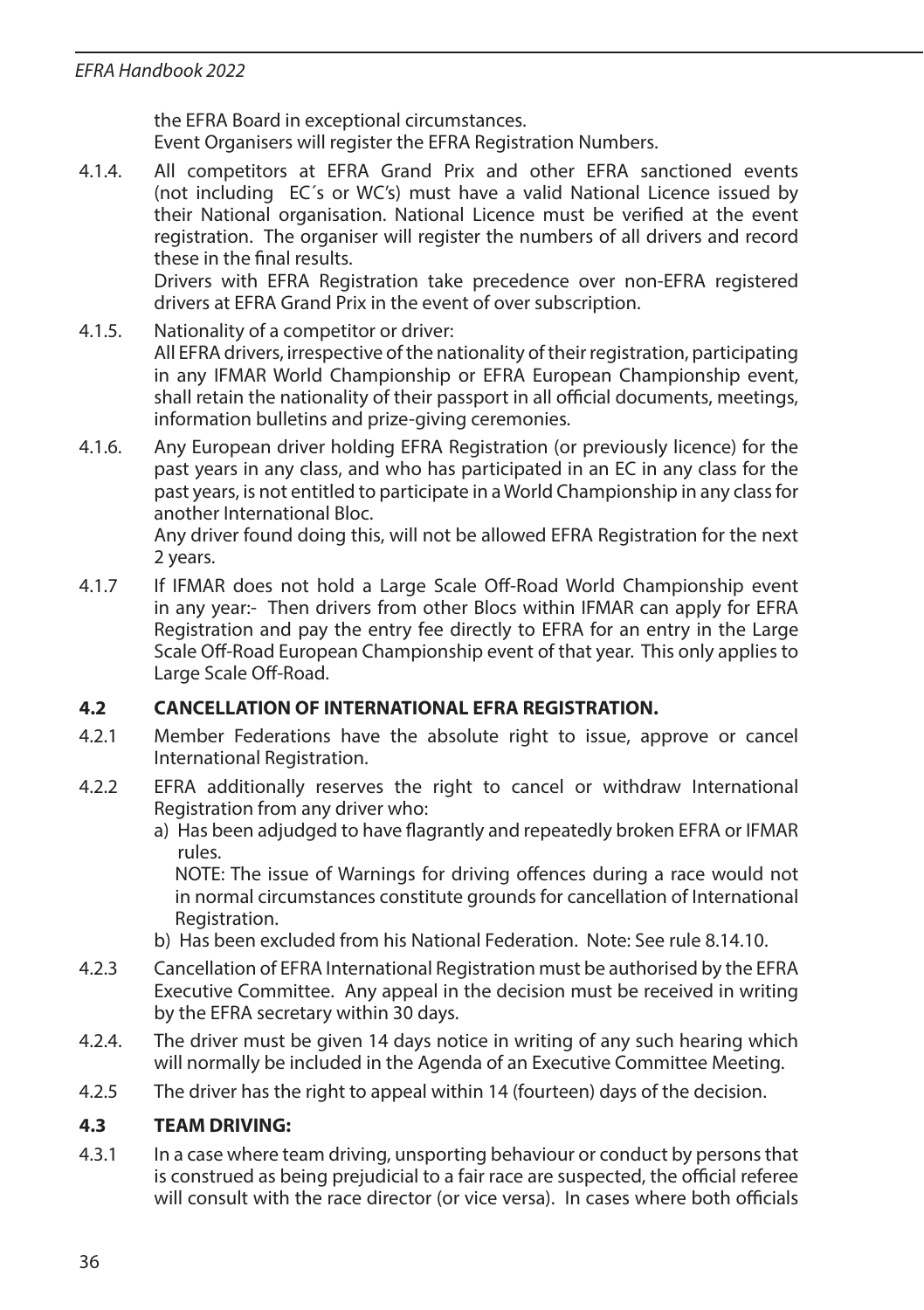the EFRA Board in exceptional circumstances.
Event Organisers will register the EFRA Registration Numbers.

4.1.4. All competitors at EFRA Grand Prix and other EFRA sanctioned events (not including EC´s or WC's) must have a valid National Licence issued by their National organisation. National Licence must be verified at the event registration. The organiser will register the numbers of all drivers and record these in the final results.
Drivers with EFRA Registration take precedence over non-EFRA registered drivers at EFRA Grand Prix in the event of over subscription.

4.1.5. Nationality of a competitor or driver:
All EFRA drivers, irrespective of the nationality of their registration, participating in any IFMAR World Championship or EFRA European Championship event, shall retain the nationality of their passport in all official documents, meetings, information bulletins and prize-giving ceremonies.

4.1.6. Any European driver holding EFRA Registration (or previously licence) for the past years in any class, and who has participated in an EC in any class for the past years, is not entitled to participate in a World Championship in any class for another International Bloc.
Any driver found doing this, will not be allowed EFRA Registration for the next 2 years.

4.1.7 If IFMAR does not hold a Large Scale Off-Road World Championship event in any year:- Then drivers from other Blocs within IFMAR can apply for EFRA Registration and pay the entry fee directly to EFRA for an entry in the Large Scale Off-Road European Championship event of that year. This only applies to Large Scale Off-Road.

### 4.2 CANCELLATION OF INTERNATIONAL EFRA REGISTRATION.

4.2.1 Member Federations have the absolute right to issue, approve or cancel International Registration.

4.2.2 EFRA additionally reserves the right to cancel or withdraw International Registration from any driver who:

a) Has been adjudged to have flagrantly and repeatedly broken EFRA or IFMAR rules.
NOTE: The issue of Warnings for driving offences during a race would not in normal circumstances constitute grounds for cancellation of International Registration.

b) Has been excluded from his National Federation. Note: See rule 8.14.10.

4.2.3 Cancellation of EFRA International Registration must be authorised by the EFRA Executive Committee. Any appeal in the decision must be received in writing by the EFRA secretary within 30 days.

4.2.4. The driver must be given 14 days notice in writing of any such hearing which will normally be included in the Agenda of an Executive Committee Meeting.

4.2.5 The driver has the right to appeal within 14 (fourteen) days of the decision.

### 4.3 TEAM DRIVING:

4.3.1 In a case where team driving, unsporting behaviour or conduct by persons that is construed as being prejudicial to a fair race are suspected, the official referee will consult with the race director (or vice versa). In cases where both officials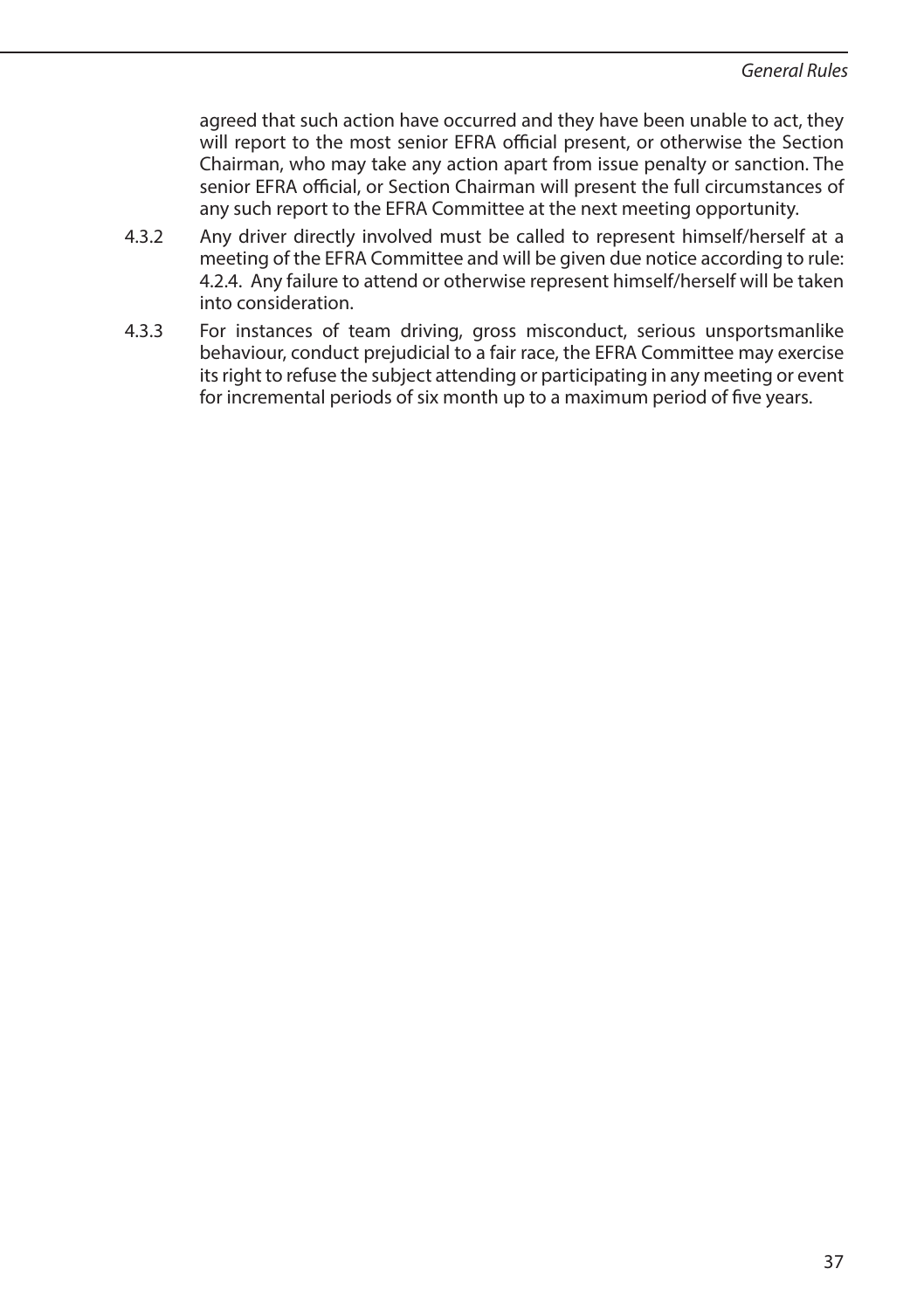agreed that such action have occurred and they have been unable to act, they will report to the most senior EFRA official present, or otherwise the Section Chairman, who may take any action apart from issue penalty or sanction. The senior EFRA official, or Section Chairman will present the full circumstances of any such report to the EFRA Committee at the next meeting opportunity.

4.3.2 Any driver directly involved must be called to represent himself/herself at a meeting of the EFRA Committee and will be given due notice according to rule: 4.2.4. Any failure to attend or otherwise represent himself/herself will be taken into consideration.

4.3.3 For instances of team driving, gross misconduct, serious unsportsmanlike behaviour, conduct prejudicial to a fair race, the EFRA Committee may exercise its right to refuse the subject attending or participating in any meeting or event for incremental periods of six month up to a maximum period of five years.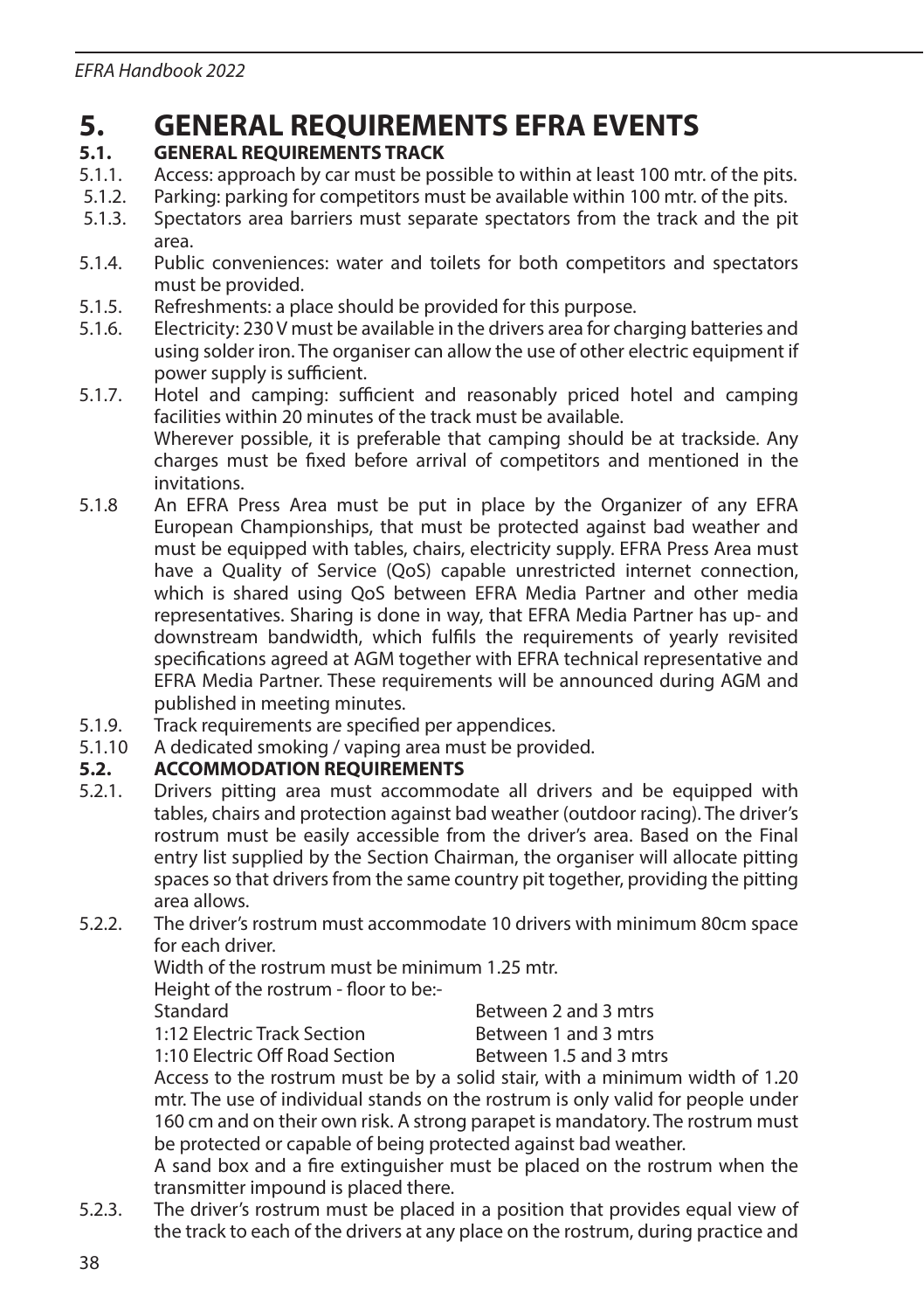# 5. GENERAL REQUIREMENTS EFRA EVENTS

## 5.1. GENERAL REQUIREMENTS TRACK

5.1.1. Access: approach by car must be possible to within at least 100 mtr. of the pits.

5.1.2. Parking: parking for competitors must be available within 100 mtr. of the pits.

5.1.3. Spectators area barriers must separate spectators from the track and the pit area.

5.1.4. Public conveniences: water and toilets for both competitors and spectators must be provided.

5.1.5. Refreshments: a place should be provided for this purpose.

5.1.6. Electricity: 230 V must be available in the drivers area for charging batteries and using solder iron. The organiser can allow the use of other electric equipment if power supply is sufficient.

5.1.7. Hotel and camping: sufficient and reasonably priced hotel and camping facilities within 20 minutes of the track must be available.
Wherever possible, it is preferable that camping should be at trackside. Any charges must be fixed before arrival of competitors and mentioned in the invitations.

5.1.8 An EFRA Press Area must be put in place by the Organizer of any EFRA European Championships, that must be protected against bad weather and must be equipped with tables, chairs, electricity supply. EFRA Press Area must have a Quality of Service (QoS) capable unrestricted internet connection, which is shared using QoS between EFRA Media Partner and other media representatives. Sharing is done in way, that EFRA Media Partner has up- and downstream bandwidth, which fulfils the requirements of yearly revisited specifications agreed at AGM together with EFRA technical representative and EFRA Media Partner. These requirements will be announced during AGM and published in meeting minutes.

5.1.9. Track requirements are specified per appendices.

5.1.10 A dedicated smoking / vaping area must be provided.

## 5.2. ACCOMMODATION REQUIREMENTS

5.2.1. Drivers pitting area must accommodate all drivers and be equipped with tables, chairs and protection against bad weather (outdoor racing). The driver's rostrum must be easily accessible from the driver's area. Based on the Final entry list supplied by the Section Chairman, the organiser will allocate pitting spaces so that drivers from the same country pit together, providing the pitting area allows.

5.2.2. The driver's rostrum must accommodate 10 drivers with minimum 80cm space for each driver.
Width of the rostrum must be minimum 1.25 mtr.
Height of the rostrum - floor to be:-

| | |
|---|---|
| Standard | Between 2 and 3 mtrs |
| 1:12 Electric Track Section | Between 1 and 3 mtrs |
| 1:10 Electric Off Road Section | Between 1.5 and 3 mtrs |

Access to the rostrum must be by a solid stair, with a minimum width of 1.20 mtr. The use of individual stands on the rostrum is only valid for people under 160 cm and on their own risk. A strong parapet is mandatory. The rostrum must be protected or capable of being protected against bad weather.
A sand box and a fire extinguisher must be placed on the rostrum when the transmitter impound is placed there.

5.2.3. The driver's rostrum must be placed in a position that provides equal view of the track to each of the drivers at any place on the rostrum, during practice and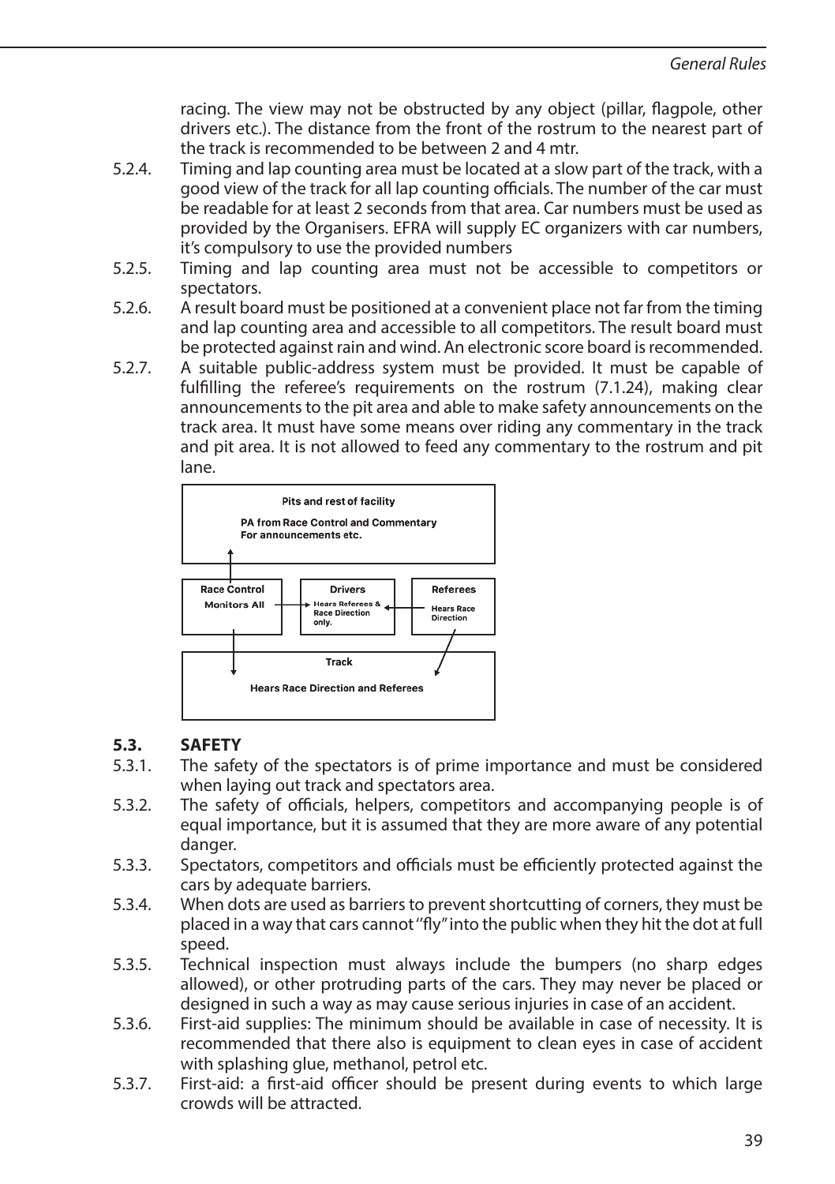racing. The view may not be obstructed by any object (pillar, flagpole, other drivers etc.). The distance from the front of the rostrum to the nearest part of the track is recommended to be between 2 and 4 mtr.

5.2.4. Timing and lap counting area must be located at a slow part of the track, with a good view of the track for all lap counting officials. The number of the car must be readable for at least 2 seconds from that area. Car numbers must be used as provided by the Organisers. EFRA will supply EC organizers with car numbers, it's compulsory to use the provided numbers

5.2.5. Timing and lap counting area must not be accessible to competitors or spectators.

5.2.6. A result board must be positioned at a convenient place not far from the timing and lap counting area and accessible to all competitors. The result board must be protected against rain and wind. An electronic score board is recommended.

5.2.7. A suitable public-address system must be provided. It must be capable of fulfilling the referee's requirements on the rostrum (7.1.24), making clear announcements to the pit area and able to make safety announcements on the track area. It must have some means over riding any commentary in the track and pit area. It is not allowed to feed any commentary to the rostrum and pit lane.

Pits and rest of facility
PA from Race Control and Commentary
For announcements etc.

Race Control
Monitors All

Drivers
Hears Referees & Race Direction only.

Referees
Hears Race Direction

Track
Hears Race Direction and Referees

## 5.3. SAFETY

5.3.1. The safety of the spectators is of prime importance and must be considered when laying out track and spectators area.

5.3.2. The safety of officials, helpers, competitors and accompanying people is of equal importance, but it is assumed that they are more aware of any potential danger.

5.3.3. Spectators, competitors and officials must be efficiently protected against the cars by adequate barriers.

5.3.4. When dots are used as barriers to prevent shortcutting of corners, they must be placed in a way that cars cannot ''fly" into the public when they hit the dot at full speed.

5.3.5. Technical inspection must always include the bumpers (no sharp edges allowed), or other protruding parts of the cars. They may never be placed or designed in such a way as may cause serious injuries in case of an accident.

5.3.6. First-aid supplies: The minimum should be available in case of necessity. It is recommended that there also is equipment to clean eyes in case of accident with splashing glue, methanol, petrol etc.

5.3.7. First-aid: a first-aid officer should be present during events to which large crowds will be attracted.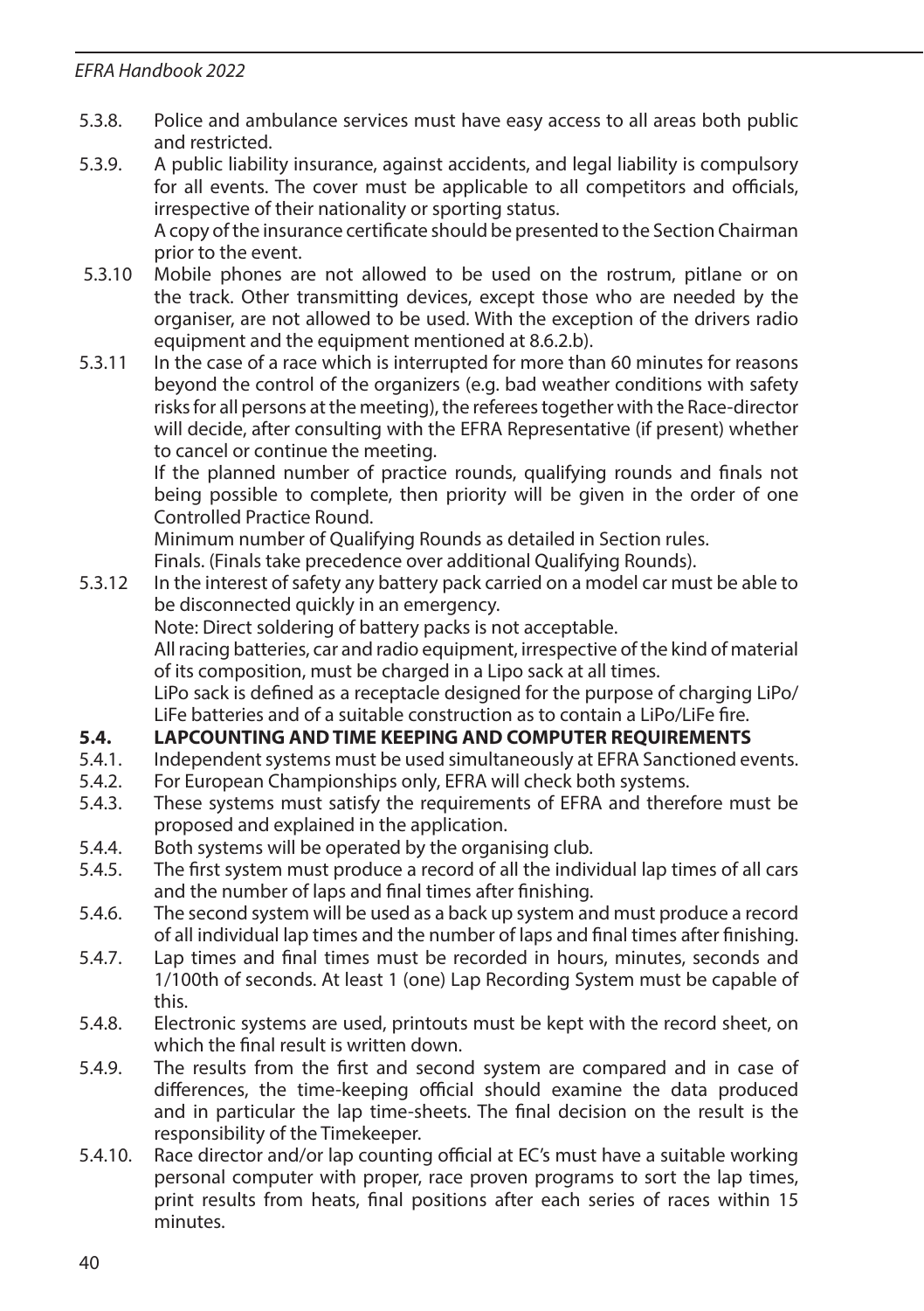5.3.8. Police and ambulance services must have easy access to all areas both public and restricted.

5.3.9. A public liability insurance, against accidents, and legal liability is compulsory for all events. The cover must be applicable to all competitors and officials, irrespective of their nationality or sporting status.
A copy of the insurance certificate should be presented to the Section Chairman prior to the event.

5.3.10 Mobile phones are not allowed to be used on the rostrum, pitlane or on the track. Other transmitting devices, except those who are needed by the organiser, are not allowed to be used. With the exception of the drivers radio equipment and the equipment mentioned at 8.6.2.b).

5.3.11 In the case of a race which is interrupted for more than 60 minutes for reasons beyond the control of the organizers (e.g. bad weather conditions with safety risks for all persons at the meeting), the referees together with the Race-director will decide, after consulting with the EFRA Representative (if present) whether to cancel or continue the meeting.
If the planned number of practice rounds, qualifying rounds and finals not being possible to complete, then priority will be given in the order of one Controlled Practice Round.
Minimum number of Qualifying Rounds as detailed in Section rules.
Finals. (Finals take precedence over additional Qualifying Rounds).

5.3.12 In the interest of safety any battery pack carried on a model car must be able to be disconnected quickly in an emergency.
Note: Direct soldering of battery packs is not acceptable.
All racing batteries, car and radio equipment, irrespective of the kind of material of its composition, must be charged in a Lipo sack at all times.
LiPo sack is defined as a receptacle designed for the purpose of charging LiPo/LiFe batteries and of a suitable construction as to contain a LiPo/LiFe fire.

## 5.4. LAPCOUNTING AND TIME KEEPING AND COMPUTER REQUIREMENTS

5.4.1. Independent systems must be used simultaneously at EFRA Sanctioned events.

5.4.2. For European Championships only, EFRA will check both systems.

5.4.3. These systems must satisfy the requirements of EFRA and therefore must be proposed and explained in the application.

5.4.4. Both systems will be operated by the organising club.

5.4.5. The first system must produce a record of all the individual lap times of all cars and the number of laps and final times after finishing.

5.4.6. The second system will be used as a back up system and must produce a record of all individual lap times and the number of laps and final times after finishing.

5.4.7. Lap times and final times must be recorded in hours, minutes, seconds and 1/100th of seconds. At least 1 (one) Lap Recording System must be capable of this.

5.4.8. Electronic systems are used, printouts must be kept with the record sheet, on which the final result is written down.

5.4.9. The results from the first and second system are compared and in case of differences, the time-keeping official should examine the data produced and in particular the lap time-sheets. The final decision on the result is the responsibility of the Timekeeper.

5.4.10. Race director and/or lap counting official at EC's must have a suitable working personal computer with proper, race proven programs to sort the lap times, print results from heats, final positions after each series of races within 15 minutes.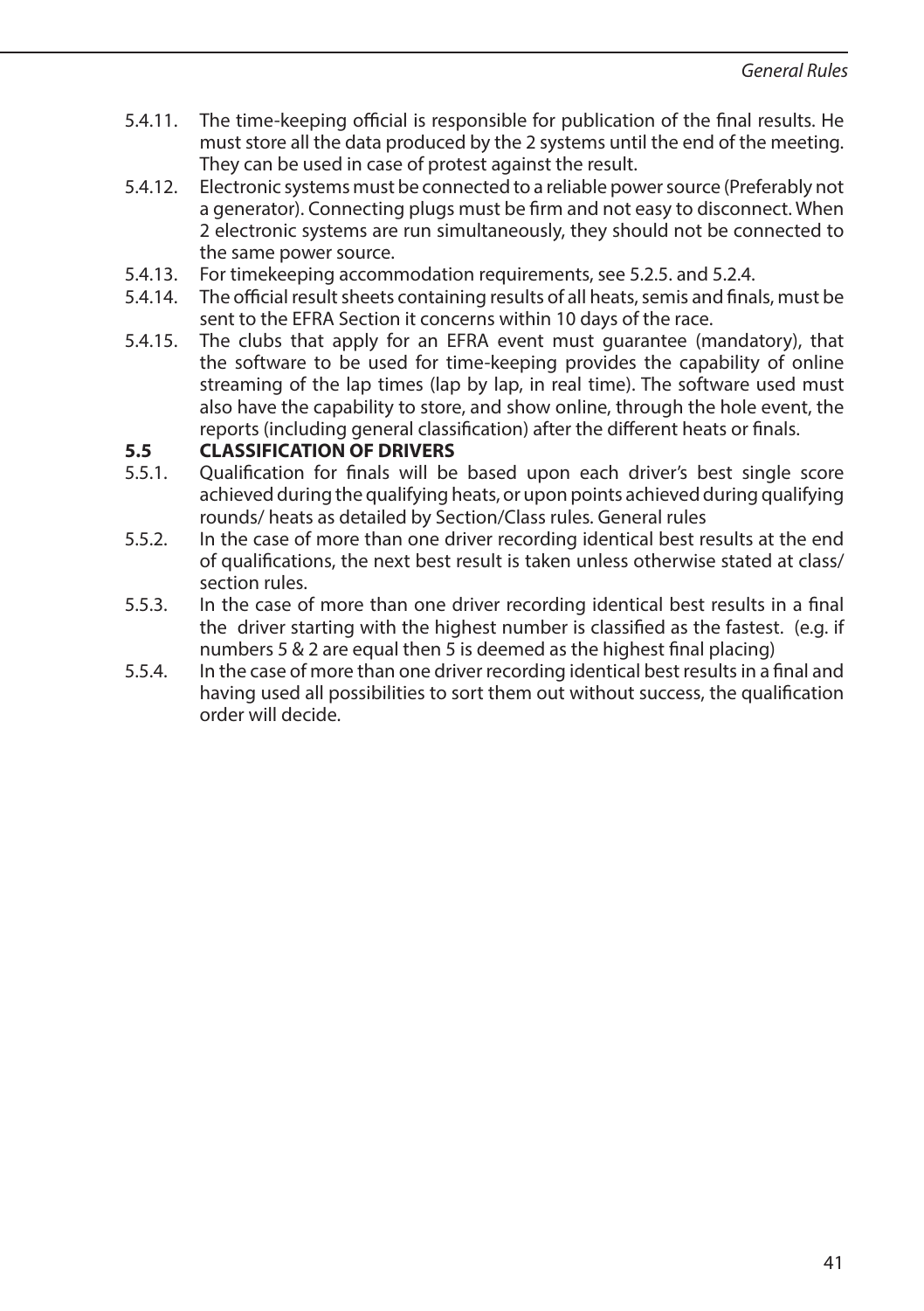5.4.11. The time-keeping official is responsible for publication of the final results. He must store all the data produced by the 2 systems until the end of the meeting. They can be used in case of protest against the result.

5.4.12. Electronic systems must be connected to a reliable power source (Preferably not a generator). Connecting plugs must be firm and not easy to disconnect. When 2 electronic systems are run simultaneously, they should not be connected to the same power source.

5.4.13. For timekeeping accommodation requirements, see 5.2.5. and 5.2.4.

5.4.14. The official result sheets containing results of all heats, semis and finals, must be sent to the EFRA Section it concerns within 10 days of the race.

5.4.15. The clubs that apply for an EFRA event must guarantee (mandatory), that the software to be used for time-keeping provides the capability of online streaming of the lap times (lap by lap, in real time). The software used must also have the capability to store, and show online, through the hole event, the reports (including general classification) after the different heats or finals.

## 5.5 CLASSIFICATION OF DRIVERS

5.5.1. Qualification for finals will be based upon each driver's best single score achieved during the qualifying heats, or upon points achieved during qualifying rounds/ heats as detailed by Section/Class rules. General rules

5.5.2. In the case of more than one driver recording identical best results at the end of qualifications, the next best result is taken unless otherwise stated at class/ section rules.

5.5.3. In the case of more than one driver recording identical best results in a final the driver starting with the highest number is classified as the fastest. (e.g. if numbers 5 & 2 are equal then 5 is deemed as the highest final placing)

5.5.4. In the case of more than one driver recording identical best results in a final and having used all possibilities to sort them out without success, the qualification order will decide.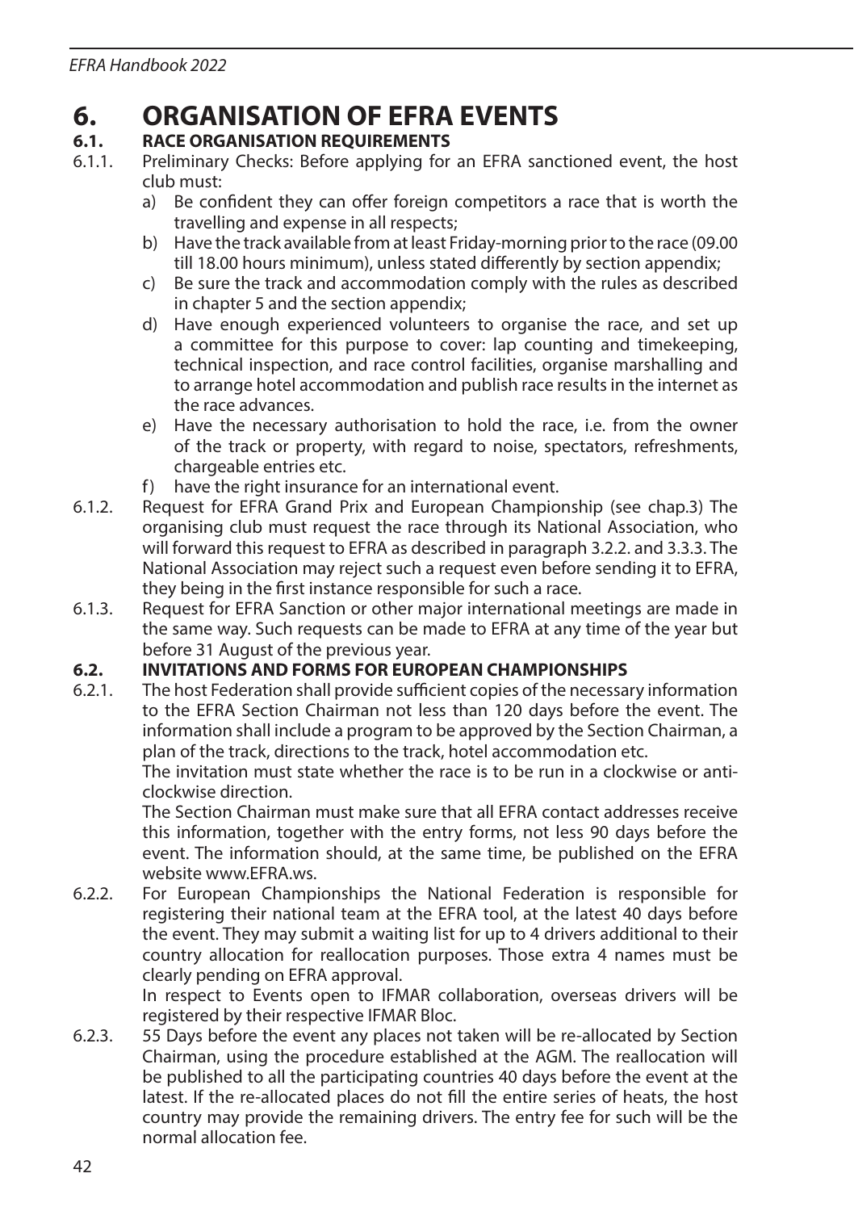# 6. ORGANISATION OF EFRA EVENTS

## 6.1. RACE ORGANISATION REQUIREMENTS

6.1.1. Preliminary Checks: Before applying for an EFRA sanctioned event, the host club must:

a) Be confident they can offer foreign competitors a race that is worth the travelling and expense in all respects;

b) Have the track available from at least Friday-morning prior to the race (09.00 till 18.00 hours minimum), unless stated differently by section appendix;

c) Be sure the track and accommodation comply with the rules as described in chapter 5 and the section appendix;

d) Have enough experienced volunteers to organise the race, and set up a committee for this purpose to cover: lap counting and timekeeping, technical inspection, and race control facilities, organise marshalling and to arrange hotel accommodation and publish race results in the internet as the race advances.

e) Have the necessary authorisation to hold the race, i.e. from the owner of the track or property, with regard to noise, spectators, refreshments, chargeable entries etc.

f) have the right insurance for an international event.

6.1.2. Request for EFRA Grand Prix and European Championship (see chap.3) The organising club must request the race through its National Association, who will forward this request to EFRA as described in paragraph 3.2.2. and 3.3.3. The National Association may reject such a request even before sending it to EFRA, they being in the first instance responsible for such a race.

6.1.3. Request for EFRA Sanction or other major international meetings are made in the same way. Such requests can be made to EFRA at any time of the year but before 31 August of the previous year.

## 6.2. INVITATIONS AND FORMS FOR EUROPEAN CHAMPIONSHIPS

6.2.1. The host Federation shall provide sufficient copies of the necessary information to the EFRA Section Chairman not less than 120 days before the event. The information shall include a program to be approved by the Section Chairman, a plan of the track, directions to the track, hotel accommodation etc.

The invitation must state whether the race is to be run in a clockwise or anti-clockwise direction.

The Section Chairman must make sure that all EFRA contact addresses receive this information, together with the entry forms, not less 90 days before the event. The information should, at the same time, be published on the EFRA website www.EFRA.ws.

6.2.2. For European Championships the National Federation is responsible for registering their national team at the EFRA tool, at the latest 40 days before the event. They may submit a waiting list for up to 4 drivers additional to their country allocation for reallocation purposes. Those extra 4 names must be clearly pending on EFRA approval.

In respect to Events open to IFMAR collaboration, overseas drivers will be registered by their respective IFMAR Bloc.

6.2.3. 55 Days before the event any places not taken will be re-allocated by Section Chairman, using the procedure established at the AGM. The reallocation will be published to all the participating countries 40 days before the event at the latest. If the re-allocated places do not fill the entire series of heats, the host country may provide the remaining drivers. The entry fee for such will be the normal allocation fee.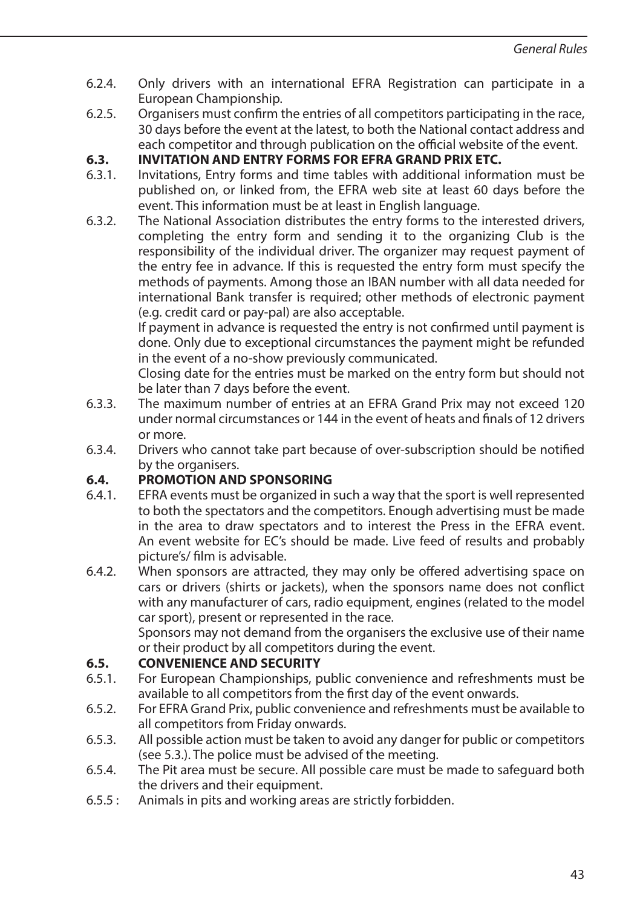6.2.4. Only drivers with an international EFRA Registration can participate in a European Championship.

6.2.5. Organisers must confirm the entries of all competitors participating in the race, 30 days before the event at the latest, to both the National contact address and each competitor and through publication on the official website of the event.

### 6.3. INVITATION AND ENTRY FORMS FOR EFRA GRAND PRIX ETC.

6.3.1. Invitations, Entry forms and time tables with additional information must be published on, or linked from, the EFRA web site at least 60 days before the event. This information must be at least in English language.

6.3.2. The National Association distributes the entry forms to the interested drivers, completing the entry form and sending it to the organizing Club is the responsibility of the individual driver. The organizer may request payment of the entry fee in advance. If this is requested the entry form must specify the methods of payments. Among those an IBAN number with all data needed for international Bank transfer is required; other methods of electronic payment (e.g. credit card or pay-pal) are also acceptable.
If payment in advance is requested the entry is not confirmed until payment is done. Only due to exceptional circumstances the payment might be refunded in the event of a no-show previously communicated.
Closing date for the entries must be marked on the entry form but should not be later than 7 days before the event.

6.3.3. The maximum number of entries at an EFRA Grand Prix may not exceed 120 under normal circumstances or 144 in the event of heats and finals of 12 drivers or more.

6.3.4. Drivers who cannot take part because of over-subscription should be notified by the organisers.

### 6.4. PROMOTION AND SPONSORING

6.4.1. EFRA events must be organized in such a way that the sport is well represented to both the spectators and the competitors. Enough advertising must be made in the area to draw spectators and to interest the Press in the EFRA event. An event website for EC's should be made. Live feed of results and probably picture's/ film is advisable.

6.4.2. When sponsors are attracted, they may only be offered advertising space on cars or drivers (shirts or jackets), when the sponsors name does not conflict with any manufacturer of cars, radio equipment, engines (related to the model car sport), present or represented in the race.
Sponsors may not demand from the organisers the exclusive use of their name or their product by all competitors during the event.

### 6.5. CONVENIENCE AND SECURITY

6.5.1. For European Championships, public convenience and refreshments must be available to all competitors from the first day of the event onwards.

6.5.2. For EFRA Grand Prix, public convenience and refreshments must be available to all competitors from Friday onwards.

6.5.3. All possible action must be taken to avoid any danger for public or competitors (see 5.3.). The police must be advised of the meeting.

6.5.4. The Pit area must be secure. All possible care must be made to safeguard both the drivers and their equipment.

6.5.5 : Animals in pits and working areas are strictly forbidden.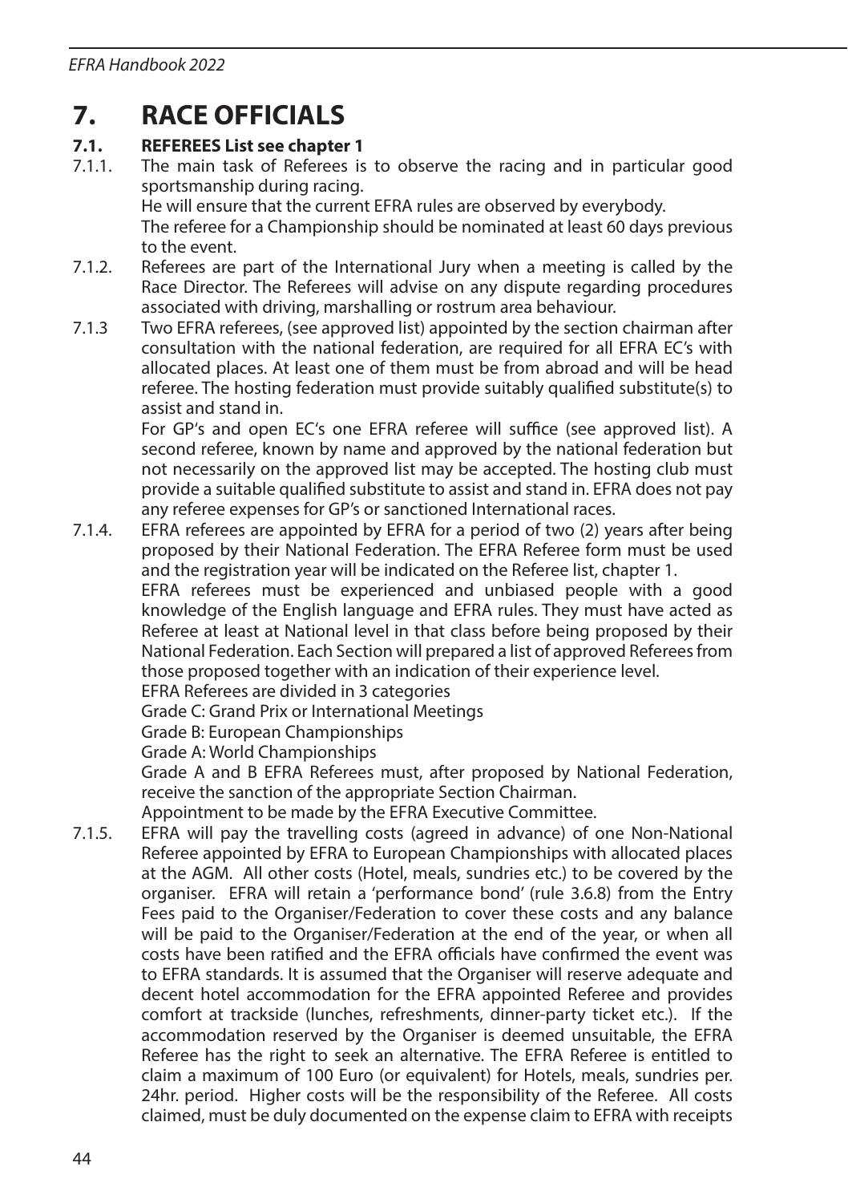# 7. RACE OFFICIALS

## 7.1. REFEREES List see chapter 1

7.1.1. The main task of Referees is to observe the racing and in particular good sportsmanship during racing.
He will ensure that the current EFRA rules are observed by everybody.
The referee for a Championship should be nominated at least 60 days previous to the event.

7.1.2. Referees are part of the International Jury when a meeting is called by the Race Director. The Referees will advise on any dispute regarding procedures associated with driving, marshalling or rostrum area behaviour.

7.1.3 Two EFRA referees, (see approved list) appointed by the section chairman after consultation with the national federation, are required for all EFRA EC's with allocated places. At least one of them must be from abroad and will be head referee. The hosting federation must provide suitably qualified substitute(s) to assist and stand in.
For GP's and open EC's one EFRA referee will suffice (see approved list). A second referee, known by name and approved by the national federation but not necessarily on the approved list may be accepted. The hosting club must provide a suitable qualified substitute to assist and stand in. EFRA does not pay any referee expenses for GP's or sanctioned International races.

7.1.4. EFRA referees are appointed by EFRA for a period of two (2) years after being proposed by their National Federation. The EFRA Referee form must be used and the registration year will be indicated on the Referee list, chapter 1.
EFRA referees must be experienced and unbiased people with a good knowledge of the English language and EFRA rules. They must have acted as Referee at least at National level in that class before being proposed by their National Federation. Each Section will prepared a list of approved Referees from those proposed together with an indication of their experience level.
EFRA Referees are divided in 3 categories
Grade C: Grand Prix or International Meetings
Grade B: European Championships
Grade A: World Championships
Grade A and B EFRA Referees must, after proposed by National Federation, receive the sanction of the appropriate Section Chairman.
Appointment to be made by the EFRA Executive Committee.

7.1.5. EFRA will pay the travelling costs (agreed in advance) of one Non-National Referee appointed by EFRA to European Championships with allocated places at the AGM. All other costs (Hotel, meals, sundries etc.) to be covered by the organiser. EFRA will retain a 'performance bond' (rule 3.6.8) from the Entry Fees paid to the Organiser/Federation to cover these costs and any balance will be paid to the Organiser/Federation at the end of the year, or when all costs have been ratified and the EFRA officials have confirmed the event was to EFRA standards. It is assumed that the Organiser will reserve adequate and decent hotel accommodation for the EFRA appointed Referee and provides comfort at trackside (lunches, refreshments, dinner-party ticket etc.). If the accommodation reserved by the Organiser is deemed unsuitable, the EFRA Referee has the right to seek an alternative. The EFRA Referee is entitled to claim a maximum of 100 Euro (or equivalent) for Hotels, meals, sundries per. 24hr. period. Higher costs will be the responsibility of the Referee. All costs claimed, must be duly documented on the expense claim to EFRA with receipts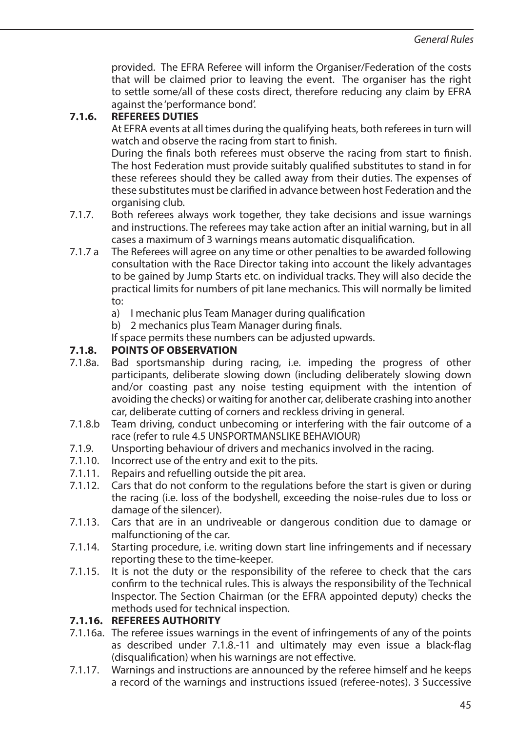provided. The EFRA Referee will inform the Organiser/Federation of the costs that will be claimed prior to leaving the event. The organiser has the right to settle some/all of these costs direct, therefore reducing any claim by EFRA against the 'performance bond'.

**7.1.6. REFEREES DUTIES**

At EFRA events at all times during the qualifying heats, both referees in turn will watch and observe the racing from start to finish.

During the finals both referees must observe the racing from start to finish. The host Federation must provide suitably qualified substitutes to stand in for these referees should they be called away from their duties. The expenses of these substitutes must be clarified in advance between host Federation and the organising club.

7.1.7. Both referees always work together, they take decisions and issue warnings and instructions. The referees may take action after an initial warning, but in all cases a maximum of 3 warnings means automatic disqualification.

7.1.7 a The Referees will agree on any time or other penalties to be awarded following consultation with the Race Director taking into account the likely advantages to be gained by Jump Starts etc. on individual tracks. They will also decide the practical limits for numbers of pit lane mechanics. This will normally be limited to:

a) I mechanic plus Team Manager during qualification
b) 2 mechanics plus Team Manager during finals.

If space permits these numbers can be adjusted upwards.

**7.1.8. POINTS OF OBSERVATION**

7.1.8a. Bad sportsmanship during racing, i.e. impeding the progress of other participants, deliberate slowing down (including deliberately slowing down and/or coasting past any noise testing equipment with the intention of avoiding the checks) or waiting for another car, deliberate crashing into another car, deliberate cutting of corners and reckless driving in general.

7.1.8.b Team driving, conduct unbecoming or interfering with the fair outcome of a race (refer to rule 4.5 UNSPORTMANSLIKE BEHAVIOUR)

7.1.9. Unsporting behaviour of drivers and mechanics involved in the racing.

7.1.10. Incorrect use of the entry and exit to the pits.

7.1.11. Repairs and refuelling outside the pit area.

7.1.12. Cars that do not conform to the regulations before the start is given or during the racing (i.e. loss of the bodyshell, exceeding the noise-rules due to loss or damage of the silencer).

7.1.13. Cars that are in an undriveable or dangerous condition due to damage or malfunctioning of the car.

7.1.14. Starting procedure, i.e. writing down start line infringements and if necessary reporting these to the time-keeper.

7.1.15. It is not the duty or the responsibility of the referee to check that the cars confirm to the technical rules. This is always the responsibility of the Technical Inspector. The Section Chairman (or the EFRA appointed deputy) checks the methods used for technical inspection.

**7.1.16. REFEREES AUTHORITY**

7.1.16a. The referee issues warnings in the event of infringements of any of the points as described under 7.1.8.-11 and ultimately may even issue a black-flag (disqualification) when his warnings are not effective.

7.1.17. Warnings and instructions are announced by the referee himself and he keeps a record of the warnings and instructions issued (referee-notes). 3 Successive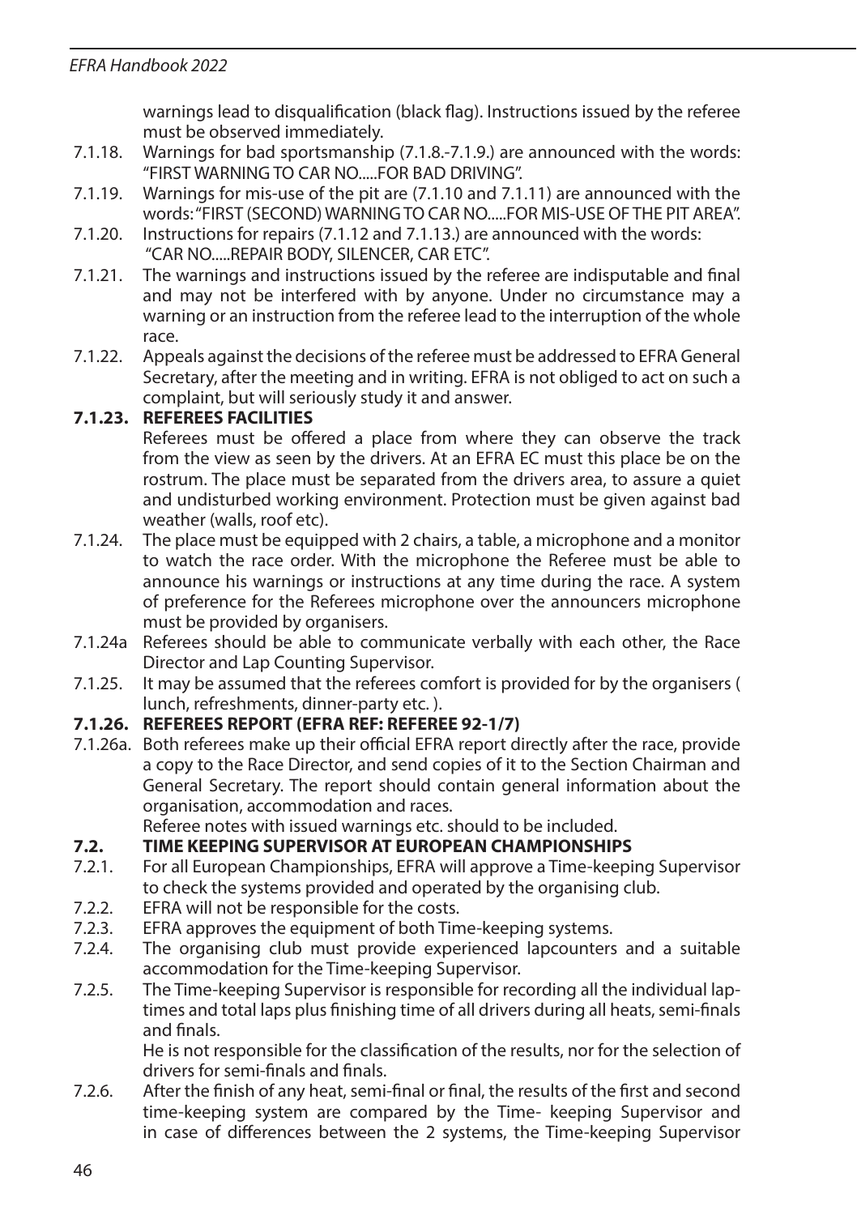warnings lead to disqualification (black flag). Instructions issued by the referee must be observed immediately.

7.1.18. Warnings for bad sportsmanship (7.1.8.-7.1.9.) are announced with the words: "FIRST WARNING TO CAR NO.....FOR BAD DRIVING".

7.1.19. Warnings for mis-use of the pit are (7.1.10 and 7.1.11) are announced with the words: "FIRST (SECOND) WARNING TO CAR NO.....FOR MIS-USE OF THE PIT AREA".

7.1.20. Instructions for repairs (7.1.12 and 7.1.13.) are announced with the words: "CAR NO.....REPAIR BODY, SILENCER, CAR ETC".

7.1.21. The warnings and instructions issued by the referee are indisputable and final and may not be interfered with by anyone. Under no circumstance may a warning or an instruction from the referee lead to the interruption of the whole race.

7.1.22. Appeals against the decisions of the referee must be addressed to EFRA General Secretary, after the meeting and in writing. EFRA is not obliged to act on such a complaint, but will seriously study it and answer.

**7.1.23. REFEREES FACILITIES**

Referees must be offered a place from where they can observe the track from the view as seen by the drivers. At an EFRA EC must this place be on the rostrum. The place must be separated from the drivers area, to assure a quiet and undisturbed working environment. Protection must be given against bad weather (walls, roof etc).

7.1.24. The place must be equipped with 2 chairs, a table, a microphone and a monitor to watch the race order. With the microphone the Referee must be able to announce his warnings or instructions at any time during the race. A system of preference for the Referees microphone over the announcers microphone must be provided by organisers.

7.1.24a Referees should be able to communicate verbally with each other, the Race Director and Lap Counting Supervisor.

7.1.25. It may be assumed that the referees comfort is provided for by the organisers ( lunch, refreshments, dinner-party etc. ).

**7.1.26. REFEREES REPORT (EFRA REF: REFEREE 92-1/7)**

7.1.26a. Both referees make up their official EFRA report directly after the race, provide a copy to the Race Director, and send copies of it to the Section Chairman and General Secretary. The report should contain general information about the organisation, accommodation and races.

Referee notes with issued warnings etc. should to be included.

## 7.2. TIME KEEPING SUPERVISOR AT EUROPEAN CHAMPIONSHIPS

7.2.1. For all European Championships, EFRA will approve a Time-keeping Supervisor to check the systems provided and operated by the organising club.

7.2.2. EFRA will not be responsible for the costs.

7.2.3. EFRA approves the equipment of both Time-keeping systems.

7.2.4. The organising club must provide experienced lapcounters and a suitable accommodation for the Time-keeping Supervisor.

7.2.5. The Time-keeping Supervisor is responsible for recording all the individual lap-times and total laps plus finishing time of all drivers during all heats, semi-finals and finals.

He is not responsible for the classification of the results, nor for the selection of drivers for semi-finals and finals.

7.2.6. After the finish of any heat, semi-final or final, the results of the first and second time-keeping system are compared by the Time- keeping Supervisor and in case of differences between the 2 systems, the Time-keeping Supervisor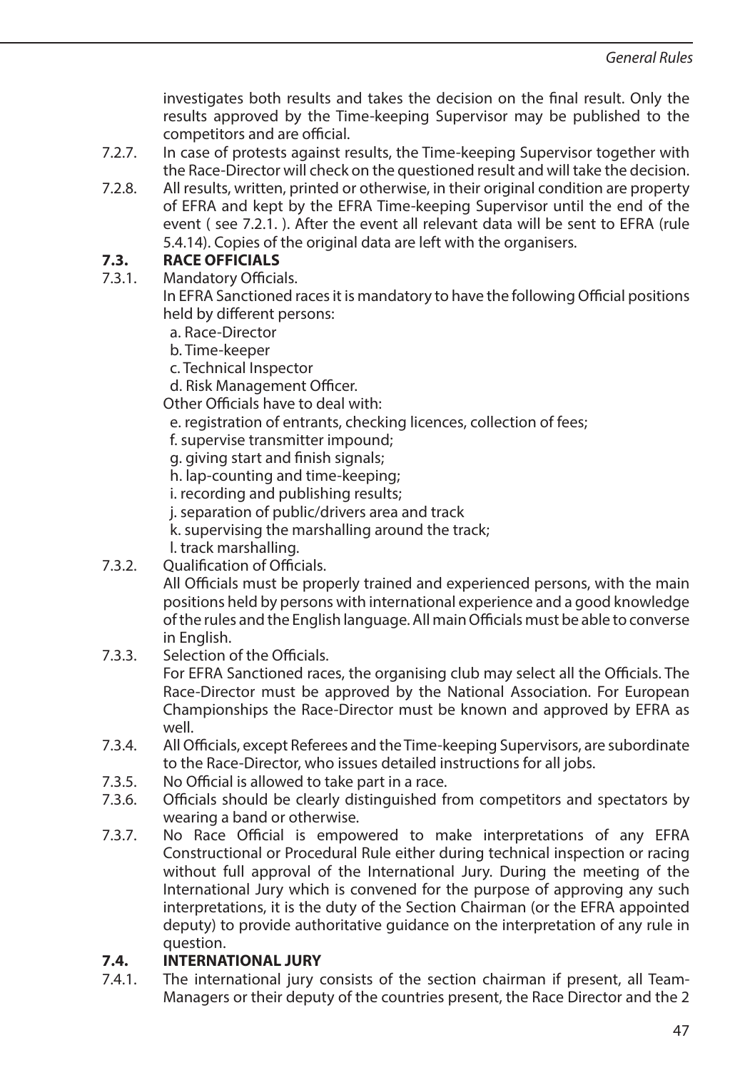investigates both results and takes the decision on the final result. Only the results approved by the Time-keeping Supervisor may be published to the competitors and are official.

7.2.7. In case of protests against results, the Time-keeping Supervisor together with the Race-Director will check on the questioned result and will take the decision.

7.2.8. All results, written, printed or otherwise, in their original condition are property of EFRA and kept by the EFRA Time-keeping Supervisor until the end of the event ( see 7.2.1. ). After the event all relevant data will be sent to EFRA (rule 5.4.14). Copies of the original data are left with the organisers.

## 7.3. RACE OFFICIALS

7.3.1. Mandatory Officials.
In EFRA Sanctioned races it is mandatory to have the following Official positions held by different persons:

a. Race-Director
b. Time-keeper
c. Technical Inspector
d. Risk Management Officer.

Other Officials have to deal with:

e. registration of entrants, checking licences, collection of fees;
f. supervise transmitter impound;
g. giving start and finish signals;
h. lap-counting and time-keeping;
i. recording and publishing results;
j. separation of public/drivers area and track
k. supervising the marshalling around the track;
l. track marshalling.

7.3.2. Qualification of Officials.
All Officials must be properly trained and experienced persons, with the main positions held by persons with international experience and a good knowledge of the rules and the English language. All main Officials must be able to converse in English.

7.3.3. Selection of the Officials.
For EFRA Sanctioned races, the organising club may select all the Officials. The Race-Director must be approved by the National Association. For European Championships the Race-Director must be known and approved by EFRA as well.

7.3.4. All Officials, except Referees and the Time-keeping Supervisors, are subordinate to the Race-Director, who issues detailed instructions for all jobs.

7.3.5. No Official is allowed to take part in a race.

7.3.6. Officials should be clearly distinguished from competitors and spectators by wearing a band or otherwise.

7.3.7. No Race Official is empowered to make interpretations of any EFRA Constructional or Procedural Rule either during technical inspection or racing without full approval of the International Jury. During the meeting of the International Jury which is convened for the purpose of approving any such interpretations, it is the duty of the Section Chairman (or the EFRA appointed deputy) to provide authoritative guidance on the interpretation of any rule in question.

## 7.4. INTERNATIONAL JURY

7.4.1. The international jury consists of the section chairman if present, all Team-Managers or their deputy of the countries present, the Race Director and the 2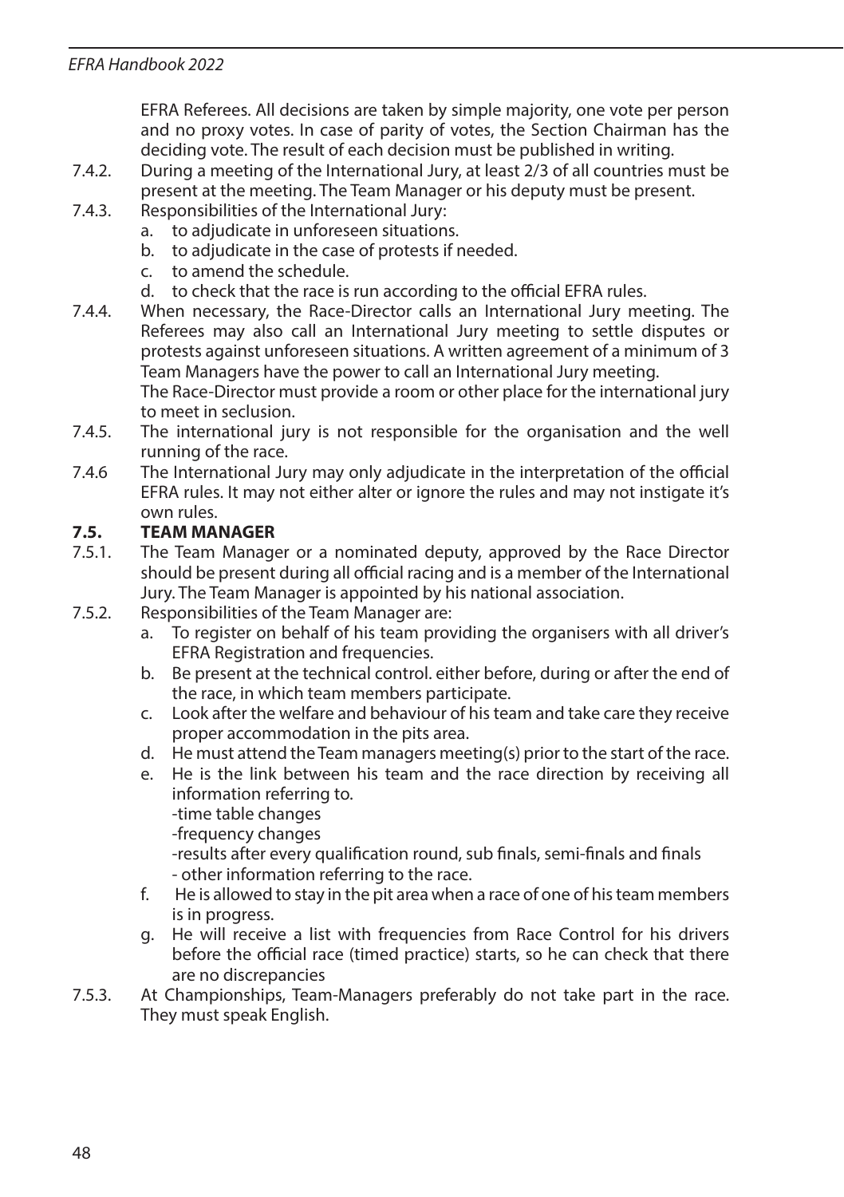EFRA Referees. All decisions are taken by simple majority, one vote per person and no proxy votes. In case of parity of votes, the Section Chairman has the deciding vote. The result of each decision must be published in writing.

7.4.2. During a meeting of the International Jury, at least 2/3 of all countries must be present at the meeting. The Team Manager or his deputy must be present.

7.4.3. Responsibilities of the International Jury:

a. to adjudicate in unforeseen situations.
b. to adjudicate in the case of protests if needed.
c. to amend the schedule.
d. to check that the race is run according to the official EFRA rules.

7.4.4. When necessary, the Race-Director calls an International Jury meeting. The Referees may also call an International Jury meeting to settle disputes or protests against unforeseen situations. A written agreement of a minimum of 3 Team Managers have the power to call an International Jury meeting.
The Race-Director must provide a room or other place for the international jury to meet in seclusion.

7.4.5. The international jury is not responsible for the organisation and the well running of the race.

7.4.6 The International Jury may only adjudicate in the interpretation of the official EFRA rules. It may not either alter or ignore the rules and may not instigate it's own rules.

## 7.5. TEAM MANAGER

7.5.1. The Team Manager or a nominated deputy, approved by the Race Director should be present during all official racing and is a member of the International Jury. The Team Manager is appointed by his national association.

7.5.2. Responsibilities of the Team Manager are:

a. To register on behalf of his team providing the organisers with all driver's EFRA Registration and frequencies.
b. Be present at the technical control. either before, during or after the end of the race, in which team members participate.
c. Look after the welfare and behaviour of his team and take care they receive proper accommodation in the pits area.
d. He must attend the Team managers meeting(s) prior to the start of the race.
e. He is the link between his team and the race direction by receiving all information referring to.
-time table changes
-frequency changes
-results after every qualification round, sub finals, semi-finals and finals
- other information referring to the race.
f. He is allowed to stay in the pit area when a race of one of his team members is in progress.
g. He will receive a list with frequencies from Race Control for his drivers before the official race (timed practice) starts, so he can check that there are no discrepancies

7.5.3. At Championships, Team-Managers preferably do not take part in the race. They must speak English.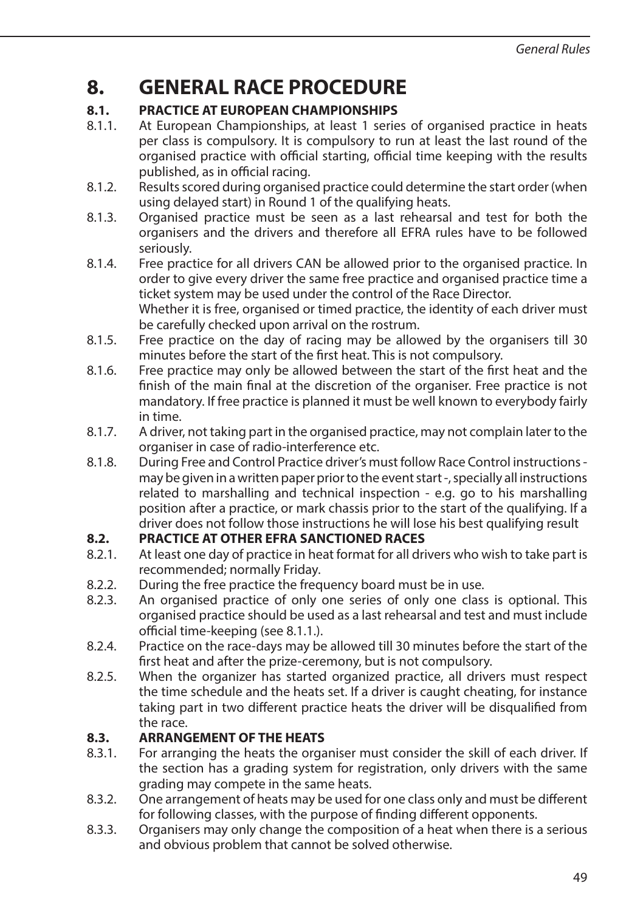# 8. GENERAL RACE PROCEDURE

## 8.1. PRACTICE AT EUROPEAN CHAMPIONSHIPS

8.1.1. At European Championships, at least 1 series of organised practice in heats per class is compulsory. It is compulsory to run at least the last round of the organised practice with official starting, official time keeping with the results published, as in official racing.

8.1.2. Results scored during organised practice could determine the start order (when using delayed start) in Round 1 of the qualifying heats.

8.1.3. Organised practice must be seen as a last rehearsal and test for both the organisers and the drivers and therefore all EFRA rules have to be followed seriously.

8.1.4. Free practice for all drivers CAN be allowed prior to the organised practice. In order to give every driver the same free practice and organised practice time a ticket system may be used under the control of the Race Director.
Whether it is free, organised or timed practice, the identity of each driver must be carefully checked upon arrival on the rostrum.

8.1.5. Free practice on the day of racing may be allowed by the organisers till 30 minutes before the start of the first heat. This is not compulsory.

8.1.6. Free practice may only be allowed between the start of the first heat and the finish of the main final at the discretion of the organiser. Free practice is not mandatory. If free practice is planned it must be well known to everybody fairly in time.

8.1.7. A driver, not taking part in the organised practice, may not complain later to the organiser in case of radio-interference etc.

8.1.8. During Free and Control Practice driver's must follow Race Control instructions - may be given in a written paper prior to the event start -, specially all instructions related to marshalling and technical inspection - e.g. go to his marshalling position after a practice, or mark chassis prior to the start of the qualifying. If a driver does not follow those instructions he will lose his best qualifying result

## 8.2. PRACTICE AT OTHER EFRA SANCTIONED RACES

8.2.1. At least one day of practice in heat format for all drivers who wish to take part is recommended; normally Friday.

8.2.2. During the free practice the frequency board must be in use.

8.2.3. An organised practice of only one series of only one class is optional. This organised practice should be used as a last rehearsal and test and must include official time-keeping (see 8.1.1.).

8.2.4. Practice on the race-days may be allowed till 30 minutes before the start of the first heat and after the prize-ceremony, but is not compulsory.

8.2.5. When the organizer has started organized practice, all drivers must respect the time schedule and the heats set. If a driver is caught cheating, for instance taking part in two different practice heats the driver will be disqualified from the race.

## 8.3. ARRANGEMENT OF THE HEATS

8.3.1. For arranging the heats the organiser must consider the skill of each driver. If the section has a grading system for registration, only drivers with the same grading may compete in the same heats.

8.3.2. One arrangement of heats may be used for one class only and must be different for following classes, with the purpose of finding different opponents.

8.3.3. Organisers may only change the composition of a heat when there is a serious and obvious problem that cannot be solved otherwise.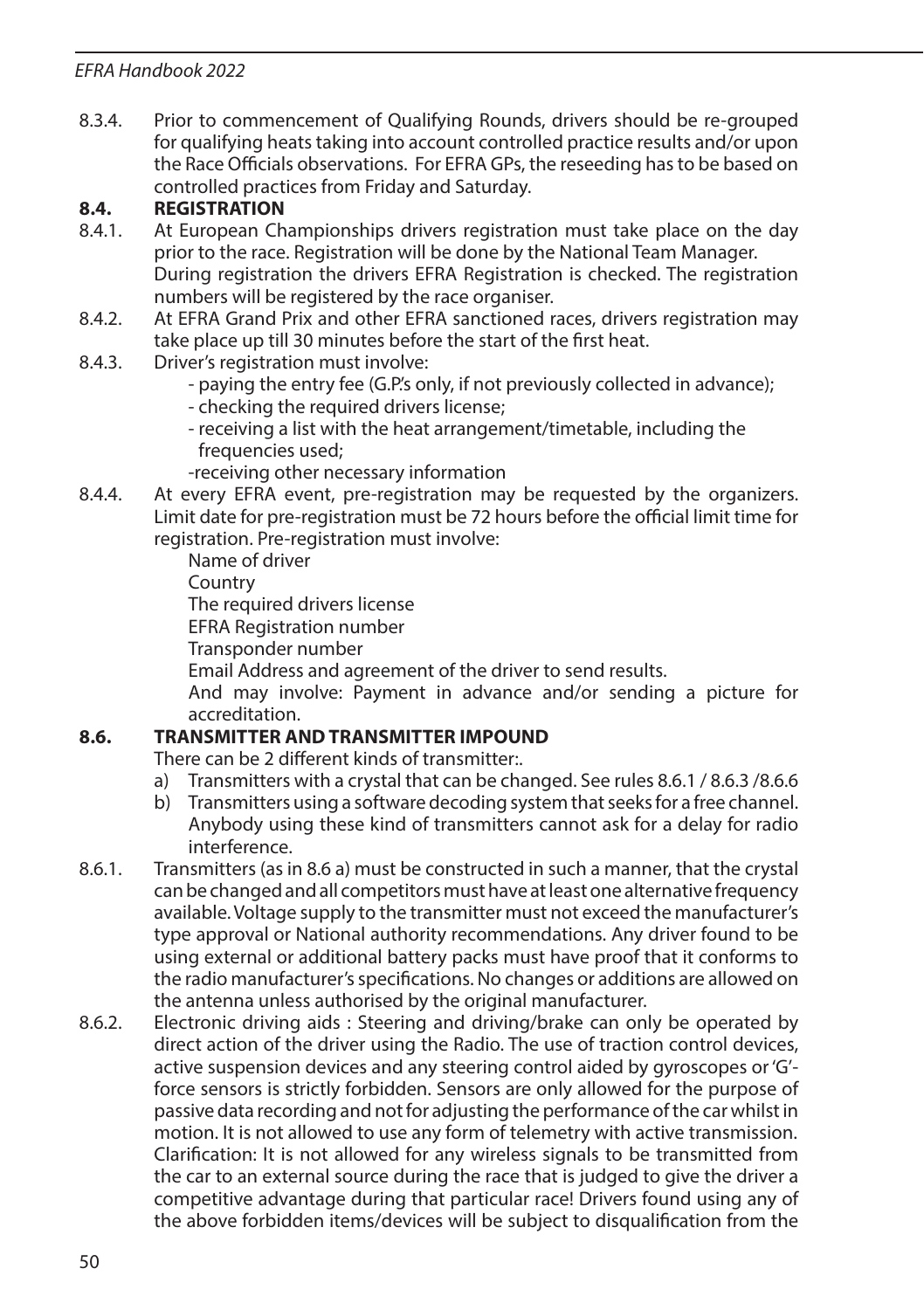8.3.4. Prior to commencement of Qualifying Rounds, drivers should be re-grouped for qualifying heats taking into account controlled practice results and/or upon the Race Officials observations. For EFRA GPs, the reseeding has to be based on controlled practices from Friday and Saturday.

## 8.4. REGISTRATION

8.4.1. At European Championships drivers registration must take place on the day prior to the race. Registration will be done by the National Team Manager. During registration the drivers EFRA Registration is checked. The registration numbers will be registered by the race organiser.

8.4.2. At EFRA Grand Prix and other EFRA sanctioned races, drivers registration may take place up till 30 minutes before the start of the first heat.

8.4.3. Driver's registration must involve:
- paying the entry fee (G.P.'s only, if not previously collected in advance);
- checking the required drivers license;
- receiving a list with the heat arrangement/timetable, including the frequencies used;
- receiving other necessary information

8.4.4. At every EFRA event, pre-registration may be requested by the organizers. Limit date for pre-registration must be 72 hours before the official limit time for registration. Pre-registration must involve:

Name of driver
Country
The required drivers license
EFRA Registration number
Transponder number
Email Address and agreement of the driver to send results.
And may involve: Payment in advance and/or sending a picture for accreditation.

## 8.6. TRANSMITTER AND TRANSMITTER IMPOUND

There can be 2 different kinds of transmitter:.

a) Transmitters with a crystal that can be changed. See rules 8.6.1 / 8.6.3 /8.6.6
b) Transmitters using a software decoding system that seeks for a free channel. Anybody using these kind of transmitters cannot ask for a delay for radio interference.

8.6.1. Transmitters (as in 8.6 a) must be constructed in such a manner, that the crystal can be changed and all competitors must have at least one alternative frequency available. Voltage supply to the transmitter must not exceed the manufacturer's type approval or National authority recommendations. Any driver found to be using external or additional battery packs must have proof that it conforms to the radio manufacturer's specifications. No changes or additions are allowed on the antenna unless authorised by the original manufacturer.

8.6.2. Electronic driving aids : Steering and driving/brake can only be operated by direct action of the driver using the Radio. The use of traction control devices, active suspension devices and any steering control aided by gyroscopes or 'G'-force sensors is strictly forbidden. Sensors are only allowed for the purpose of passive data recording and not for adjusting the performance of the car whilst in motion. It is not allowed to use any form of telemetry with active transmission. Clarification: It is not allowed for any wireless signals to be transmitted from the car to an external source during the race that is judged to give the driver a competitive advantage during that particular race! Drivers found using any of the above forbidden items/devices will be subject to disqualification from the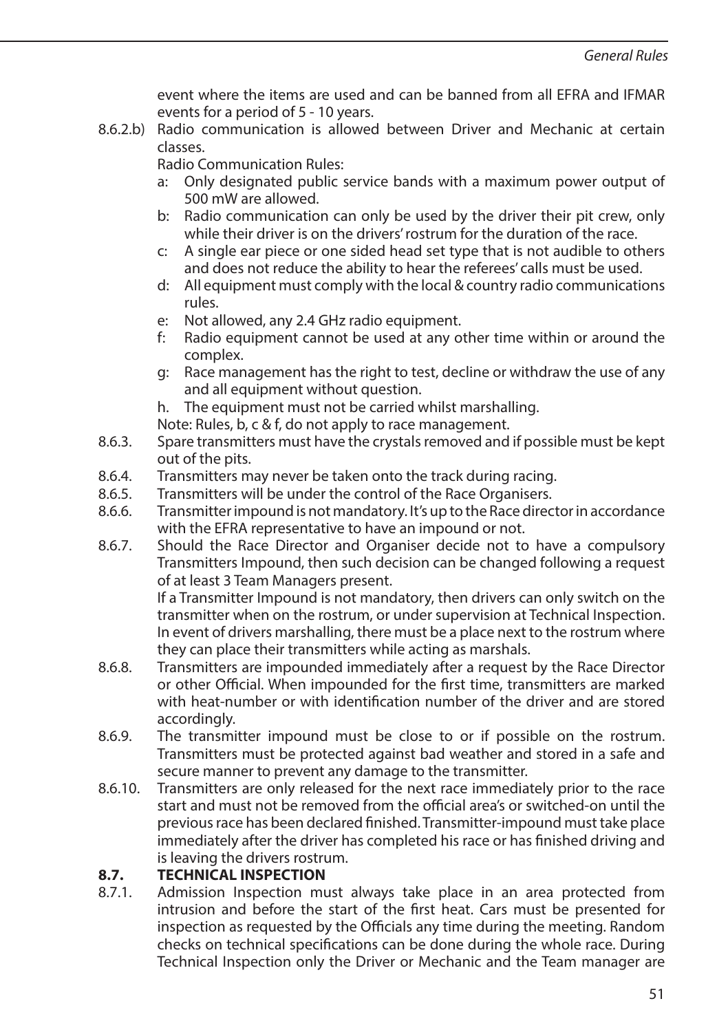event where the items are used and can be banned from all EFRA and IFMAR events for a period of 5 - 10 years.

8.6.2.b) Radio communication is allowed between Driver and Mechanic at certain classes.

Radio Communication Rules:

a: Only designated public service bands with a maximum power output of 500 mW are allowed.

b: Radio communication can only be used by the driver their pit crew, only while their driver is on the drivers' rostrum for the duration of the race.

c: A single ear piece or one sided head set type that is not audible to others and does not reduce the ability to hear the referees' calls must be used.

d: All equipment must comply with the local & country radio communications rules.

e: Not allowed, any 2.4 GHz radio equipment.

f: Radio equipment cannot be used at any other time within or around the complex.

g: Race management has the right to test, decline or withdraw the use of any and all equipment without question.

h. The equipment must not be carried whilst marshalling.

Note: Rules, b, c & f, do not apply to race management.

8.6.3. Spare transmitters must have the crystals removed and if possible must be kept out of the pits.

8.6.4. Transmitters may never be taken onto the track during racing.

8.6.5. Transmitters will be under the control of the Race Organisers.

8.6.6. Transmitter impound is not mandatory. It's up to the Race director in accordance with the EFRA representative to have an impound or not.

8.6.7. Should the Race Director and Organiser decide not to have a compulsory Transmitters Impound, then such decision can be changed following a request of at least 3 Team Managers present.

If a Transmitter Impound is not mandatory, then drivers can only switch on the transmitter when on the rostrum, or under supervision at Technical Inspection. In event of drivers marshalling, there must be a place next to the rostrum where they can place their transmitters while acting as marshals.

8.6.8. Transmitters are impounded immediately after a request by the Race Director or other Official. When impounded for the first time, transmitters are marked with heat-number or with identification number of the driver and are stored accordingly.

8.6.9. The transmitter impound must be close to or if possible on the rostrum. Transmitters must be protected against bad weather and stored in a safe and secure manner to prevent any damage to the transmitter.

8.6.10. Transmitters are only released for the next race immediately prior to the race start and must not be removed from the official area's or switched-on until the previous race has been declared finished. Transmitter-impound must take place immediately after the driver has completed his race or has finished driving and is leaving the drivers rostrum.

## 8.7. TECHNICAL INSPECTION

8.7.1. Admission Inspection must always take place in an area protected from intrusion and before the start of the first heat. Cars must be presented for inspection as requested by the Officials any time during the meeting. Random checks on technical specifications can be done during the whole race. During Technical Inspection only the Driver or Mechanic and the Team manager are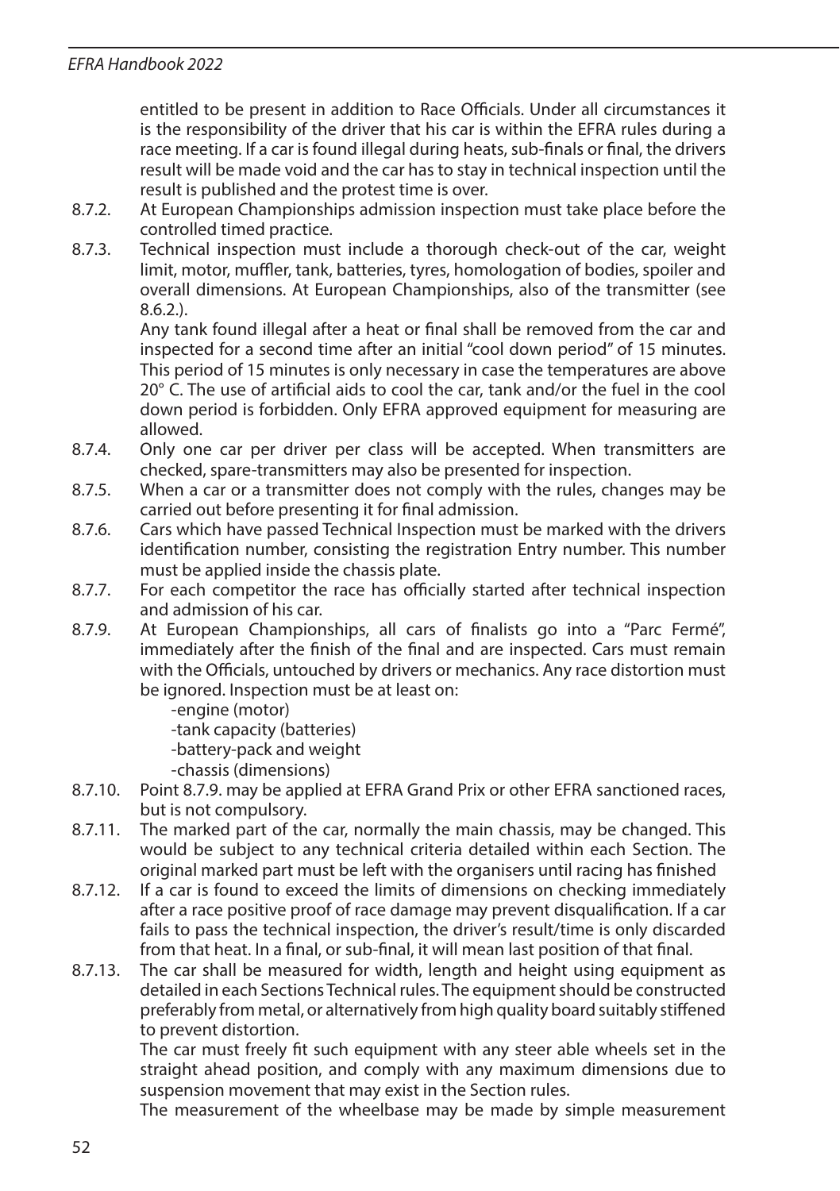entitled to be present in addition to Race Officials. Under all circumstances it is the responsibility of the driver that his car is within the EFRA rules during a race meeting. If a car is found illegal during heats, sub-finals or final, the drivers result will be made void and the car has to stay in technical inspection until the result is published and the protest time is over.

8.7.2. At European Championships admission inspection must take place before the controlled timed practice.

8.7.3. Technical inspection must include a thorough check-out of the car, weight limit, motor, muffler, tank, batteries, tyres, homologation of bodies, spoiler and overall dimensions. At European Championships, also of the transmitter (see 8.6.2.).

Any tank found illegal after a heat or final shall be removed from the car and inspected for a second time after an initial "cool down period" of 15 minutes. This period of 15 minutes is only necessary in case the temperatures are above 20° C. The use of artificial aids to cool the car, tank and/or the fuel in the cool down period is forbidden. Only EFRA approved equipment for measuring are allowed.

8.7.4. Only one car per driver per class will be accepted. When transmitters are checked, spare-transmitters may also be presented for inspection.

8.7.5. When a car or a transmitter does not comply with the rules, changes may be carried out before presenting it for final admission.

8.7.6. Cars which have passed Technical Inspection must be marked with the drivers identification number, consisting the registration Entry number. This number must be applied inside the chassis plate.

8.7.7. For each competitor the race has officially started after technical inspection and admission of his car.

8.7.9. At European Championships, all cars of finalists go into a "Parc Fermé", immediately after the finish of the final and are inspected. Cars must remain with the Officials, untouched by drivers or mechanics. Any race distortion must be ignored. Inspection must be at least on:

-engine (motor)
-tank capacity (batteries)
-battery-pack and weight
-chassis (dimensions)

8.7.10. Point 8.7.9. may be applied at EFRA Grand Prix or other EFRA sanctioned races, but is not compulsory.

8.7.11. The marked part of the car, normally the main chassis, may be changed. This would be subject to any technical criteria detailed within each Section. The original marked part must be left with the organisers until racing has finished

8.7.12. If a car is found to exceed the limits of dimensions on checking immediately after a race positive proof of race damage may prevent disqualification. If a car fails to pass the technical inspection, the driver's result/time is only discarded from that heat. In a final, or sub-final, it will mean last position of that final.

8.7.13. The car shall be measured for width, length and height using equipment as detailed in each Sections Technical rules. The equipment should be constructed preferably from metal, or alternatively from high quality board suitably stiffened to prevent distortion.

The car must freely fit such equipment with any steer able wheels set in the straight ahead position, and comply with any maximum dimensions due to suspension movement that may exist in the Section rules.

The measurement of the wheelbase may be made by simple measurement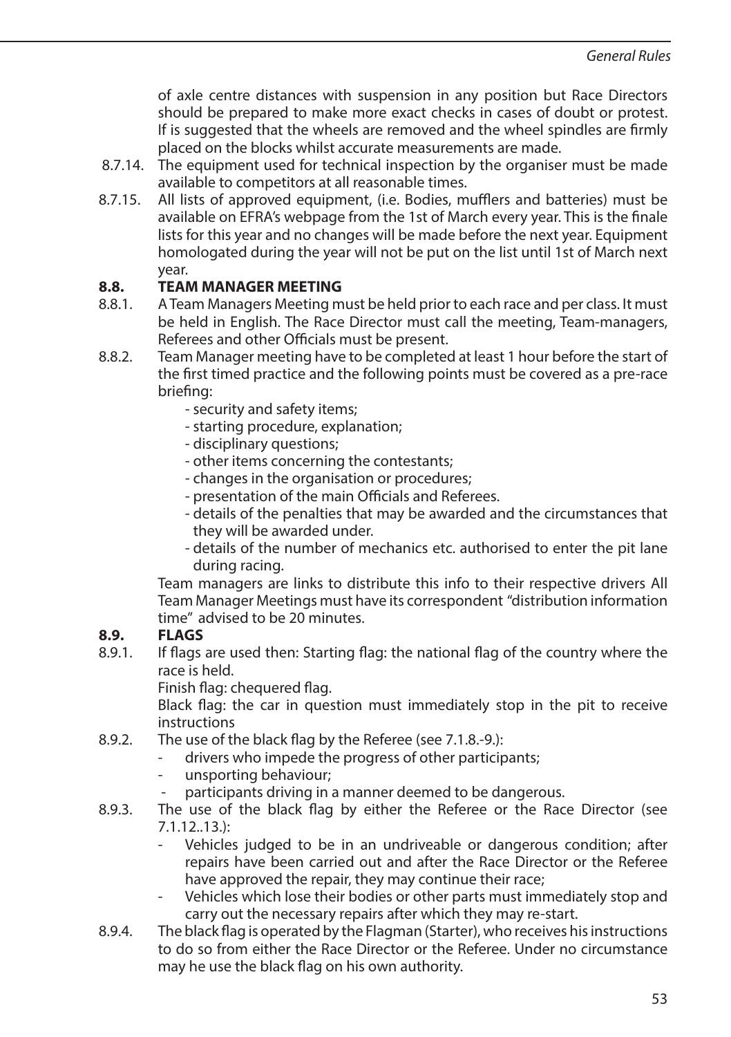of axle centre distances with suspension in any position but Race Directors should be prepared to make more exact checks in cases of doubt or protest. If is suggested that the wheels are removed and the wheel spindles are firmly placed on the blocks whilst accurate measurements are made.

8.7.14. The equipment used for technical inspection by the organiser must be made available to competitors at all reasonable times.

8.7.15. All lists of approved equipment, (i.e. Bodies, mufflers and batteries) must be available on EFRA's webpage from the 1st of March every year. This is the finale lists for this year and no changes will be made before the next year. Equipment homologated during the year will not be put on the list until 1st of March next year.

### 8.8. TEAM MANAGER MEETING

8.8.1. A Team Managers Meeting must be held prior to each race and per class. It must be held in English. The Race Director must call the meeting, Team-managers, Referees and other Officials must be present.

8.8.2. Team Manager meeting have to be completed at least 1 hour before the start of the first timed practice and the following points must be covered as a pre-race briefing:

- security and safety items;
- starting procedure, explanation;
- disciplinary questions;
- other items concerning the contestants;
- changes in the organisation or procedures;
- presentation of the main Officials and Referees.
- details of the penalties that may be awarded and the circumstances that they will be awarded under.
- details of the number of mechanics etc. authorised to enter the pit lane during racing.

Team managers are links to distribute this info to their respective drivers All Team Manager Meetings must have its correspondent "distribution information time" advised to be 20 minutes.

### 8.9. FLAGS

8.9.1. If flags are used then: Starting flag: the national flag of the country where the race is held.

Finish flag: chequered flag.

Black flag: the car in question must immediately stop in the pit to receive instructions

8.9.2. The use of the black flag by the Referee (see 7.1.8.-9.):

- drivers who impede the progress of other participants;
- unsporting behaviour;
- participants driving in a manner deemed to be dangerous.

8.9.3. The use of the black flag by either the Referee or the Race Director (see 7.1.12..13.):

- Vehicles judged to be in an undriveable or dangerous condition; after repairs have been carried out and after the Race Director or the Referee have approved the repair, they may continue their race;
- Vehicles which lose their bodies or other parts must immediately stop and carry out the necessary repairs after which they may re-start.

8.9.4. The black flag is operated by the Flagman (Starter), who receives his instructions to do so from either the Race Director or the Referee. Under no circumstance may he use the black flag on his own authority.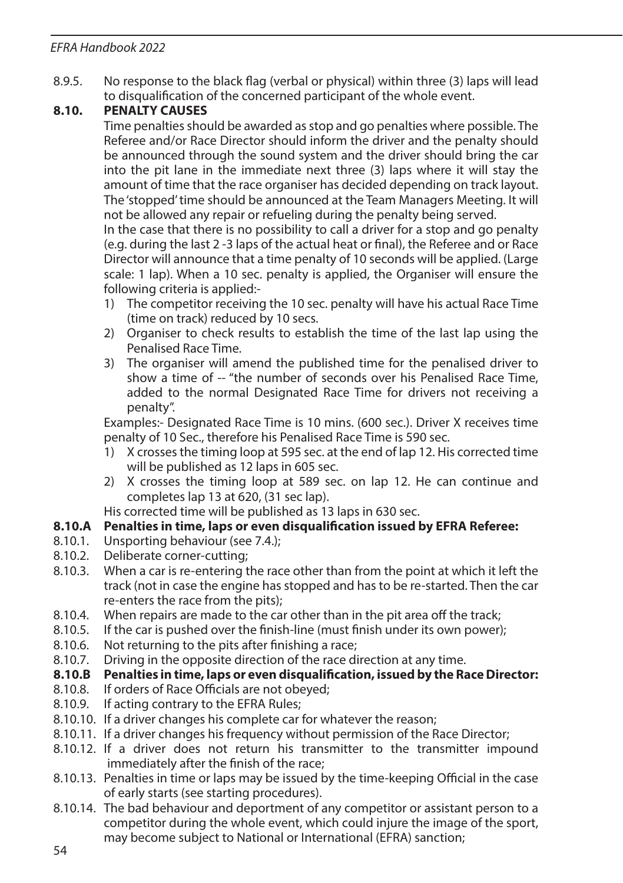8.9.5. No response to the black flag (verbal or physical) within three (3) laps will lead to disqualification of the concerned participant of the whole event.

## 8.10. PENALTY CAUSES

Time penalties should be awarded as stop and go penalties where possible. The Referee and/or Race Director should inform the driver and the penalty should be announced through the sound system and the driver should bring the car into the pit lane in the immediate next three (3) laps where it will stay the amount of time that the race organiser has decided depending on track layout. The 'stopped' time should be announced at the Team Managers Meeting. It will not be allowed any repair or refueling during the penalty being served.

In the case that there is no possibility to call a driver for a stop and go penalty (e.g. during the last 2 -3 laps of the actual heat or final), the Referee and or Race Director will announce that a time penalty of 10 seconds will be applied. (Large scale: 1 lap). When a 10 sec. penalty is applied, the Organiser will ensure the following criteria is applied:-

1) The competitor receiving the 10 sec. penalty will have his actual Race Time (time on track) reduced by 10 secs.
2) Organiser to check results to establish the time of the last lap using the Penalised Race Time.
3) The organiser will amend the published time for the penalised driver to show a time of -- "the number of seconds over his Penalised Race Time, added to the normal Designated Race Time for drivers not receiving a penalty".

Examples:- Designated Race Time is 10 mins. (600 sec.). Driver X receives time penalty of 10 Sec., therefore his Penalised Race Time is 590 sec.

1) X crosses the timing loop at 595 sec. at the end of lap 12. His corrected time will be published as 12 laps in 605 sec.
2) X crosses the timing loop at 589 sec. on lap 12. He can continue and completes lap 13 at 620, (31 sec lap).

His corrected time will be published as 13 laps in 630 sec.

### 8.10.A Penalties in time, laps or even disqualification issued by EFRA Referee:

8.10.1. Unsporting behaviour (see 7.4.);
8.10.2. Deliberate corner-cutting;
8.10.3. When a car is re-entering the race other than from the point at which it left the track (not in case the engine has stopped and has to be re-started. Then the car re-enters the race from the pits);
8.10.4. When repairs are made to the car other than in the pit area off the track;
8.10.5. If the car is pushed over the finish-line (must finish under its own power);
8.10.6. Not returning to the pits after finishing a race;
8.10.7. Driving in the opposite direction of the race direction at any time.

### 8.10.B Penalties in time, laps or even disqualification, issued by the Race Director:

8.10.8. If orders of Race Officials are not obeyed;
8.10.9. If acting contrary to the EFRA Rules;
8.10.10. If a driver changes his complete car for whatever the reason;
8.10.11. If a driver changes his frequency without permission of the Race Director;
8.10.12. If a driver does not return his transmitter to the transmitter impound immediately after the finish of the race;
8.10.13. Penalties in time or laps may be issued by the time-keeping Official in the case of early starts (see starting procedures).
8.10.14. The bad behaviour and deportment of any competitor or assistant person to a competitor during the whole event, which could injure the image of the sport, may become subject to National or International (EFRA) sanction;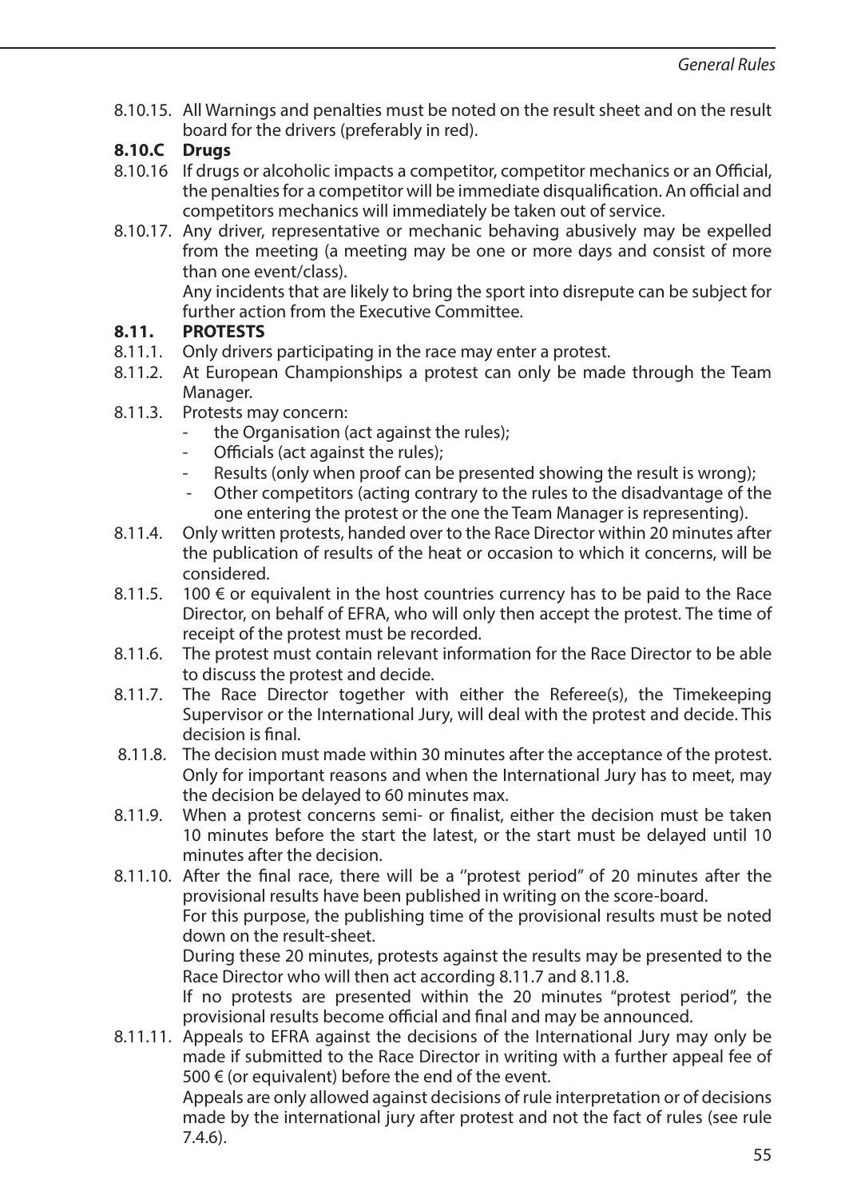8.10.15. All Warnings and penalties must be noted on the result sheet and on the result board for the drivers (preferably in red).

**8.10.C Drugs**

8.10.16 If drugs or alcoholic impacts a competitor, competitor mechanics or an Official, the penalties for a competitor will be immediate disqualification. An official and competitors mechanics will immediately be taken out of service.

8.10.17. Any driver, representative or mechanic behaving abusively may be expelled from the meeting (a meeting may be one or more days and consist of more than one event/class).
Any incidents that are likely to bring the sport into disrepute can be subject for further action from the Executive Committee.

**8.11. PROTESTS**

8.11.1. Only drivers participating in the race may enter a protest.

8.11.2. At European Championships a protest can only be made through the Team Manager.

8.11.3. Protests may concern:
- the Organisation (act against the rules);
- Officials (act against the rules);
- Results (only when proof can be presented showing the result is wrong);
- Other competitors (acting contrary to the rules to the disadvantage of the one entering the protest or the one the Team Manager is representing).

8.11.4. Only written protests, handed over to the Race Director within 20 minutes after the publication of results of the heat or occasion to which it concerns, will be considered.

8.11.5. 100 € or equivalent in the host countries currency has to be paid to the Race Director, on behalf of EFRA, who will only then accept the protest. The time of receipt of the protest must be recorded.

8.11.6. The protest must contain relevant information for the Race Director to be able to discuss the protest and decide.

8.11.7. The Race Director together with either the Referee(s), the Timekeeping Supervisor or the International Jury, will deal with the protest and decide. This decision is final.

8.11.8. The decision must made within 30 minutes after the acceptance of the protest. Only for important reasons and when the International Jury has to meet, may the decision be delayed to 60 minutes max.

8.11.9. When a protest concerns semi- or finalist, either the decision must be taken 10 minutes before the start the latest, or the start must be delayed until 10 minutes after the decision.

8.11.10. After the final race, there will be a ''protest period" of 20 minutes after the provisional results have been published in writing on the score-board.
For this purpose, the publishing time of the provisional results must be noted down on the result-sheet.
During these 20 minutes, protests against the results may be presented to the Race Director who will then act according 8.11.7 and 8.11.8.
If no protests are presented within the 20 minutes "protest period", the provisional results become official and final and may be announced.

8.11.11. Appeals to EFRA against the decisions of the International Jury may only be made if submitted to the Race Director in writing with a further appeal fee of 500 € (or equivalent) before the end of the event.
Appeals are only allowed against decisions of rule interpretation or of decisions made by the international jury after protest and not the fact of rules (see rule 7.4.6).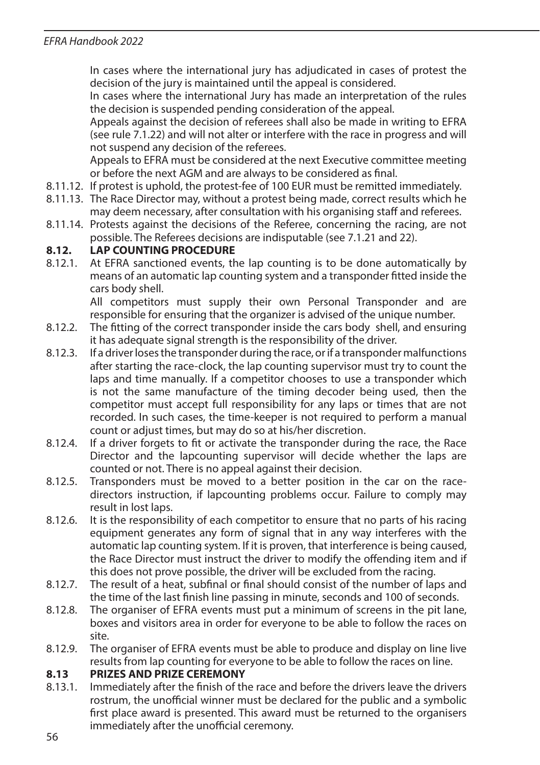In cases where the international jury has adjudicated in cases of protest the decision of the jury is maintained until the appeal is considered.

In cases where the international Jury has made an interpretation of the rules the decision is suspended pending consideration of the appeal.

Appeals against the decision of referees shall also be made in writing to EFRA (see rule 7.1.22) and will not alter or interfere with the race in progress and will not suspend any decision of the referees.

Appeals to EFRA must be considered at the next Executive committee meeting or before the next AGM and are always to be considered as final.

8.11.12. If protest is uphold, the protest-fee of 100 EUR must be remitted immediately.

8.11.13. The Race Director may, without a protest being made, correct results which he may deem necessary, after consultation with his organising staff and referees.

8.11.14. Protests against the decisions of the Referee, concerning the racing, are not possible. The Referees decisions are indisputable (see 7.1.21 and 22).

## 8.12. LAP COUNTING PROCEDURE

8.12.1. At EFRA sanctioned events, the lap counting is to be done automatically by means of an automatic lap counting system and a transponder fitted inside the cars body shell.

All competitors must supply their own Personal Transponder and are responsible for ensuring that the organizer is advised of the unique number.

8.12.2. The fitting of the correct transponder inside the cars body shell, and ensuring it has adequate signal strength is the responsibility of the driver.

8.12.3. If a driver loses the transponder during the race, or if a transponder malfunctions after starting the race-clock, the lap counting supervisor must try to count the laps and time manually. If a competitor chooses to use a transponder which is not the same manufacture of the timing decoder being used, then the competitor must accept full responsibility for any laps or times that are not recorded. In such cases, the time-keeper is not required to perform a manual count or adjust times, but may do so at his/her discretion.

8.12.4. If a driver forgets to fit or activate the transponder during the race, the Race Director and the lapcounting supervisor will decide whether the laps are counted or not. There is no appeal against their decision.

8.12.5. Transponders must be moved to a better position in the car on the race-directors instruction, if lapcounting problems occur. Failure to comply may result in lost laps.

8.12.6. It is the responsibility of each competitor to ensure that no parts of his racing equipment generates any form of signal that in any way interferes with the automatic lap counting system. If it is proven, that interference is being caused, the Race Director must instruct the driver to modify the offending item and if this does not prove possible, the driver will be excluded from the racing.

8.12.7. The result of a heat, subfinal or final should consist of the number of laps and the time of the last finish line passing in minute, seconds and 100 of seconds.

8.12.8. The organiser of EFRA events must put a minimum of screens in the pit lane, boxes and visitors area in order for everyone to be able to follow the races on site.

8.12.9. The organiser of EFRA events must be able to produce and display on line live results from lap counting for everyone to be able to follow the races on line.

## 8.13 PRIZES AND PRIZE CEREMONY

8.13.1. Immediately after the finish of the race and before the drivers leave the drivers rostrum, the unofficial winner must be declared for the public and a symbolic first place award is presented. This award must be returned to the organisers immediately after the unofficial ceremony.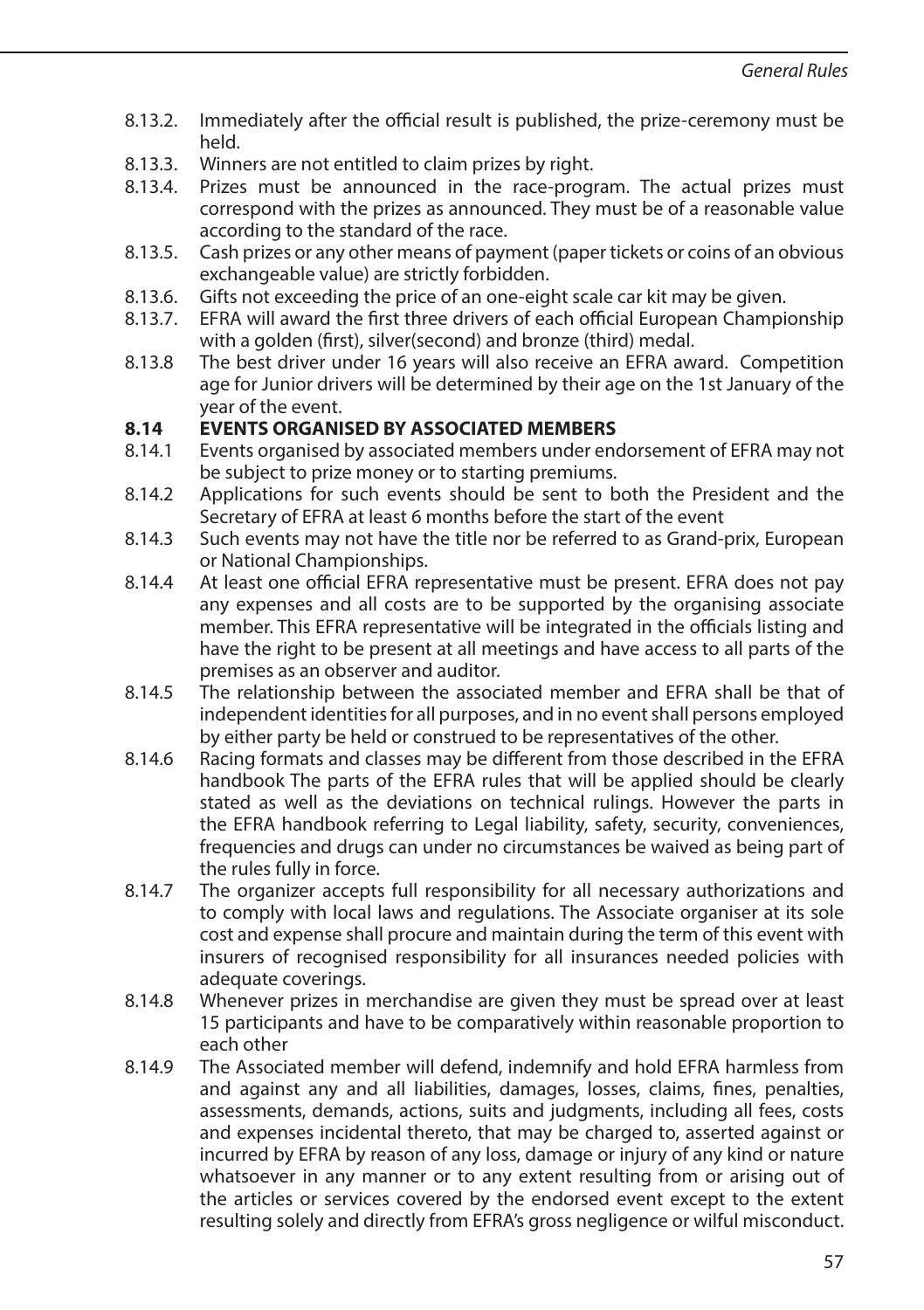8.13.2. Immediately after the official result is published, the prize-ceremony must be held.

8.13.3. Winners are not entitled to claim prizes by right.

8.13.4. Prizes must be announced in the race-program. The actual prizes must correspond with the prizes as announced. They must be of a reasonable value according to the standard of the race.

8.13.5. Cash prizes or any other means of payment (paper tickets or coins of an obvious exchangeable value) are strictly forbidden.

8.13.6. Gifts not exceeding the price of an one-eight scale car kit may be given.

8.13.7. EFRA will award the first three drivers of each official European Championship with a golden (first), silver(second) and bronze (third) medal.

8.13.8 The best driver under 16 years will also receive an EFRA award. Competition age for Junior drivers will be determined by their age on the 1st January of the year of the event.

**8.14 EVENTS ORGANISED BY ASSOCIATED MEMBERS**

8.14.1 Events organised by associated members under endorsement of EFRA may not be subject to prize money or to starting premiums.

8.14.2 Applications for such events should be sent to both the President and the Secretary of EFRA at least 6 months before the start of the event

8.14.3 Such events may not have the title nor be referred to as Grand-prix, European or National Championships.

8.14.4 At least one official EFRA representative must be present. EFRA does not pay any expenses and all costs are to be supported by the organising associate member. This EFRA representative will be integrated in the officials listing and have the right to be present at all meetings and have access to all parts of the premises as an observer and auditor.

8.14.5 The relationship between the associated member and EFRA shall be that of independent identities for all purposes, and in no event shall persons employed by either party be held or construed to be representatives of the other.

8.14.6 Racing formats and classes may be different from those described in the EFRA handbook The parts of the EFRA rules that will be applied should be clearly stated as well as the deviations on technical rulings. However the parts in the EFRA handbook referring to Legal liability, safety, security, conveniences, frequencies and drugs can under no circumstances be waived as being part of the rules fully in force.

8.14.7 The organizer accepts full responsibility for all necessary authorizations and to comply with local laws and regulations. The Associate organiser at its sole cost and expense shall procure and maintain during the term of this event with insurers of recognised responsibility for all insurances needed policies with adequate coverings.

8.14.8 Whenever prizes in merchandise are given they must be spread over at least 15 participants and have to be comparatively within reasonable proportion to each other

8.14.9 The Associated member will defend, indemnify and hold EFRA harmless from and against any and all liabilities, damages, losses, claims, fines, penalties, assessments, demands, actions, suits and judgments, including all fees, costs and expenses incidental thereto, that may be charged to, asserted against or incurred by EFRA by reason of any loss, damage or injury of any kind or nature whatsoever in any manner or to any extent resulting from or arising out of the articles or services covered by the endorsed event except to the extent resulting solely and directly from EFRA's gross negligence or wilful misconduct.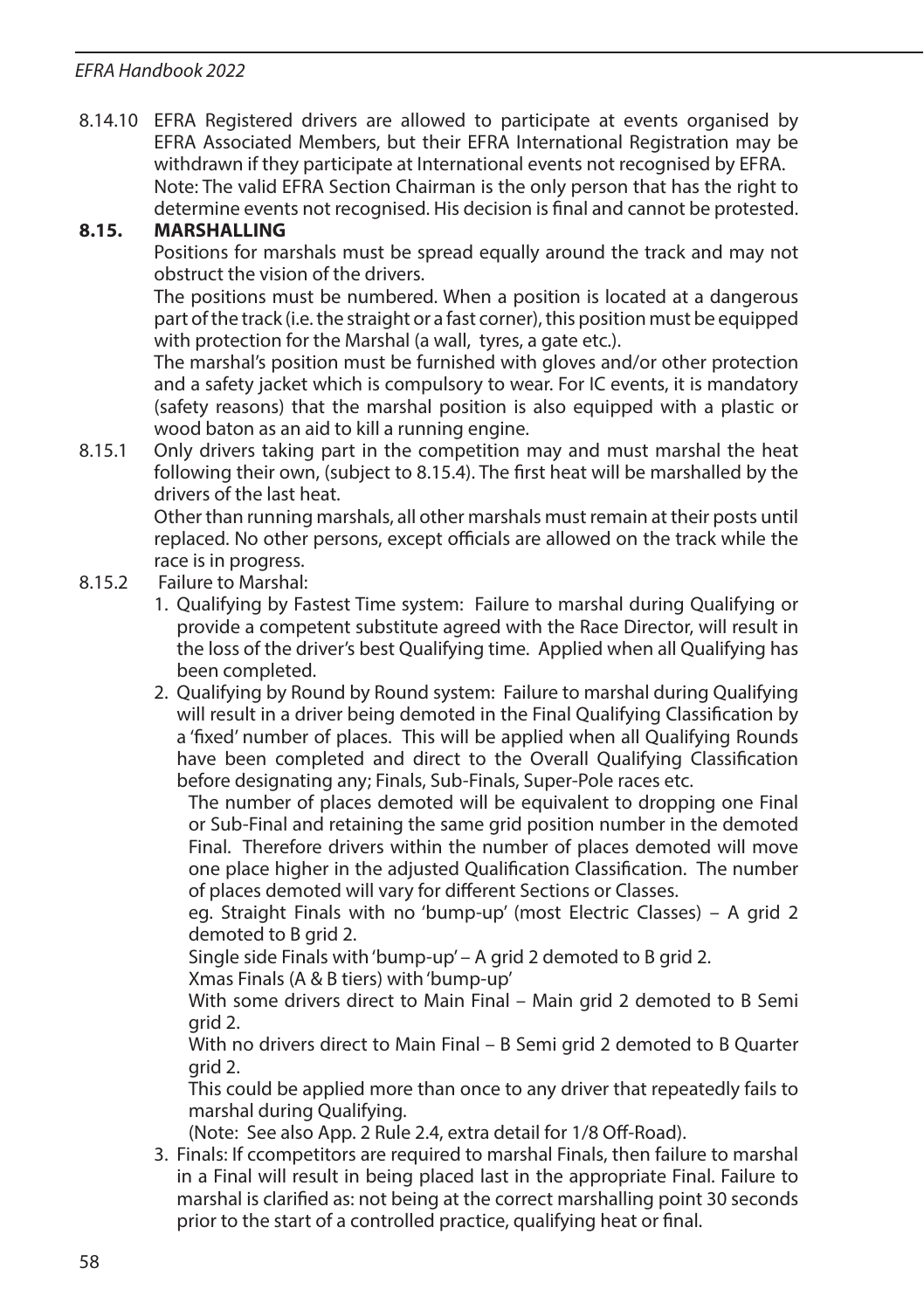8.14.10 EFRA Registered drivers are allowed to participate at events organised by EFRA Associated Members, but their EFRA International Registration may be withdrawn if they participate at International events not recognised by EFRA.
Note: The valid EFRA Section Chairman is the only person that has the right to determine events not recognised. His decision is final and cannot be protested.

**8.15. MARSHALLING**

Positions for marshals must be spread equally around the track and may not obstruct the vision of the drivers.

The positions must be numbered. When a position is located at a dangerous part of the track (i.e. the straight or a fast corner), this position must be equipped with protection for the Marshal (a wall, tyres, a gate etc.).

The marshal's position must be furnished with gloves and/or other protection and a safety jacket which is compulsory to wear. For IC events, it is mandatory (safety reasons) that the marshal position is also equipped with a plastic or wood baton as an aid to kill a running engine.

8.15.1 Only drivers taking part in the competition may and must marshal the heat following their own, (subject to 8.15.4). The first heat will be marshalled by the drivers of the last heat.
Other than running marshals, all other marshals must remain at their posts until replaced. No other persons, except officials are allowed on the track while the race is in progress.

8.15.2 Failure to Marshal:

1. Qualifying by Fastest Time system: Failure to marshal during Qualifying or provide a competent substitute agreed with the Race Director, will result in the loss of the driver's best Qualifying time. Applied when all Qualifying has been completed.
2. Qualifying by Round by Round system: Failure to marshal during Qualifying will result in a driver being demoted in the Final Qualifying Classification by a 'fixed' number of places. This will be applied when all Qualifying Rounds have been completed and direct to the Overall Qualifying Classification before designating any; Finals, Sub-Finals, Super-Pole races etc.

   The number of places demoted will be equivalent to dropping one Final or Sub-Final and retaining the same grid position number in the demoted Final. Therefore drivers within the number of places demoted will move one place higher in the adjusted Qualification Classification. The number of places demoted will vary for different Sections or Classes.

   eg. Straight Finals with no 'bump-up' (most Electric Classes) – A grid 2 demoted to B grid 2.

   Single side Finals with 'bump-up' – A grid 2 demoted to B grid 2.

   Xmas Finals (A & B tiers) with 'bump-up'

   With some drivers direct to Main Final – Main grid 2 demoted to B Semi grid 2.

   With no drivers direct to Main Final – B Semi grid 2 demoted to B Quarter grid 2.

   This could be applied more than once to any driver that repeatedly fails to marshal during Qualifying.

   (Note: See also App. 2 Rule 2.4, extra detail for 1/8 Off-Road).
3. Finals: If ccompetitors are required to marshal Finals, then failure to marshal in a Final will result in being placed last in the appropriate Final. Failure to marshal is clarified as: not being at the correct marshalling point 30 seconds prior to the start of a controlled practice, qualifying heat or final.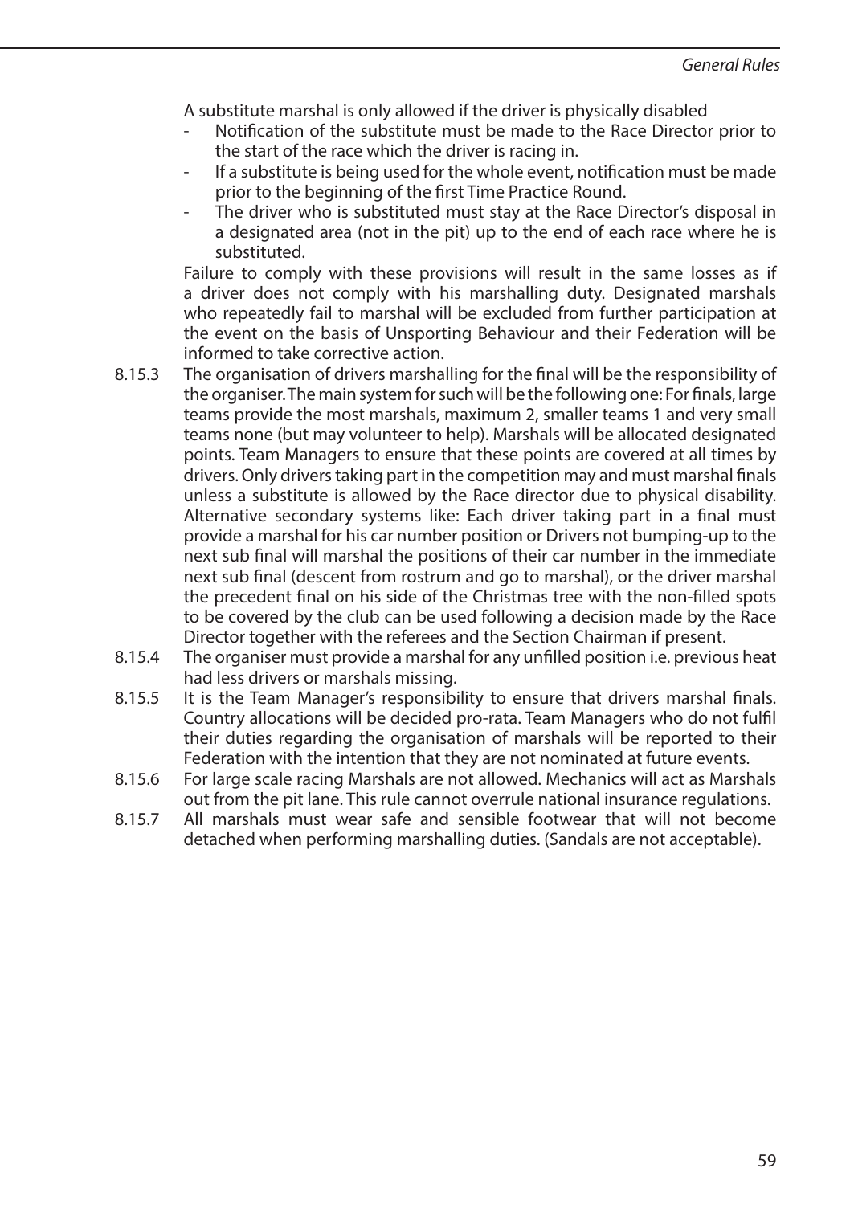A substitute marshal is only allowed if the driver is physically disabled

- Notification of the substitute must be made to the Race Director prior to the start of the race which the driver is racing in.
- If a substitute is being used for the whole event, notification must be made prior to the beginning of the first Time Practice Round.
- The driver who is substituted must stay at the Race Director's disposal in a designated area (not in the pit) up to the end of each race where he is substituted.

Failure to comply with these provisions will result in the same losses as if a driver does not comply with his marshalling duty. Designated marshals who repeatedly fail to marshal will be excluded from further participation at the event on the basis of Unsporting Behaviour and their Federation will be informed to take corrective action.

8.15.3 The organisation of drivers marshalling for the final will be the responsibility of the organiser. The main system for such will be the following one: For finals, large teams provide the most marshals, maximum 2, smaller teams 1 and very small teams none (but may volunteer to help). Marshals will be allocated designated points. Team Managers to ensure that these points are covered at all times by drivers. Only drivers taking part in the competition may and must marshal finals unless a substitute is allowed by the Race director due to physical disability. Alternative secondary systems like: Each driver taking part in a final must provide a marshal for his car number position or Drivers not bumping-up to the next sub final will marshal the positions of their car number in the immediate next sub final (descent from rostrum and go to marshal), or the driver marshal the precedent final on his side of the Christmas tree with the non-filled spots to be covered by the club can be used following a decision made by the Race Director together with the referees and the Section Chairman if present.

8.15.4 The organiser must provide a marshal for any unfilled position i.e. previous heat had less drivers or marshals missing.

8.15.5 It is the Team Manager's responsibility to ensure that drivers marshal finals. Country allocations will be decided pro-rata. Team Managers who do not fulfil their duties regarding the organisation of marshals will be reported to their Federation with the intention that they are not nominated at future events.

8.15.6 For large scale racing Marshals are not allowed. Mechanics will act as Marshals out from the pit lane. This rule cannot overrule national insurance regulations.

8.15.7 All marshals must wear safe and sensible footwear that will not become detached when performing marshalling duties. (Sandals are not acceptable).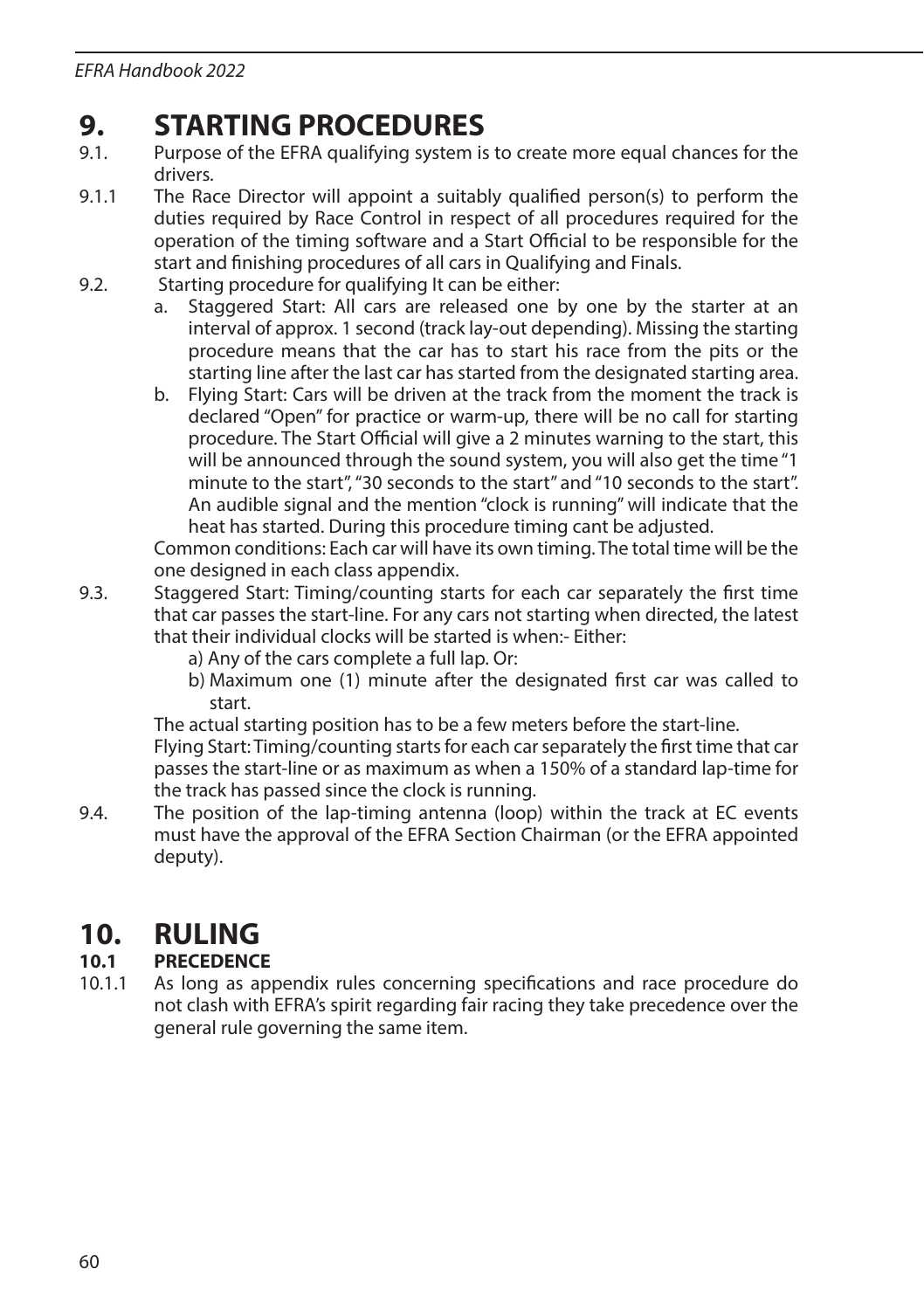# 9. STARTING PROCEDURES

9.1. Purpose of the EFRA qualifying system is to create more equal chances for the drivers.

9.1.1 The Race Director will appoint a suitably qualified person(s) to perform the duties required by Race Control in respect of all procedures required for the operation of the timing software and a Start Official to be responsible for the start and finishing procedures of all cars in Qualifying and Finals.

9.2. Starting procedure for qualifying It can be either:

a. Staggered Start: All cars are released one by one by the starter at an interval of approx. 1 second (track lay-out depending). Missing the starting procedure means that the car has to start his race from the pits or the starting line after the last car has started from the designated starting area.

b. Flying Start: Cars will be driven at the track from the moment the track is declared "Open" for practice or warm-up, there will be no call for starting procedure. The Start Official will give a 2 minutes warning to the start, this will be announced through the sound system, you will also get the time "1 minute to the start", "30 seconds to the start" and "10 seconds to the start". An audible signal and the mention "clock is running" will indicate that the heat has started. During this procedure timing cant be adjusted.

Common conditions: Each car will have its own timing. The total time will be the one designed in each class appendix.

9.3. Staggered Start: Timing/counting starts for each car separately the first time that car passes the start-line. For any cars not starting when directed, the latest that their individual clocks will be started is when:- Either:

a) Any of the cars complete a full lap. Or:

b) Maximum one (1) minute after the designated first car was called to start.

The actual starting position has to be a few meters before the start-line.

Flying Start: Timing/counting starts for each car separately the first time that car passes the start-line or as maximum as when a 150% of a standard lap-time for the track has passed since the clock is running.

9.4. The position of the lap-timing antenna (loop) within the track at EC events must have the approval of the EFRA Section Chairman (or the EFRA appointed deputy).

# 10. RULING

## 10.1 PRECEDENCE

10.1.1 As long as appendix rules concerning specifications and race procedure do not clash with EFRA's spirit regarding fair racing they take precedence over the general rule governing the same item.